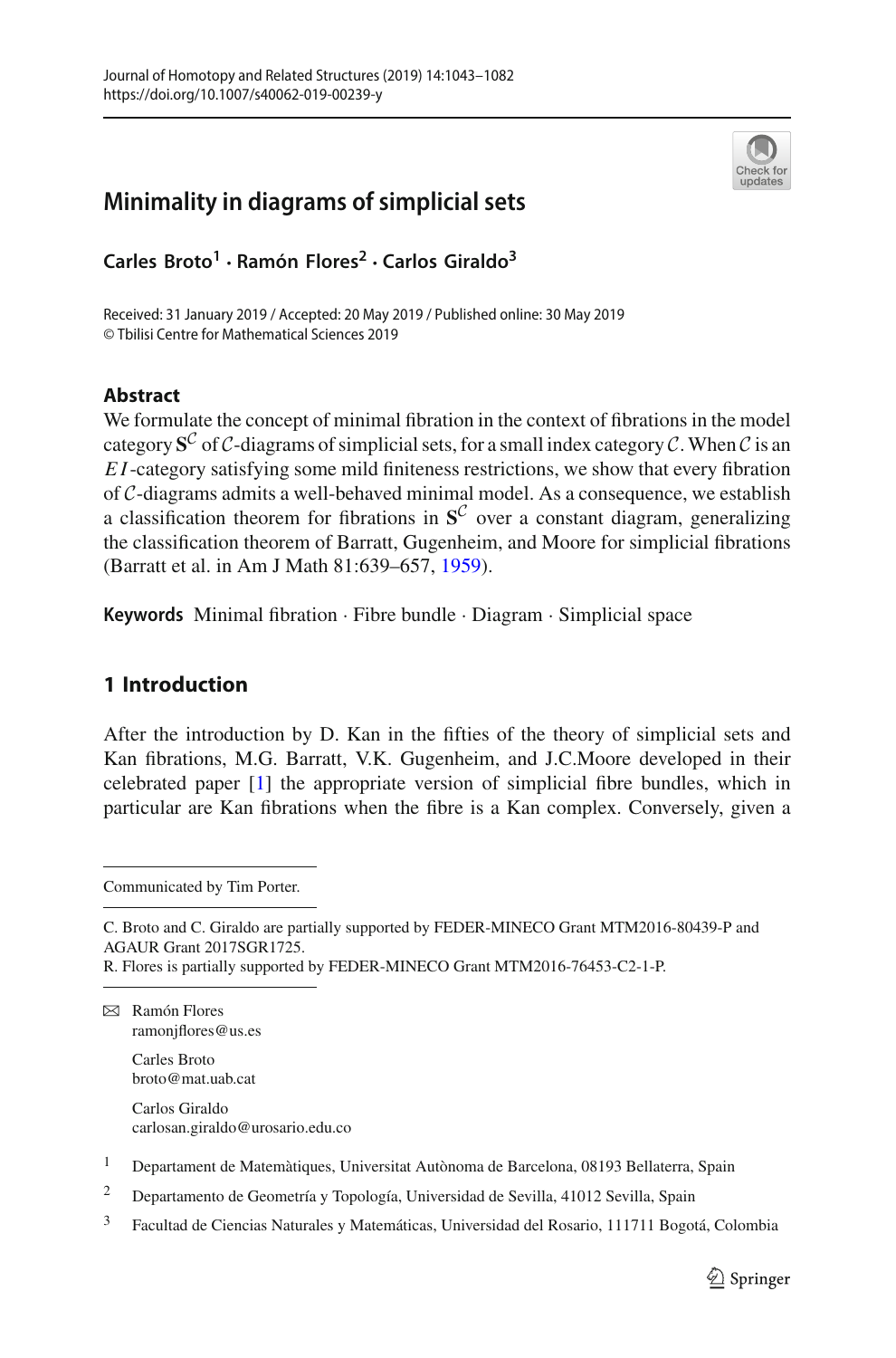# Minimality in diagrams of simplicial sets

**Carles Broto[1] · Ramón Flores[2] · Carlos Giraldo[3]**

Received: 31 January 2019 / Accepted: 20 May 2019 / Published online: 30 May 2019
© Tbilisi Centre for Mathematical Sciences 2019

## Abstract

We formulate the concept of minimal fibration in the context of fibrations in the model category $\mathbf{S}^{\mathcal{C}}$ of $\mathcal{C}$-diagrams of simplicial sets, for a small index category $\mathcal{C}$. When $\mathcal{C}$ is an $EI$-category satisfying some mild finiteness restrictions, we show that every fibration of $\mathcal{C}$-diagrams admits a well-behaved minimal model. As a consequence, we establish a classification theorem for fibrations in $\mathbf{S}^{\mathcal{C}}$ over a constant diagram, generalizing the classification theorem of Barratt, Gugenheim, and Moore for simplicial fibrations (Barratt et al. in Am J Math 81:639–657, 1959).

**Keywords** Minimal fibration · Fibre bundle · Diagram · Simplicial space

## 1 Introduction

After the introduction by D. Kan in the fifties of the theory of simplicial sets and Kan fibrations, M.G. Barratt, V.K. Gugenheim, and J.C.Moore developed in their celebrated paper [1] the appropriate version of simplicial fibre bundles, which in particular are Kan fibrations when the fibre is a Kan complex. Conversely, given a

---

Communicated by Tim Porter.

C. Broto and C. Giraldo are partially supported by FEDER-MINECO Grant MTM2016-80439-P and AGAUR Grant 2017SGR1725.
R. Flores is partially supported by FEDER-MINECO Grant MTM2016-76453-C2-1-P.

✉ Ramón Flores
ramonjflores@us.es

Carles Broto
broto@mat.uab.cat

Carlos Giraldo
carlosan.giraldo@urosario.edu.co

[1] Departament de Matemàtiques, Universitat Autònoma de Barcelona, 08193 Bellaterra, Spain

[2] Departamento de Geometría y Topología, Universidad de Sevilla, 41012 Sevilla, Spain

[3] Facultad de Ciencias Naturales y Matemáticas, Universidad del Rosario, 111711 Bogotá, Colombia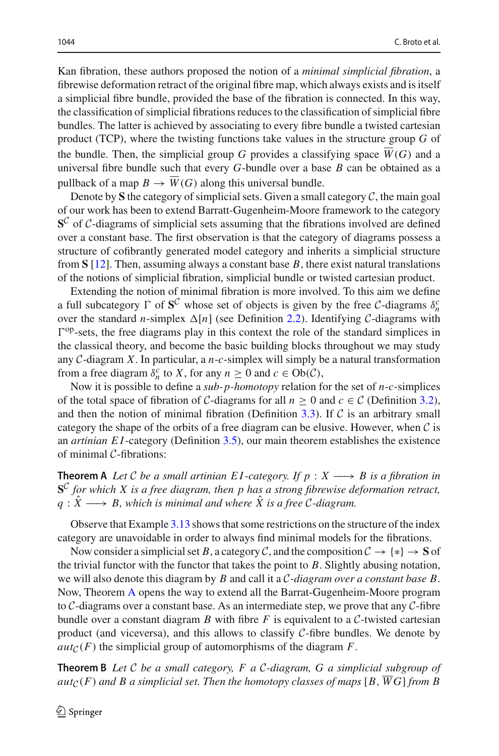Kan fibration, these authors proposed the notion of a *minimal simplicial fibration*, a fibrewise deformation retract of the original fibre map, which always exists and is itself a simplicial fibre bundle, provided the base of the fibration is connected. In this way, the classification of simplicial fibrations reduces to the classification of simplicial fibre bundles. The latter is achieved by associating to every fibre bundle a twisted cartesian product (TCP), where the twisting functions take values in the structure group $G$ of the bundle. Then, the simplicial group $G$ provides a classifying space $\overline{W}(G)$ and a universal fibre bundle such that every $G$-bundle over a base $B$ can be obtained as a pullback of a map $B \to \overline{W}(G)$ along this universal bundle.

Denote by $\mathbf{S}$ the category of simplicial sets. Given a small category $\mathcal{C}$, the main goal of our work has been to extend Barratt-Gugenheim-Moore framework to the category $\mathbf{S}^{\mathcal{C}}$ of $\mathcal{C}$-diagrams of simplicial sets assuming that the fibrations involved are defined over a constant base. The first observation is that the category of diagrams possess a structure of cofibrantly generated model category and inherits a simplicial structure from $\mathbf{S}$ [12]. Then, assuming always a constant base $B$, there exist natural translations of the notions of simplicial fibration, simplicial bundle or twisted cartesian product.

Extending the notion of minimal fibration is more involved. To this aim we define a full subcategory $\Gamma$ of $\mathbf{S}^{\mathcal{C}}$ whose set of objects is given by the free $\mathcal{C}$-diagrams $\delta_n^c$ over the standard $n$-simplex $\Delta[n]$ (see Definition 2.2). Identifying $\mathcal{C}$-diagrams with $\Gamma^{\mathrm{op}}$-sets, the free diagrams play in this context the role of the standard simplices in the classical theory, and become the basic building blocks throughout we may study any $\mathcal{C}$-diagram $X$. In particular, a $n$-$c$-simplex will simply be a natural transformation from a free diagram $\delta_n^c$ to $X$, for any $n \geq 0$ and $c \in \mathrm{Ob}(\mathcal{C})$,

Now it is possible to define a *sub-p-homotopy* relation for the set of $n$-$c$-simplices of the total space of fibration of $\mathcal{C}$-diagrams for all $n \geq 0$ and $c \in \mathcal{C}$ (Definition 3.2), and then the notion of minimal fibration (Definition 3.3). If $\mathcal{C}$ is an arbitrary small category the shape of the orbits of a free diagram can be elusive. However, when $\mathcal{C}$ is an *artinian* $EI$-category (Definition 3.5), our main theorem establishes the existence of minimal $\mathcal{C}$-fibrations:

**Theorem A** *Let $\mathcal{C}$ be a small artinian $EI$-category. If $p : X \longrightarrow B$ is a fibration in $\mathbf{S}^{\mathcal{C}}$ for which $X$ is a free diagram, then $p$ has a strong fibrewise deformation retract, $q : \hat{X} \longrightarrow B$, which is minimal and where $\hat{X}$ is a free $\mathcal{C}$-diagram.*

Observe that Example 3.13 shows that some restrictions on the structure of the index category are unavoidable in order to always find minimal models for the fibrations.

Now consider a simplicial set $B$, a category $\mathcal{C}$, and the composition $\mathcal{C} \to \{*\} \to \mathbf{S}$ of the trivial functor with the functor that takes the point to $B$. Slightly abusing notation, we will also denote this diagram by $B$ and call it a *$\mathcal{C}$-diagram over a constant base $B$*. Now, Theorem A opens the way to extend all the Barrat-Gugenheim-Moore program to $\mathcal{C}$-diagrams over a constant base. As an intermediate step, we prove that any $\mathcal{C}$-fibre bundle over a constant diagram $B$ with fibre $F$ is equivalent to a $\mathcal{C}$-twisted cartesian product (and viceversa), and this allows to classify $\mathcal{C}$-fibre bundles. We denote by $aut_{\mathcal{C}}(F)$ the simplicial group of automorphisms of the diagram $F$.

**Theorem B** *Let $\mathcal{C}$ be a small category, $F$ a $\mathcal{C}$-diagram, $G$ a simplicial subgroup of $aut_{\mathcal{C}}(F)$ and $B$ a simplicial set. Then the homotopy classes of maps $[B, \overline{W}G]$ from $B$*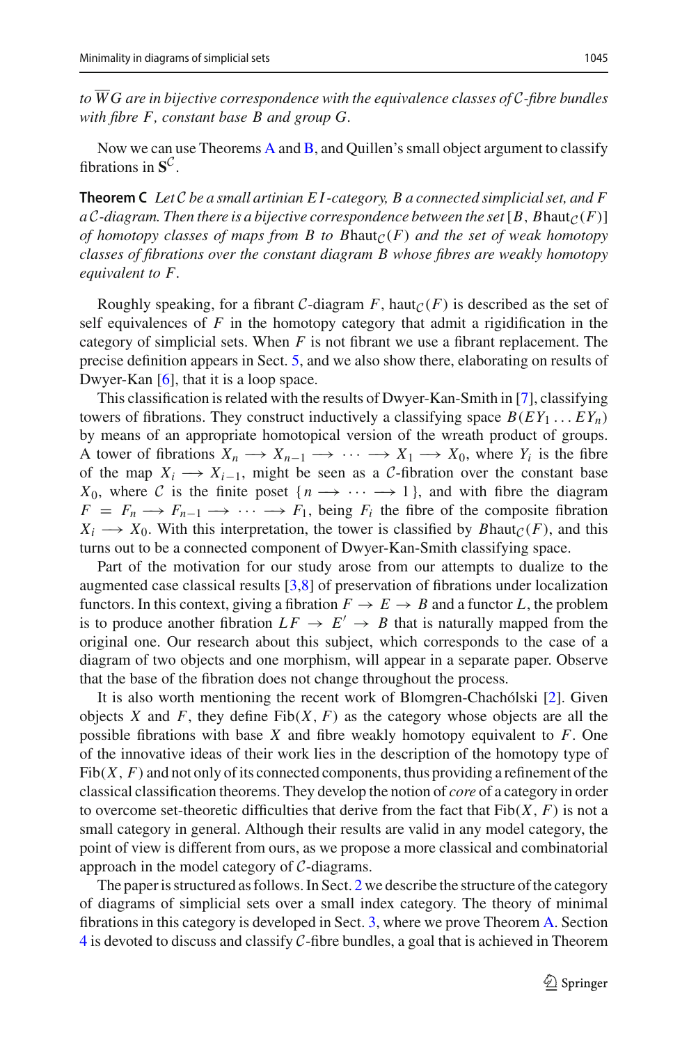*to $\overline{W}G$ are in bijective correspondence with the equivalence classes of $\mathcal{C}$-fibre bundles with fibre $F$, constant base $B$ and group $G$.*

Now we can use Theorems A and B, and Quillen's small object argument to classify fibrations in $\mathbf{S}^{\mathcal{C}}$.

**Theorem C** *Let $\mathcal{C}$ be a small artinian $EI$-category, $B$ a connected simplicial set, and $F$ a $\mathcal{C}$-diagram. Then there is a bijective correspondence between the set $[B, B\text{haut}_{\mathcal{C}}(F)]$ of homotopy classes of maps from $B$ to $B\text{haut}_{\mathcal{C}}(F)$ and the set of weak homotopy classes of fibrations over the constant diagram $B$ whose fibres are weakly homotopy equivalent to $F$.*

Roughly speaking, for a fibrant $\mathcal{C}$-diagram $F$, $\text{haut}_{\mathcal{C}}(F)$ is described as the set of self equivalences of $F$ in the homotopy category that admit a rigidification in the category of simplicial sets. When $F$ is not fibrant we use a fibrant replacement. The precise definition appears in Sect. 5, and we also show there, elaborating on results of Dwyer-Kan [6], that it is a loop space.

This classification is related with the results of Dwyer-Kan-Smith in [7], classifying towers of fibrations. They construct inductively a classifying space $B(EY_1 \ldots EY_n)$ by means of an appropriate homotopical version of the wreath product of groups. A tower of fibrations $X_n \longrightarrow X_{n-1} \longrightarrow \cdots \longrightarrow X_1 \longrightarrow X_0$, where $Y_i$ is the fibre of the map $X_i \longrightarrow X_{i-1}$, might be seen as a $\mathcal{C}$-fibration over the constant base $X_0$, where $\mathcal{C}$ is the finite poset $\{n \longrightarrow \cdots \longrightarrow 1\}$, and with fibre the diagram $F = F_n \longrightarrow F_{n-1} \longrightarrow \cdots \longrightarrow F_1$, being $F_i$ the fibre of the composite fibration $X_i \longrightarrow X_0$. With this interpretation, the tower is classified by $B\text{haut}_{\mathcal{C}}(F)$, and this turns out to be a connected component of Dwyer-Kan-Smith classifying space.

Part of the motivation for our study arose from our attempts to dualize to the augmented case classical results [3,8] of preservation of fibrations under localization functors. In this context, giving a fibration $F \to E \to B$ and a functor $L$, the problem is to produce another fibration $LF \to E' \to B$ that is naturally mapped from the original one. Our research about this subject, which corresponds to the case of a diagram of two objects and one morphism, will appear in a separate paper. Observe that the base of the fibration does not change throughout the process.

It is also worth mentioning the recent work of Blomgren-Chachólski [2]. Given objects $X$ and $F$, they define $\text{Fib}(X, F)$ as the category whose objects are all the possible fibrations with base $X$ and fibre weakly homotopy equivalent to $F$. One of the innovative ideas of their work lies in the description of the homotopy type of $\text{Fib}(X, F)$ and not only of its connected components, thus providing a refinement of the classical classification theorems. They develop the notion of *core* of a category in order to overcome set-theoretic difficulties that derive from the fact that $\text{Fib}(X, F)$ is not a small category in general. Although their results are valid in any model category, the point of view is different from ours, as we propose a more classical and combinatorial approach in the model category of $\mathcal{C}$-diagrams.

The paper is structured as follows. In Sect. 2 we describe the structure of the category of diagrams of simplicial sets over a small index category. The theory of minimal fibrations in this category is developed in Sect. 3, where we prove Theorem A. Section 4 is devoted to discuss and classify $\mathcal{C}$-fibre bundles, a goal that is achieved in Theorem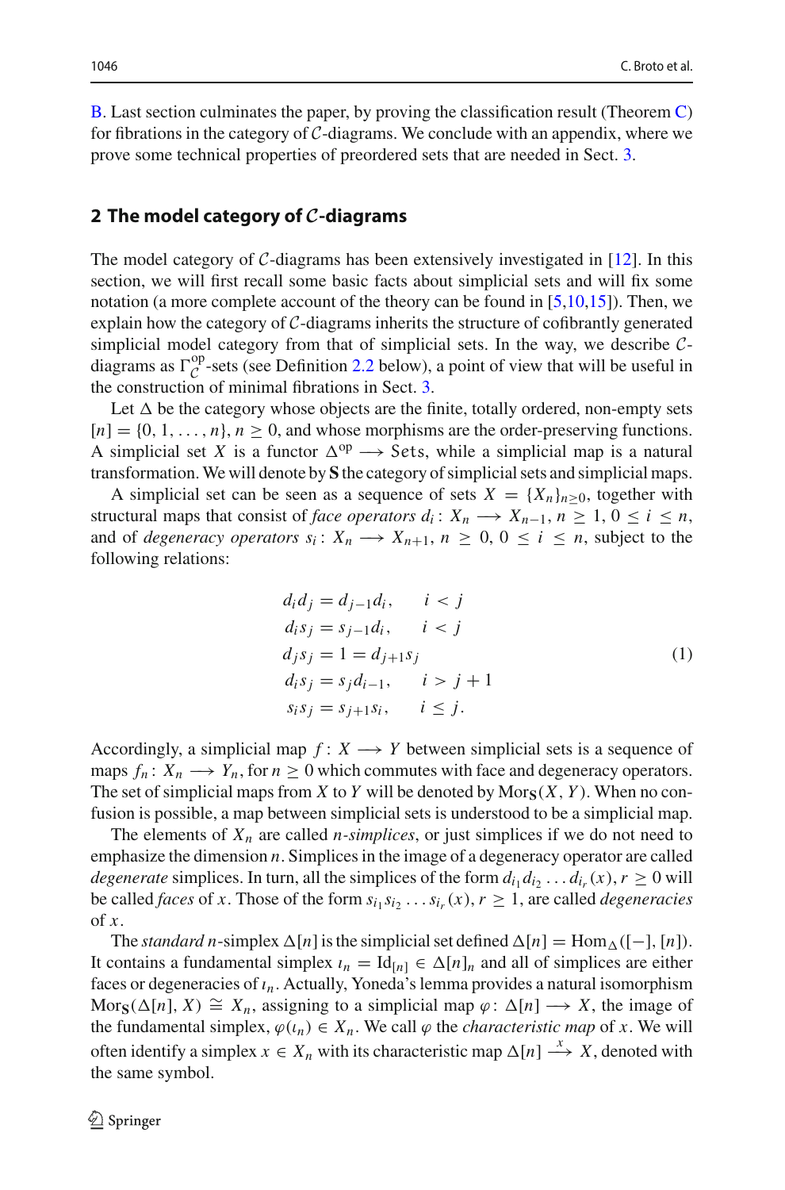B. Last section culminates the paper, by proving the classification result (Theorem C) for fibrations in the category of $\mathcal{C}$-diagrams. We conclude with an appendix, where we prove some technical properties of preordered sets that are needed in Sect. 3.

## 2 The model category of $\mathcal{C}$-diagrams

The model category of $\mathcal{C}$-diagrams has been extensively investigated in [12]. In this section, we will first recall some basic facts about simplicial sets and will fix some notation (a more complete account of the theory can be found in [5,10,15]). Then, we explain how the category of $\mathcal{C}$-diagrams inherits the structure of cofibrantly generated simplicial model category from that of simplicial sets. In the way, we describe $\mathcal{C}$-diagrams as $\Gamma_{\mathcal{C}}^{\mathrm{op}}$-sets (see Definition 2.2 below), a point of view that will be useful in the construction of minimal fibrations in Sect. 3.

Let $\Delta$ be the category whose objects are the finite, totally ordered, non-empty sets $[n] = \{0, 1, \ldots, n\}$, $n \geq 0$, and whose morphisms are the order-preserving functions. A simplicial set $X$ is a functor $\Delta^{\mathrm{op}} \longrightarrow \mathtt{Sets}$, while a simplicial map is a natural transformation. We will denote by $\mathbf{S}$ the category of simplicial sets and simplicial maps.

A simplicial set can be seen as a sequence of sets $X = \{X_n\}_{n \geq 0}$, together with structural maps that consist of *face operators* $d_i \colon X_n \longrightarrow X_{n-1}$, $n \geq 1$, $0 \leq i \leq n$, and of *degeneracy operators* $s_i \colon X_n \longrightarrow X_{n+1}$, $n \geq 0$, $0 \leq i \leq n$, subject to the following relations:

$$
\begin{aligned}
d_i d_j &= d_{j-1} d_i, \qquad i < j \\
d_i s_j &= s_{j-1} d_i, \qquad i < j \\
d_j s_j &= 1 = d_{j+1} s_j \\
d_i s_j &= s_j d_{i-1}, \qquad i > j+1 \\
s_i s_j &= s_{j+1} s_i, \qquad i \leq j.
\end{aligned}
\tag{1}
$$

Accordingly, a simplicial map $f \colon X \longrightarrow Y$ between simplicial sets is a sequence of maps $f_n \colon X_n \longrightarrow Y_n$, for $n \geq 0$ which commutes with face and degeneracy operators. The set of simplicial maps from $X$ to $Y$ will be denoted by $\mathrm{Mor}_{\mathbf{S}}(X, Y)$. When no confusion is possible, a map between simplicial sets is understood to be a simplicial map.

The elements of $X_n$ are called *$n$-simplices*, or just simplices if we do not need to emphasize the dimension $n$. Simplices in the image of a degeneracy operator are called *degenerate* simplices. In turn, all the simplices of the form $d_{i_1} d_{i_2} \ldots d_{i_r}(x)$, $r \geq 0$ will be called *faces* of $x$. Those of the form $s_{i_1} s_{i_2} \ldots s_{i_r}(x)$, $r \geq 1$, are called *degeneracies* of $x$.

The *standard* $n$-simplex $\Delta[n]$ is the simplicial set defined $\Delta[n] = \mathrm{Hom}_{\Delta}([-], [n])$. It contains a fundamental simplex $\iota_n = \mathrm{Id}_{[n]} \in \Delta[n]_n$ and all of simplices are either faces or degeneracies of $\iota_n$. Actually, Yoneda's lemma provides a natural isomorphism $\mathrm{Mor}_{\mathbf{S}}(\Delta[n], X) \cong X_n$, assigning to a simplicial map $\varphi \colon \Delta[n] \longrightarrow X$, the image of the fundamental simplex, $\varphi(\iota_n) \in X_n$. We call $\varphi$ the *characteristic map* of $x$. We will often identify a simplex $x \in X_n$ with its characteristic map $\Delta[n] \xrightarrow{x} X$, denoted with the same symbol.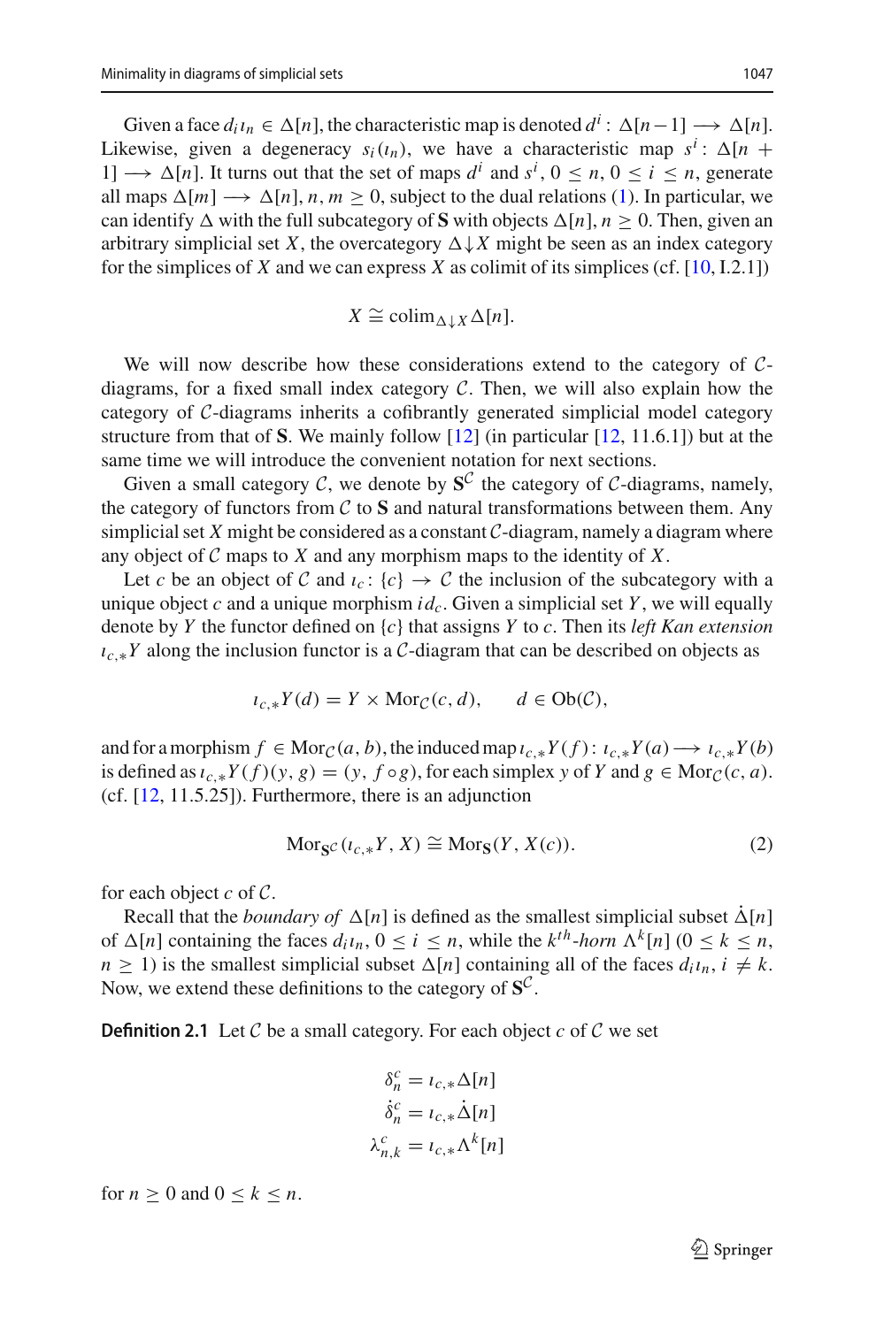Given a face $d_i \iota_n \in \Delta[n]$, the characteristic map is denoted $d^i\colon \Delta[n-1] \longrightarrow \Delta[n]$. Likewise, given a degeneracy $s_i(\iota_n)$, we have a characteristic map $s^i\colon \Delta[n+1] \longrightarrow \Delta[n]$. It turns out that the set of maps $d^i$ and $s^i$, $0 \leq n$, $0 \leq i \leq n$, generate all maps $\Delta[m] \longrightarrow \Delta[n]$, $n, m \geq 0$, subject to the dual relations (1). In particular, we can identify $\Delta$ with the full subcategory of $\mathbf{S}$ with objects $\Delta[n]$, $n \geq 0$. Then, given an arbitrary simplicial set $X$, the overcategory $\Delta{\downarrow}X$ might be seen as an index category for the simplices of $X$ and we can express $X$ as colimit of its simplices (cf. [10, I.2.1])

$$X \cong \operatorname{colim}_{\Delta\downarrow X} \Delta[n].$$

We will now describe how these considerations extend to the category of $\mathcal{C}$-diagrams, for a fixed small index category $\mathcal{C}$. Then, we will also explain how the category of $\mathcal{C}$-diagrams inherits a cofibrantly generated simplicial model category structure from that of $\mathbf{S}$. We mainly follow [12] (in particular [12, 11.6.1]) but at the same time we will introduce the convenient notation for next sections.

Given a small category $\mathcal{C}$, we denote by $\mathbf{S}^{\mathcal{C}}$ the category of $\mathcal{C}$-diagrams, namely, the category of functors from $\mathcal{C}$ to $\mathbf{S}$ and natural transformations between them. Any simplicial set $X$ might be considered as a constant $\mathcal{C}$-diagram, namely a diagram where any object of $\mathcal{C}$ maps to $X$ and any morphism maps to the identity of $X$.

Let $c$ be an object of $\mathcal{C}$ and $\iota_c\colon \{c\} \to \mathcal{C}$ the inclusion of the subcategory with a unique object $c$ and a unique morphism $id_c$. Given a simplicial set $Y$, we will equally denote by $Y$ the functor defined on $\{c\}$ that assigns $Y$ to $c$. Then its *left Kan extension* $\iota_{c,*}Y$ along the inclusion functor is a $\mathcal{C}$-diagram that can be described on objects as

$$\iota_{c,*}Y(d) = Y \times \operatorname{Mor}_{\mathcal{C}}(c, d), \qquad d \in \operatorname{Ob}(\mathcal{C}),$$

and for a morphism $f \in \operatorname{Mor}_{\mathcal{C}}(a, b)$, the induced map $\iota_{c,*}Y(f)\colon \iota_{c,*}Y(a) \longrightarrow \iota_{c,*}Y(b)$ is defined as $\iota_{c,*}Y(f)(y, g) = (y, f \circ g)$, for each simplex $y$ of $Y$ and $g \in \operatorname{Mor}_{\mathcal{C}}(c, a)$. (cf. [12, 11.5.25]). Furthermore, there is an adjunction

$$\operatorname{Mor}_{\mathbf{S}^{\mathcal{C}}}(\iota_{c,*}Y, X) \cong \operatorname{Mor}_{\mathbf{S}}(Y, X(c)). \tag{2}$$

for each object $c$ of $\mathcal{C}$.

Recall that the *boundary of* $\Delta[n]$ is defined as the smallest simplicial subset $\dot{\Delta}[n]$ of $\Delta[n]$ containing the faces $d_i \iota_n$, $0 \leq i \leq n$, while the $k^{th}$*-horn* $\Lambda^k[n]$ ($0 \leq k \leq n$, $n \geq 1$) is the smallest simplicial subset $\Delta[n]$ containing all of the faces $d_i \iota_n$, $i \neq k$. Now, we extend these definitions to the category of $\mathbf{S}^{\mathcal{C}}$.

**Definition 2.1** Let $\mathcal{C}$ be a small category. For each object $c$ of $\mathcal{C}$ we set

$$\begin{aligned}
\delta_n^c &= \iota_{c,*}\Delta[n] \\
\dot{\delta}_n^c &= \iota_{c,*}\dot{\Delta}[n] \\
\lambda_{n,k}^c &= \iota_{c,*}\Lambda^k[n]
\end{aligned}$$

for $n \geq 0$ and $0 \leq k \leq n$.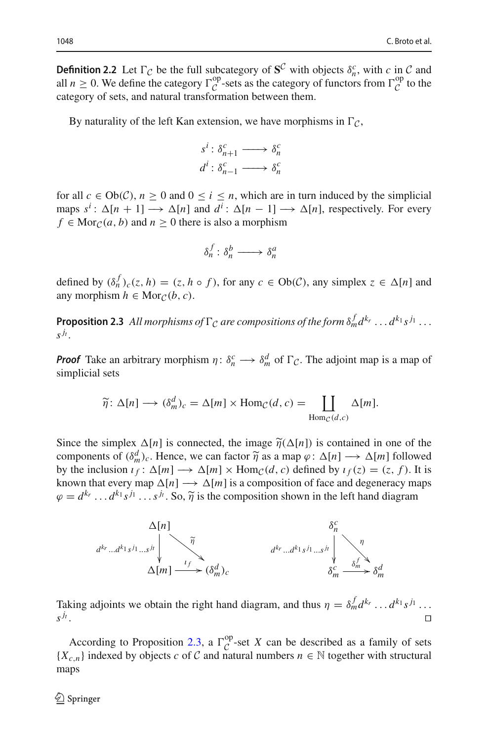**Definition 2.2** Let $\Gamma_{\mathcal{C}}$ be the full subcategory of $\mathbf{S}^{\mathcal{C}}$ with objects $\delta^c_n$, with $c$ in $\mathcal{C}$ and all $n \geq 0$. We define the category $\Gamma^{\mathrm{op}}_{\mathcal{C}}$-sets as the category of functors from $\Gamma^{\mathrm{op}}_{\mathcal{C}}$ to the category of sets, and natural transformation between them.

By naturality of the left Kan extension, we have morphisms in $\Gamma_{\mathcal{C}}$,

$$s^i : \delta^c_{n+1} \longrightarrow \delta^c_n$$
$$d^i : \delta^c_{n-1} \longrightarrow \delta^c_n$$

for all $c \in \mathrm{Ob}(\mathcal{C})$, $n \geq 0$ and $0 \leq i \leq n$, which are in turn induced by the simplicial maps $s^i : \Delta[n+1] \longrightarrow \Delta[n]$ and $d^i : \Delta[n-1] \longrightarrow \Delta[n]$, respectively. For every $f \in \mathrm{Mor}_{\mathcal{C}}(a, b)$ and $n \geq 0$ there is also a morphism

$$\delta^f_n : \delta^b_n \longrightarrow \delta^a_n$$

defined by $(\delta^f_n)_c(z, h) = (z, h \circ f)$, for any $c \in \mathrm{Ob}(\mathcal{C})$, any simplex $z \in \Delta[n]$ and any morphism $h \in \mathrm{Mor}_{\mathcal{C}}(b, c)$.

**Proposition 2.3** *All morphisms of $\Gamma_{\mathcal{C}}$ are compositions of the form $\delta^f_m d^{k_r} \ldots d^{k_1} s^{j_1} \ldots s^{j_t}$.*

***Proof*** Take an arbitrary morphism $\eta : \delta^c_n \longrightarrow \delta^d_m$ of $\Gamma_{\mathcal{C}}$. The adjoint map is a map of simplicial sets

$$\widetilde{\eta} : \Delta[n] \longrightarrow (\delta^d_m)_c = \Delta[m] \times \mathrm{Hom}_{\mathcal{C}}(d, c) = \coprod_{\mathrm{Hom}_{\mathcal{C}}(d,c)} \Delta[m].$$

Since the simplex $\Delta[n]$ is connected, the image $\widetilde{\eta}(\Delta[n])$ is contained in one of the components of $(\delta^d_m)_c$. Hence, we can factor $\widetilde{\eta}$ as a map $\varphi : \Delta[n] \longrightarrow \Delta[m]$ followed by the inclusion $\iota_f : \Delta[m] \longrightarrow \Delta[m] \times \mathrm{Hom}_{\mathcal{C}}(d, c)$ defined by $\iota_f(z) = (z, f)$. It is known that every map $\Delta[n] \longrightarrow \Delta[m]$ is a composition of face and degeneracy maps $\varphi = d^{k_r} \ldots d^{k_1} s^{j_1} \ldots s^{j_t}$. So, $\widetilde{\eta}$ is the composition shown in the left hand diagram

$$\begin{array}{ccc} \Delta[n] & & \\ {\scriptstyle d^{k_r} \ldots d^{k_1} s^{j_1} \ldots s^{j_t}} \downarrow & \searrow^{\widetilde{\eta}} & \\ \Delta[m] & \xrightarrow{\iota_f} & (\delta^d_m)_c \end{array} \qquad\qquad \begin{array}{ccc} \delta^c_n & & \\ {\scriptstyle d^{k_r} \ldots d^{k_1} s^{j_1} \ldots s^{j_t}} \downarrow & \searrow^{\eta} & \\ \delta^c_m & \xrightarrow{\delta^f_m} & \delta^d_m \end{array}$$

Taking adjoints we obtain the right hand diagram, and thus $\eta = \delta^f_m d^{k_r} \ldots d^{k_1} s^{j_1} \ldots s^{j_t}$. □

According to Proposition 2.3, a $\Gamma^{\mathrm{op}}_{\mathcal{C}}$-set $X$ can be described as a family of sets $\{X_{c,n}\}$ indexed by objects $c$ of $\mathcal{C}$ and natural numbers $n \in \mathbb{N}$ together with structural maps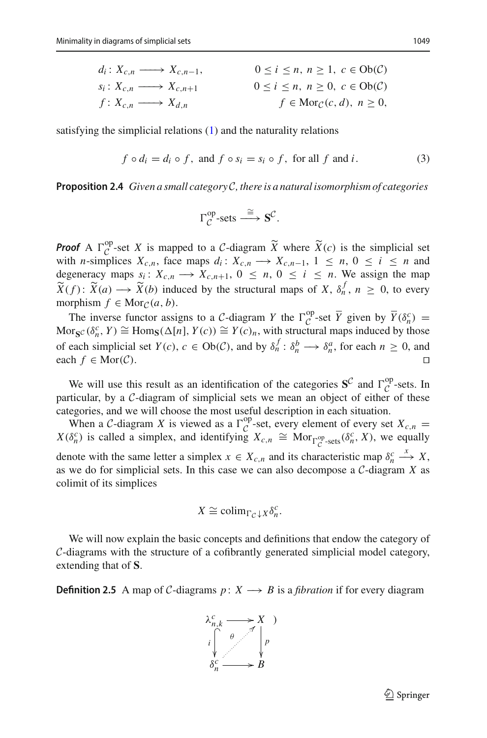$$
\begin{aligned}
&d_i \colon X_{c,n} \longrightarrow X_{c,n-1}, && 0 \le i \le n,\ n \ge 1,\ c \in \mathrm{Ob}(\mathcal{C}) \\
&s_i \colon X_{c,n} \longrightarrow X_{c,n+1} && 0 \le i \le n,\ n \ge 0,\ c \in \mathrm{Ob}(\mathcal{C}) \\
&f \colon X_{c,n} \longrightarrow X_{d,n} && f \in \mathrm{Mor}_{\mathcal{C}}(c,d),\ n \ge 0,
\end{aligned}
$$

satisfying the simplicial relations (1) and the naturality relations

$$
f \circ d_i = d_i \circ f, \text{ and } f \circ s_i = s_i \circ f, \text{ for all } f \text{ and } i. \tag{3}
$$

**Proposition 2.4** *Given a small category $\mathcal{C}$, there is a natural isomorphism of categories*

$$
\Gamma_{\mathcal{C}}^{\mathrm{op}}\text{-sets} \xrightarrow{\cong} \mathbf{S}^{\mathcal{C}}.
$$

***Proof*** A $\Gamma_{\mathcal{C}}^{\mathrm{op}}$-set $X$ is mapped to a $\mathcal{C}$-diagram $\widetilde{X}$ where $\widetilde{X}(c)$ is the simplicial set with $n$-simplices $X_{c,n}$, face maps $d_i \colon X_{c,n} \longrightarrow X_{c,n-1}$, $1 \le n$, $0 \le i \le n$ and degeneracy maps $s_i \colon X_{c,n} \longrightarrow X_{c,n+1}$, $0 \le n$, $0 \le i \le n$. We assign the map $\widetilde{X}(f) \colon \widetilde{X}(a) \longrightarrow \widetilde{X}(b)$ induced by the structural maps of $X$, $\delta_n^f$, $n \ge 0$, to every morphism $f \in \mathrm{Mor}_{\mathcal{C}}(a,b)$.

The inverse functor assigns to a $\mathcal{C}$-diagram $Y$ the $\Gamma_{\mathcal{C}}^{\mathrm{op}}$-set $\overline{Y}$ given by $\overline{Y}(\delta_n^c) = \mathrm{Mor}_{\mathbf{S}^{\mathcal{C}}}(\delta_n^c, Y) \cong \mathrm{Hom}_{\mathbf{S}}(\Delta[n], Y(c)) \cong Y(c)_n$, with structural maps induced by those of each simplicial set $Y(c)$, $c \in \mathrm{Ob}(\mathcal{C})$, and by $\delta_n^f \colon \delta_n^b \longrightarrow \delta_n^a$, for each $n \ge 0$, and each $f \in \mathrm{Mor}(\mathcal{C})$. □

We will use this result as an identification of the categories $\mathbf{S}^{\mathcal{C}}$ and $\Gamma_{\mathcal{C}}^{\mathrm{op}}$-sets. In particular, by a $\mathcal{C}$-diagram of simplicial sets we mean an object of either of these categories, and we will choose the most useful description in each situation.

When a $\mathcal{C}$-diagram $X$ is viewed as a $\Gamma_{\mathcal{C}}^{\mathrm{op}}$-set, every element of every set $X_{c,n} = X(\delta_n^c)$ is called a simplex, and identifying $X_{c,n} \cong \mathrm{Mor}_{\Gamma_{\mathcal{C}}^{\mathrm{op}}\text{-sets}}(\delta_n^c, X)$, we equally denote with the same letter a simplex $x \in X_{c,n}$ and its characteristic map $\delta_n^c \xrightarrow{x} X$, as we do for simplicial sets. In this case we can also decompose a $\mathcal{C}$-diagram $X$ as colimit of its simplices

$$
X \cong \mathrm{colim}_{\Gamma_{\mathcal{C}} \downarrow X} \delta_n^c.
$$

We will now explain the basic concepts and definitions that endow the category of $\mathcal{C}$-diagrams with the structure of a cofibrantly generated simplicial model category, extending that of $\mathbf{S}$.

**Definition 2.5** A map of $\mathcal{C}$-diagrams $p \colon X \longrightarrow B$ is a *fibration* if for every diagram

$$
\begin{array}{ccc}
\lambda_{n,k}^c & \longrightarrow & X \\
{\scriptstyle i}\big\downarrow & \overset{\theta}{\nearrow} & \big\downarrow{\scriptstyle p} \\
\delta_n^c & \longrightarrow & B
\end{array}
$$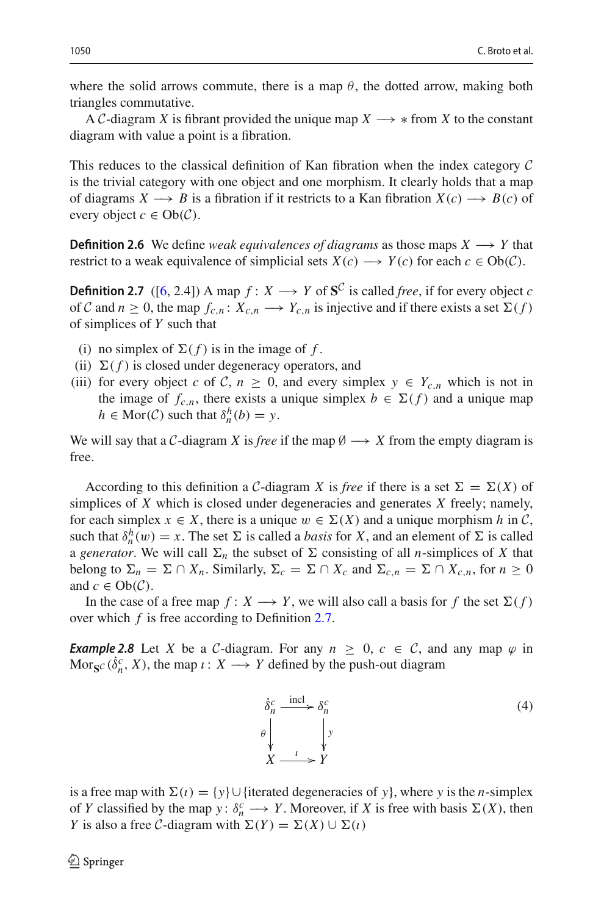where the solid arrows commute, there is a map $\theta$, the dotted arrow, making both triangles commutative.

A $\mathcal{C}$-diagram $X$ is fibrant provided the unique map $X \longrightarrow *$ from $X$ to the constant diagram with value a point is a fibration.

This reduces to the classical definition of Kan fibration when the index category $\mathcal{C}$ is the trivial category with one object and one morphism. It clearly holds that a map of diagrams $X \longrightarrow B$ is a fibration if it restricts to a Kan fibration $X(c) \longrightarrow B(c)$ of every object $c \in \mathrm{Ob}(\mathcal{C})$.

**Definition 2.6** We define *weak equivalences of diagrams* as those maps $X \longrightarrow Y$ that restrict to a weak equivalence of simplicial sets $X(c) \longrightarrow Y(c)$ for each $c \in \mathrm{Ob}(\mathcal{C})$.

**Definition 2.7** ([6, 2.4]) A map $f: X \longrightarrow Y$ of $\mathbf{S}^{\mathcal{C}}$ is called *free*, if for every object $c$ of $\mathcal{C}$ and $n \geq 0$, the map $f_{c,n}: X_{c,n} \longrightarrow Y_{c,n}$ is injective and if there exists a set $\Sigma(f)$ of simplices of $Y$ such that

(i) no simplex of $\Sigma(f)$ is in the image of $f$.
(ii) $\Sigma(f)$ is closed under degeneracy operators, and
(iii) for every object $c$ of $\mathcal{C}$, $n \geq 0$, and every simplex $y \in Y_{c,n}$ which is not in the image of $f_{c,n}$, there exists a unique simplex $b \in \Sigma(f)$ and a unique map $h \in \mathrm{Mor}(\mathcal{C})$ such that $\delta_n^h(b) = y$.

We will say that a $\mathcal{C}$-diagram $X$ is *free* if the map $\emptyset \longrightarrow X$ from the empty diagram is free.

According to this definition a $\mathcal{C}$-diagram $X$ is *free* if there is a set $\Sigma = \Sigma(X)$ of simplices of $X$ which is closed under degeneracies and generates $X$ freely; namely, for each simplex $x \in X$, there is a unique $w \in \Sigma(X)$ and a unique morphism $h$ in $\mathcal{C}$, such that $\delta_n^h(w) = x$. The set $\Sigma$ is called a *basis* for $X$, and an element of $\Sigma$ is called a *generator*. We will call $\Sigma_n$ the subset of $\Sigma$ consisting of all $n$-simplices of $X$ that belong to $\Sigma_n = \Sigma \cap X_n$. Similarly, $\Sigma_c = \Sigma \cap X_c$ and $\Sigma_{c,n} = \Sigma \cap X_{c,n}$, for $n \geq 0$ and $c \in \mathrm{Ob}(\mathcal{C})$.

In the case of a free map $f: X \longrightarrow Y$, we will also call a basis for $f$ the set $\Sigma(f)$ over which $f$ is free according to Definition 2.7.

***Example 2.8*** Let $X$ be a $\mathcal{C}$-diagram. For any $n \geq 0$, $c \in \mathcal{C}$, and any map $\varphi$ in $\mathrm{Mor}_{\mathbf{S}^{\mathcal{C}}}(\dot{\delta}_n^c, X)$, the map $\iota: X \longrightarrow Y$ defined by the push-out diagram

$$\begin{array}{ccc} \dot{\delta}_n^c & \xrightarrow{\text{incl}} & \delta_n^c \\ {\scriptstyle\theta}\downarrow & & \downarrow{\scriptstyle y} \\ X & \xrightarrow{\iota} & Y \end{array} \tag{4}$$

is a free map with $\Sigma(\iota) = \{y\} \cup \{\text{iterated degeneracies of } y\}$, where $y$ is the $n$-simplex of $Y$ classified by the map $y: \delta_n^c \longrightarrow Y$. Moreover, if $X$ is free with basis $\Sigma(X)$, then $Y$ is also a free $\mathcal{C}$-diagram with $\Sigma(Y) = \Sigma(X) \cup \Sigma(\iota)$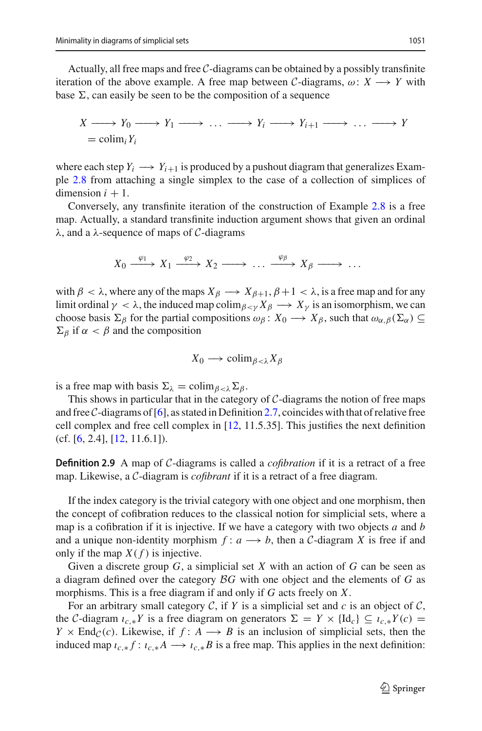Actually, all free maps and free $\mathcal{C}$-diagrams can be obtained by a possibly transfinite iteration of the above example. A free map between $\mathcal{C}$-diagrams, $\omega\colon X \longrightarrow Y$ with base $\Sigma$, can easily be seen to be the composition of a sequence

$$X \longrightarrow Y_0 \longrightarrow Y_1 \longrightarrow \dots \longrightarrow Y_i \longrightarrow Y_{i+1} \longrightarrow \dots \longrightarrow Y = \operatorname{colim}_i Y_i$$

where each step $Y_i \longrightarrow Y_{i+1}$ is produced by a pushout diagram that generalizes Example 2.8 from attaching a single simplex to the case of a collection of simplices of dimension $i+1$.

Conversely, any transfinite iteration of the construction of Example 2.8 is a free map. Actually, a standard transfinite induction argument shows that given an ordinal $\lambda$, and a $\lambda$-sequence of maps of $\mathcal{C}$-diagrams

$$X_0 \xrightarrow{\varphi_1} X_1 \xrightarrow{\varphi_2} X_2 \longrightarrow \dots \xrightarrow{\varphi_\beta} X_\beta \longrightarrow \dots$$

with $\beta < \lambda$, where any of the maps $X_\beta \longrightarrow X_{\beta+1}, \beta+1 < \lambda$, is a free map and for any limit ordinal $\gamma < \lambda$, the induced map $\operatorname{colim}_{\beta<\gamma} X_\beta \longrightarrow X_\gamma$ is an isomorphism, we can choose basis $\Sigma_\beta$ for the partial compositions $\omega_\beta\colon X_0 \longrightarrow X_\beta$, such that $\omega_{\alpha,\beta}(\Sigma_\alpha) \subseteq \Sigma_\beta$ if $\alpha < \beta$ and the composition

$$X_0 \longrightarrow \operatorname{colim}_{\beta<\lambda} X_\beta$$

is a free map with basis $\Sigma_\lambda = \operatorname{colim}_{\beta<\lambda}\Sigma_\beta$.

This shows in particular that in the category of $\mathcal{C}$-diagrams the notion of free maps and free $\mathcal{C}$-diagrams of [6], as stated in Definition 2.7, coincides with that of relative free cell complex and free cell complex in [12, 11.5.35]. This justifies the next definition (cf. [6, 2.4], [12, 11.6.1]).

**Definition 2.9** A map of $\mathcal{C}$-diagrams is called a *cofibration* if it is a retract of a free map. Likewise, a $\mathcal{C}$-diagram is *cofibrant* if it is a retract of a free diagram.

If the index category is the trivial category with one object and one morphism, then the concept of cofibration reduces to the classical notion for simplicial sets, where a map is a cofibration if it is injective. If we have a category with two objects $a$ and $b$ and a unique non-identity morphism $f\colon a \longrightarrow b$, then a $\mathcal{C}$-diagram $X$ is free if and only if the map $X(f)$ is injective.

Given a discrete group $G$, a simplicial set $X$ with an action of $G$ can be seen as a diagram defined over the category $\mathcal{B}G$ with one object and the elements of $G$ as morphisms. This is a free diagram if and only if $G$ acts freely on $X$.

For an arbitrary small category $\mathcal{C}$, if $Y$ is a simplicial set and $c$ is an object of $\mathcal{C}$, the $\mathcal{C}$-diagram $\iota_{c,*}Y$ is a free diagram on generators $\Sigma = Y \times \{\mathrm{Id}_c\} \subseteq \iota_{c,*}Y(c) = Y \times \mathrm{End}_{\mathcal{C}}(c)$. Likewise, if $f\colon A \longrightarrow B$ is an inclusion of simplicial sets, then the induced map $\iota_{c,*}f\colon \iota_{c,*}A \longrightarrow \iota_{c,*}B$ is a free map. This applies in the next definition: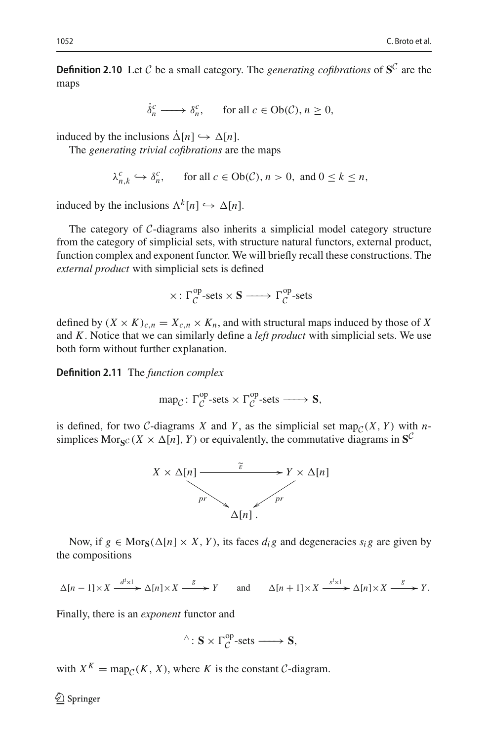**Definition 2.10** Let $\mathcal{C}$ be a small category. The *generating cofibrations* of $\mathbf{S}^{\mathcal{C}}$ are the maps

$$\dot{\delta}_n^c \longrightarrow \delta_n^c, \qquad \text{for all } c \in \mathrm{Ob}(\mathcal{C}),\, n \geq 0,$$

induced by the inclusions $\dot{\Delta}[n] \hookrightarrow \Delta[n]$.

The *generating trivial cofibrations* are the maps

$$\lambda_{n,k}^c \hookrightarrow \delta_n^c, \qquad \text{for all } c \in \mathrm{Ob}(\mathcal{C}),\, n > 0, \text{ and } 0 \leq k \leq n,$$

induced by the inclusions $\Lambda^k[n] \hookrightarrow \Delta[n]$.

The category of $\mathcal{C}$-diagrams also inherits a simplicial model category structure from the category of simplicial sets, with structure natural functors, external product, function complex and exponent functor. We will briefly recall these constructions. The *external product* with simplicial sets is defined

$$\times \colon \Gamma_{\mathcal{C}}^{\mathrm{op}}\text{-sets} \times \mathbf{S} \longrightarrow \Gamma_{\mathcal{C}}^{\mathrm{op}}\text{-sets}$$

defined by $(X \times K)_{c,n} = X_{c,n} \times K_n$, and with structural maps induced by those of $X$ and $K$. Notice that we can similarly define a *left product* with simplicial sets. We use both form without further explanation.

**Definition 2.11** The *function complex*

$$\mathrm{map}_{\mathcal{C}} \colon \Gamma_{\mathcal{C}}^{\mathrm{op}}\text{-sets} \times \Gamma_{\mathcal{C}}^{\mathrm{op}}\text{-sets} \longrightarrow \mathbf{S},$$

is defined, for two $\mathcal{C}$-diagrams $X$ and $Y$, as the simplicial set $\mathrm{map}_{\mathcal{C}}(X, Y)$ with $n$-simplices $\mathrm{Mor}_{\mathbf{S}^{\mathcal{C}}}(X \times \Delta[n], Y)$ or equivalently, the commutative diagrams in $\mathbf{S}^{\mathcal{C}}$

$$\begin{array}{ccc} X \times \Delta[n] & \xrightarrow{\widetilde{\varepsilon}} & Y \times \Delta[n] \\ & {\scriptstyle pr}\searrow \quad \swarrow{\scriptstyle pr} & \\ & \Delta[n]\,. & \end{array}$$

Now, if $g \in \mathrm{Mor}_{\mathbf{S}}(\Delta[n] \times X, Y)$, its faces $d_i g$ and degeneracies $s_i g$ are given by the compositions

$$\Delta[n-1] \times X \xrightarrow{d^i \times 1} \Delta[n] \times X \xrightarrow{g} Y \qquad \text{and} \qquad \Delta[n+1] \times X \xrightarrow{s^i \times 1} \Delta[n] \times X \xrightarrow{g} Y.$$

Finally, there is an *exponent* functor and

$$^\wedge \colon \mathbf{S} \times \Gamma_{\mathcal{C}}^{\mathrm{op}}\text{-sets} \longrightarrow \mathbf{S},$$

with $X^K = \mathrm{map}_{\mathcal{C}}(K, X)$, where $K$ is the constant $\mathcal{C}$-diagram.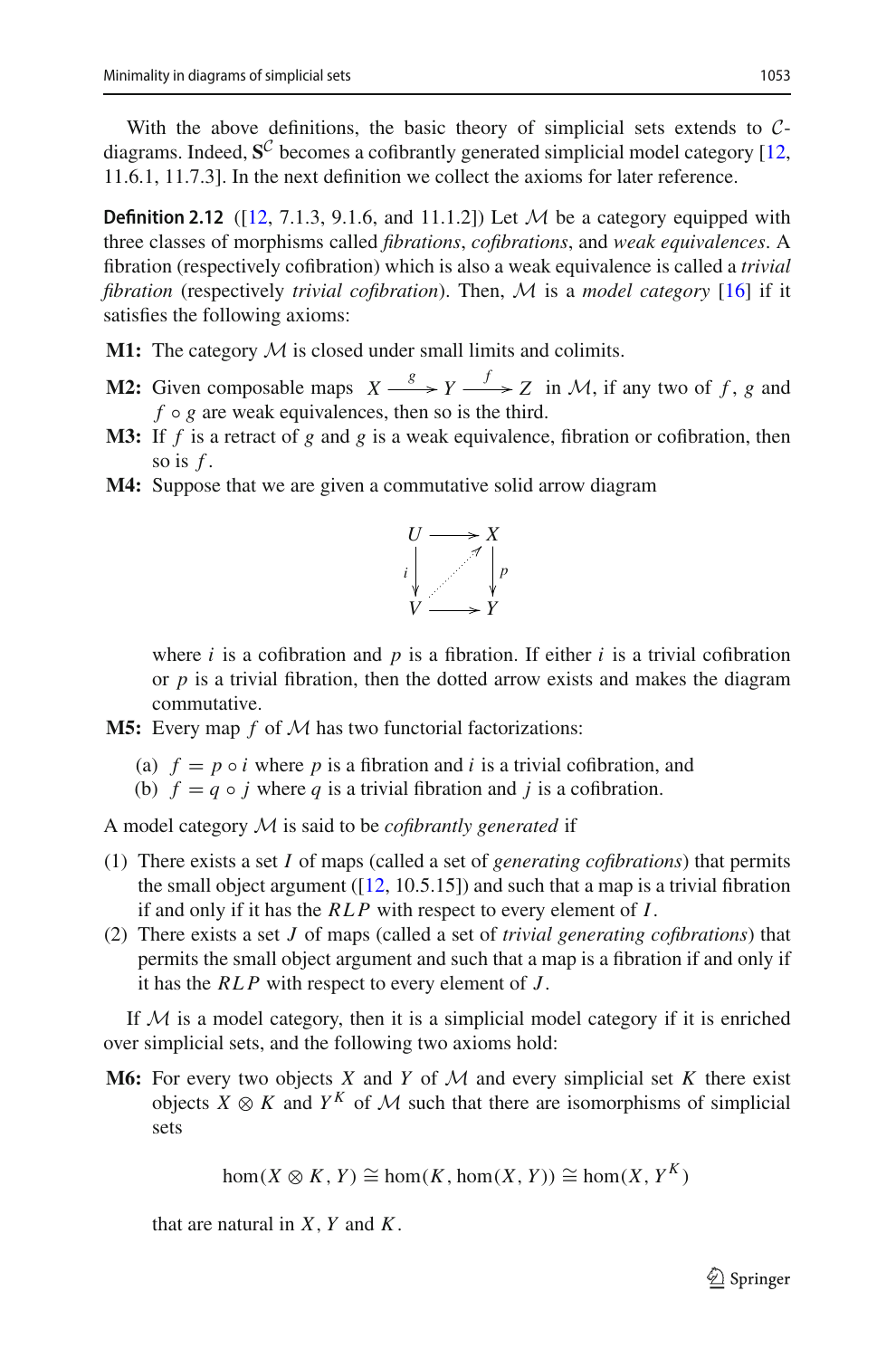With the above definitions, the basic theory of simplicial sets extends to $\mathcal{C}$-diagrams. Indeed, $\mathbf{S}^{\mathcal{C}}$ becomes a cofibrantly generated simplicial model category [12, 11.6.1, 11.7.3]. In the next definition we collect the axioms for later reference.

**Definition 2.12** ([12, 7.1.3, 9.1.6, and 11.1.2]) Let $\mathcal{M}$ be a category equipped with three classes of morphisms called *fibrations*, *cofibrations*, and *weak equivalences*. A fibration (respectively cofibration) which is also a weak equivalence is called a *trivial fibration* (respectively *trivial cofibration*). Then, $\mathcal{M}$ is a *model category* [16] if it satisfies the following axioms:

**M1:** The category $\mathcal{M}$ is closed under small limits and colimits.

**M2:** Given composable maps $X \xrightarrow{g} Y \xrightarrow{f} Z$ in $\mathcal{M}$, if any two of $f$, $g$ and $f \circ g$ are weak equivalences, then so is the third.

**M3:** If $f$ is a retract of $g$ and $g$ is a weak equivalence, fibration or cofibration, then so is $f$.

**M4:** Suppose that we are given a commutative solid arrow diagram

$$\begin{array}{ccc} U & \longrightarrow & X \\ {\scriptstyle i}\downarrow & \nearrow & \downarrow{\scriptstyle p} \\ V & \longrightarrow & Y \end{array}$$

where $i$ is a cofibration and $p$ is a fibration. If either $i$ is a trivial cofibration or $p$ is a trivial fibration, then the dotted arrow exists and makes the diagram commutative.

**M5:** Every map $f$ of $\mathcal{M}$ has two functorial factorizations:

(a) $f = p \circ i$ where $p$ is a fibration and $i$ is a trivial cofibration, and
(b) $f = q \circ j$ where $q$ is a trivial fibration and $j$ is a cofibration.

A model category $\mathcal{M}$ is said to be *cofibrantly generated* if

(1) There exists a set $I$ of maps (called a set of *generating cofibrations*) that permits the small object argument ([12, 10.5.15]) and such that a map is a trivial fibration if and only if it has the $RLP$ with respect to every element of $I$.
(2) There exists a set $J$ of maps (called a set of *trivial generating cofibrations*) that permits the small object argument and such that a map is a fibration if and only if it has the $RLP$ with respect to every element of $J$.

If $\mathcal{M}$ is a model category, then it is a simplicial model category if it is enriched over simplicial sets, and the following two axioms hold:

**M6:** For every two objects $X$ and $Y$ of $\mathcal{M}$ and every simplicial set $K$ there exist objects $X \otimes K$ and $Y^K$ of $\mathcal{M}$ such that there are isomorphisms of simplicial sets

$$\hom(X \otimes K, Y) \cong \hom(K, \hom(X, Y)) \cong \hom(X, Y^K)$$

that are natural in $X$, $Y$ and $K$.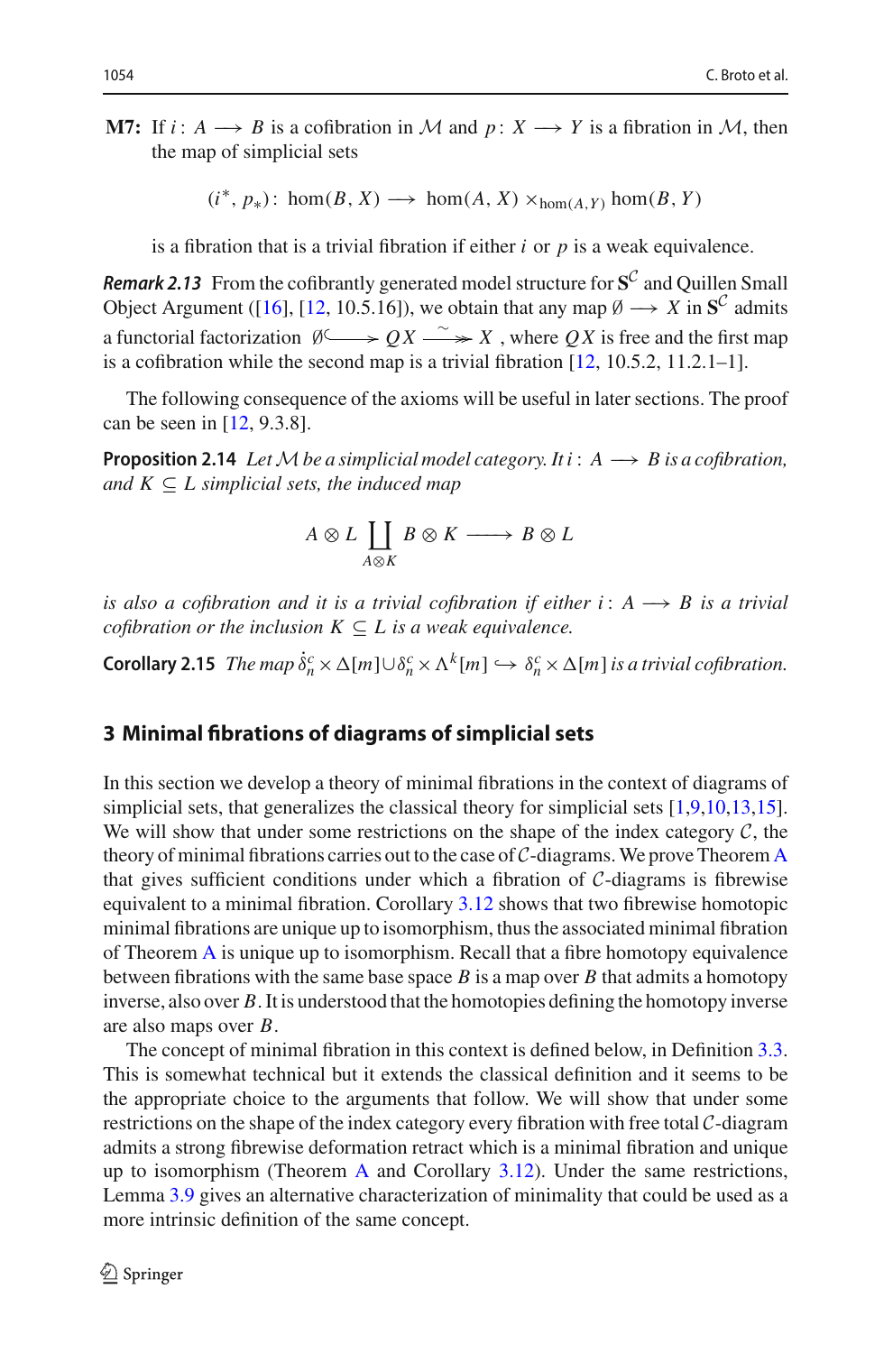**M7:** If $i: A \longrightarrow B$ is a cofibration in $\mathcal{M}$ and $p: X \longrightarrow Y$ is a fibration in $\mathcal{M}$, then the map of simplicial sets

$$(i^*, p_*)\colon \hom(B, X) \longrightarrow \hom(A, X) \times_{\hom(A,Y)} \hom(B, Y)$$

is a fibration that is a trivial fibration if either $i$ or $p$ is a weak equivalence.

***Remark 2.13*** From the cofibrantly generated model structure for $\mathbf{S}^{\mathcal{C}}$ and Quillen Small Object Argument ([16], [12, 10.5.16]), we obtain that any map $\emptyset \longrightarrow X$ in $\mathbf{S}^{\mathcal{C}}$ admits a functorial factorization $\emptyset \hookrightarrow QX \overset{\sim}{\twoheadrightarrow} X$ , where $QX$ is free and the first map is a cofibration while the second map is a trivial fibration [12, 10.5.2, 11.2.1–1].

The following consequence of the axioms will be useful in later sections. The proof can be seen in [12, 9.3.8].

**Proposition 2.14** *Let $\mathcal{M}$ be a simplicial model category. If $i: A \longrightarrow B$ is a cofibration, and $K \subseteq L$ simplicial sets, the induced map*

$$A \otimes L \coprod_{A \otimes K} B \otimes K \longrightarrow B \otimes L$$

*is also a cofibration and it is a trivial cofibration if either $i: A \longrightarrow B$ is a trivial cofibration or the inclusion $K \subseteq L$ is a weak equivalence.*

**Corollary 2.15** *The map $\dot{\delta}_n^c \times \Delta[m] \cup \delta_n^c \times \Lambda^k[m] \hookrightarrow \delta_n^c \times \Delta[m]$ is a trivial cofibration.*

## 3 Minimal fibrations of diagrams of simplicial sets

In this section we develop a theory of minimal fibrations in the context of diagrams of simplicial sets, that generalizes the classical theory for simplicial sets [1,9,10,13,15]. We will show that under some restrictions on the shape of the index category $\mathcal{C}$, the theory of minimal fibrations carries out to the case of $\mathcal{C}$-diagrams. We prove Theorem A that gives sufficient conditions under which a fibration of $\mathcal{C}$-diagrams is fibrewise equivalent to a minimal fibration. Corollary 3.12 shows that two fibrewise homotopic minimal fibrations are unique up to isomorphism, thus the associated minimal fibration of Theorem A is unique up to isomorphism. Recall that a fibre homotopy equivalence between fibrations with the same base space $B$ is a map over $B$ that admits a homotopy inverse, also over $B$. It is understood that the homotopies defining the homotopy inverse are also maps over $B$.

The concept of minimal fibration in this context is defined below, in Definition 3.3. This is somewhat technical but it extends the classical definition and it seems to be the appropriate choice to the arguments that follow. We will show that under some restrictions on the shape of the index category every fibration with free total $\mathcal{C}$-diagram admits a strong fibrewise deformation retract which is a minimal fibration and unique up to isomorphism (Theorem A and Corollary 3.12). Under the same restrictions, Lemma 3.9 gives an alternative characterization of minimality that could be used as a more intrinsic definition of the same concept.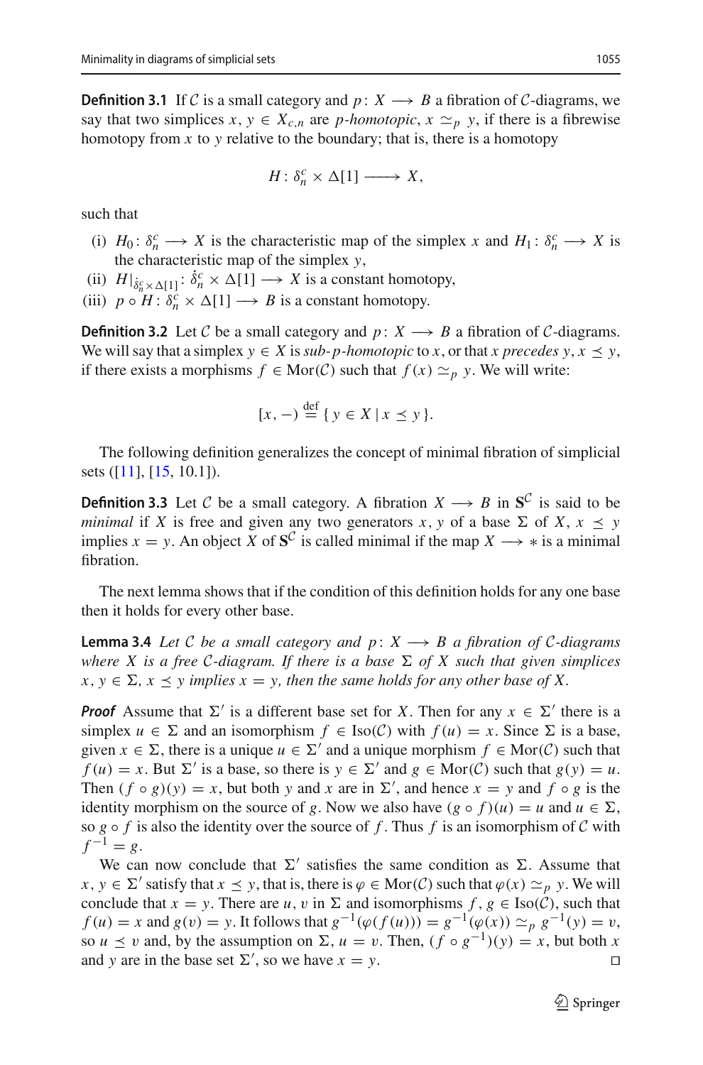**Definition 3.1** If $\mathcal{C}$ is a small category and $p\colon X \longrightarrow B$ a fibration of $\mathcal{C}$-diagrams, we say that two simplices $x, y \in X_{c,n}$ are *p-homotopic*, $x \simeq_p y$, if there is a fibrewise homotopy from $x$ to $y$ relative to the boundary; that is, there is a homotopy

$$H\colon \delta_n^c \times \Delta[1] \longrightarrow X,$$

such that

(i) $H_0\colon \delta_n^c \longrightarrow X$ is the characteristic map of the simplex $x$ and $H_1\colon \delta_n^c \longrightarrow X$ is the characteristic map of the simplex $y$,
(ii) $H|_{\dot{\delta}_n^c \times \Delta[1]}\colon \dot{\delta}_n^c \times \Delta[1] \longrightarrow X$ is a constant homotopy,
(iii) $p \circ H\colon \delta_n^c \times \Delta[1] \longrightarrow B$ is a constant homotopy.

**Definition 3.2** Let $\mathcal{C}$ be a small category and $p\colon X \longrightarrow B$ a fibration of $\mathcal{C}$-diagrams. We will say that a simplex $y \in X$ is *sub-p-homotopic* to $x$, or that $x$ *precedes* $y$, $x \preceq y$, if there exists a morphisms $f \in \mathrm{Mor}(\mathcal{C})$ such that $f(x) \simeq_p y$. We will write:

$$[x, -) \stackrel{\text{def}}{=} \{\, y \in X \mid x \preceq y \,\}.$$

The following definition generalizes the concept of minimal fibration of simplicial sets ([11], [15, 10.1]).

**Definition 3.3** Let $\mathcal{C}$ be a small category. A fibration $X \longrightarrow B$ in $\mathbf{S}^{\mathcal{C}}$ is said to be *minimal* if $X$ is free and given any two generators $x, y$ of a base $\Sigma$ of $X$, $x \preceq y$ implies $x = y$. An object $X$ of $\mathbf{S}^{\mathcal{C}}$ is called minimal if the map $X \longrightarrow *$ is a minimal fibration.

The next lemma shows that if the condition of this definition holds for any one base then it holds for every other base.

**Lemma 3.4** *Let $\mathcal{C}$ be a small category and $p\colon X \longrightarrow B$ a fibration of $\mathcal{C}$-diagrams where $X$ is a free $\mathcal{C}$-diagram. If there is a base $\Sigma$ of $X$ such that given simplices $x, y \in \Sigma$, $x \preceq y$ implies $x = y$, then the same holds for any other base of $X$.*

***Proof*** Assume that $\Sigma'$ is a different base set for $X$. Then for any $x \in \Sigma'$ there is a simplex $u \in \Sigma$ and an isomorphism $f \in \mathrm{Iso}(\mathcal{C})$ with $f(u) = x$. Since $\Sigma$ is a base, given $x \in \Sigma$, there is a unique $u \in \Sigma'$ and a unique morphism $f \in \mathrm{Mor}(\mathcal{C})$ such that $f(u) = x$. But $\Sigma'$ is a base, so there is $y \in \Sigma'$ and $g \in \mathrm{Mor}(\mathcal{C})$ such that $g(y) = u$. Then $(f \circ g)(y) = x$, but both $y$ and $x$ are in $\Sigma'$, and hence $x = y$ and $f \circ g$ is the identity morphism on the source of $g$. Now we also have $(g \circ f)(u) = u$ and $u \in \Sigma$, so $g \circ f$ is also the identity over the source of $f$. Thus $f$ is an isomorphism of $\mathcal{C}$ with $f^{-1} = g$.

We can now conclude that $\Sigma'$ satisfies the same condition as $\Sigma$. Assume that $x, y \in \Sigma'$ satisfy that $x \preceq y$, that is, there is $\varphi \in \mathrm{Mor}(\mathcal{C})$ such that $\varphi(x) \simeq_p y$. We will conclude that $x = y$. There are $u, v$ in $\Sigma$ and isomorphisms $f, g \in \mathrm{Iso}(\mathcal{C})$, such that $f(u) = x$ and $g(v) = y$. It follows that $g^{-1}(\varphi(f(u))) = g^{-1}(\varphi(x)) \simeq_p g^{-1}(y) = v$, so $u \preceq v$ and, by the assumption on $\Sigma$, $u = v$. Then, $(f \circ g^{-1})(y) = x$, but both $x$ and $y$ are in the base set $\Sigma'$, so we have $x = y$. □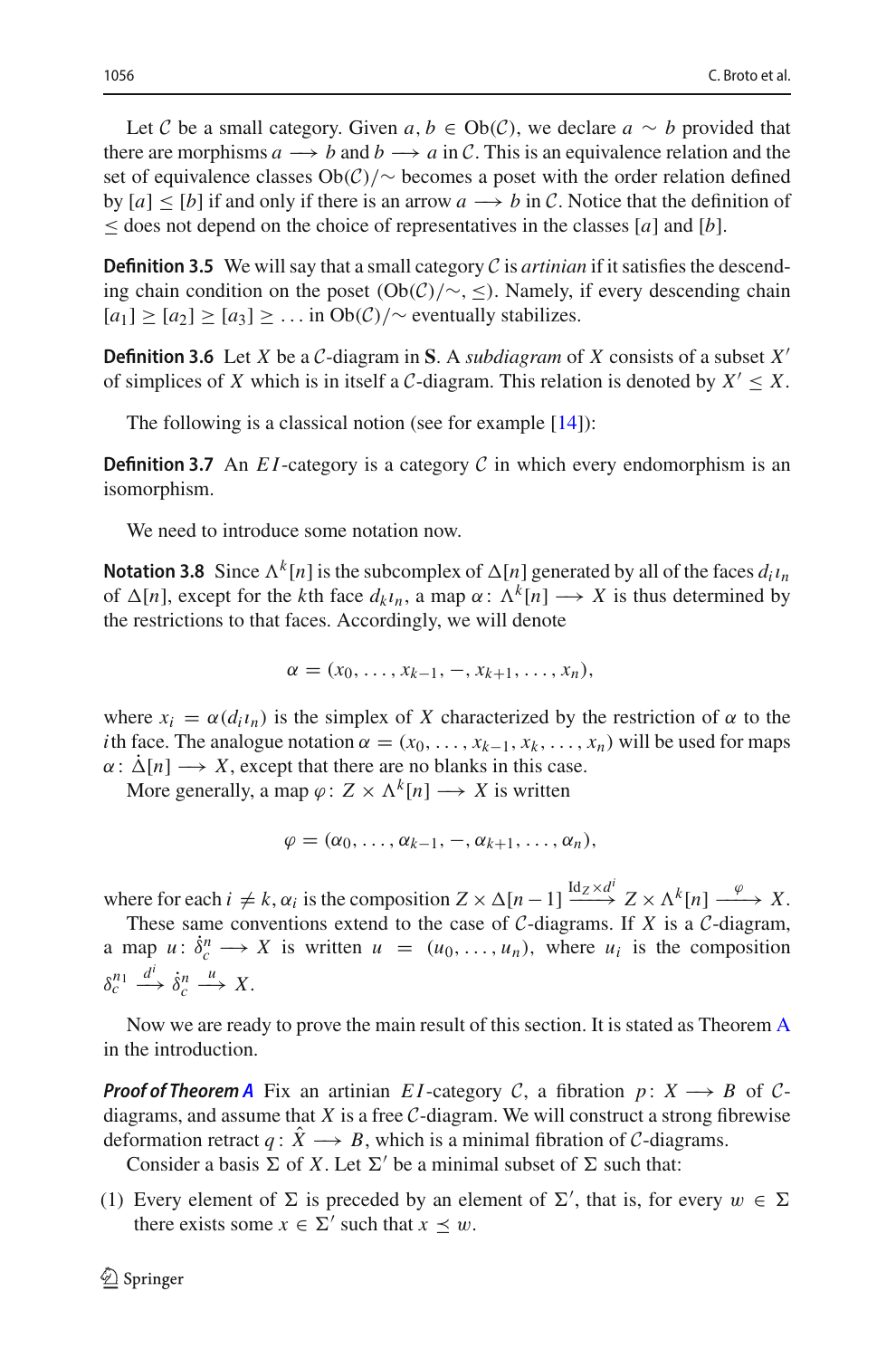Let $\mathcal{C}$ be a small category. Given $a, b \in \mathrm{Ob}(\mathcal{C})$, we declare $a \sim b$ provided that there are morphisms $a \longrightarrow b$ and $b \longrightarrow a$ in $\mathcal{C}$. This is an equivalence relation and the set of equivalence classes $\mathrm{Ob}(\mathcal{C})/\!\sim$ becomes a poset with the order relation defined by $[a] \leq [b]$ if and only if there is an arrow $a \longrightarrow b$ in $\mathcal{C}$. Notice that the definition of $\leq$ does not depend on the choice of representatives in the classes $[a]$ and $[b]$.

**Definition 3.5** We will say that a small category $\mathcal{C}$ is *artinian* if it satisfies the descending chain condition on the poset $(\mathrm{Ob}(\mathcal{C})/\!\sim, \leq)$. Namely, if every descending chain $[a_1] \geq [a_2] \geq [a_3] \geq \ldots$ in $\mathrm{Ob}(\mathcal{C})/\!\sim$ eventually stabilizes.

**Definition 3.6** Let $X$ be a $\mathcal{C}$-diagram in $\mathbf{S}$. A *subdiagram* of $X$ consists of a subset $X'$ of simplices of $X$ which is in itself a $\mathcal{C}$-diagram. This relation is denoted by $X' \leq X$.

The following is a classical notion (see for example [14]):

**Definition 3.7** An $EI$-category is a category $\mathcal{C}$ in which every endomorphism is an isomorphism.

We need to introduce some notation now.

**Notation 3.8** Since $\Lambda^k[n]$ is the subcomplex of $\Delta[n]$ generated by all of the faces $d_i\iota_n$ of $\Delta[n]$, except for the $k$th face $d_k\iota_n$, a map $\alpha\colon \Lambda^k[n] \longrightarrow X$ is thus determined by the restrictions to that faces. Accordingly, we will denote

$$\alpha = (x_0, \ldots, x_{k-1}, -, x_{k+1}, \ldots, x_n),$$

where $x_i = \alpha(d_i\iota_n)$ is the simplex of $X$ characterized by the restriction of $\alpha$ to the $i$th face. The analogue notation $\alpha = (x_0, \ldots, x_{k-1}, x_k, \ldots, x_n)$ will be used for maps $\alpha\colon \dot{\Delta}[n] \longrightarrow X$, except that there are no blanks in this case.

More generally, a map $\varphi\colon Z \times \Lambda^k[n] \longrightarrow X$ is written

$$\varphi = (\alpha_0, \ldots, \alpha_{k-1}, -, \alpha_{k+1}, \ldots, \alpha_n),$$

where for each $i \neq k$, $\alpha_i$ is the composition $Z \times \Delta[n-1] \xrightarrow{\mathrm{Id}_Z \times d^i} Z \times \Lambda^k[n] \xrightarrow{\varphi} X$.

These same conventions extend to the case of $\mathcal{C}$-diagrams. If $X$ is a $\mathcal{C}$-diagram, a map $u\colon \dot{\delta}^n_c \longrightarrow X$ is written $u = (u_0, \ldots, u_n)$, where $u_i$ is the composition $\delta^{n1}_c \xrightarrow{d^i} \dot{\delta}^n_c \xrightarrow{u} X$.

Now we are ready to prove the main result of this section. It is stated as Theorem A in the introduction.

***Proof of Theorem A*** Fix an artinian $EI$-category $\mathcal{C}$, a fibration $p\colon X \longrightarrow B$ of $\mathcal{C}$-diagrams, and assume that $X$ is a free $\mathcal{C}$-diagram. We will construct a strong fibrewise deformation retract $q\colon \hat{X} \longrightarrow B$, which is a minimal fibration of $\mathcal{C}$-diagrams.

Consider a basis $\Sigma$ of $X$. Let $\Sigma'$ be a minimal subset of $\Sigma$ such that:

(1) Every element of $\Sigma$ is preceded by an element of $\Sigma'$, that is, for every $w \in \Sigma$ there exists some $x \in \Sigma'$ such that $x \preceq w$.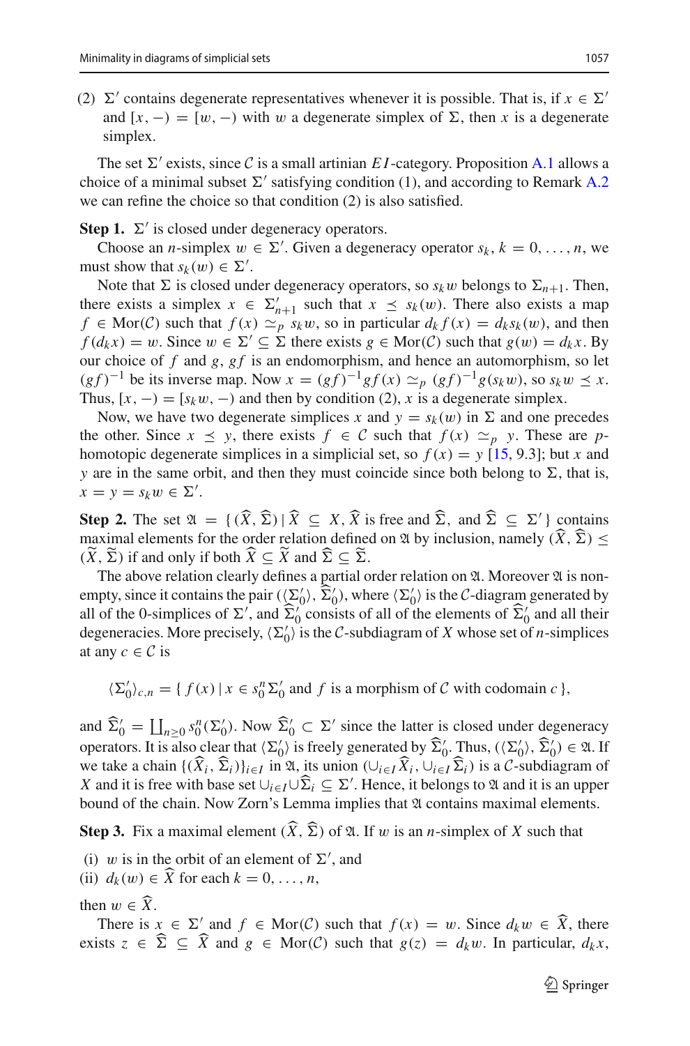(2) $\Sigma'$ contains degenerate representatives whenever it is possible. That is, if $x \in \Sigma'$ and $[x, -) = [w, -)$ with $w$ a degenerate simplex of $\Sigma$, then $x$ is a degenerate simplex.

The set $\Sigma'$ exists, since $\mathcal{C}$ is a small artinian $EI$-category. Proposition A.1 allows a choice of a minimal subset $\Sigma'$ satisfying condition (1), and according to Remark A.2 we can refine the choice so that condition (2) is also satisfied.

**Step 1.** $\Sigma'$ is closed under degeneracy operators.

Choose an $n$-simplex $w \in \Sigma'$. Given a degeneracy operator $s_k$, $k = 0, \ldots, n$, we must show that $s_k(w) \in \Sigma'$.

Note that $\Sigma$ is closed under degeneracy operators, so $s_k w$ belongs to $\Sigma_{n+1}$. Then, there exists a simplex $x \in \Sigma'_{n+1}$ such that $x \preceq s_k(w)$. There also exists a map $f \in \mathrm{Mor}(\mathcal{C})$ such that $f(x) \simeq_p s_k w$, so in particular $d_k f(x) = d_k s_k(w)$, and then $f(d_k x) = w$. Since $w \in \Sigma' \subseteq \Sigma$ there exists $g \in \mathrm{Mor}(\mathcal{C})$ such that $g(w) = d_k x$. By our choice of $f$ and $g$, $gf$ is an endomorphism, and hence an automorphism, so let $(gf)^{-1}$ be its inverse map. Now $x = (gf)^{-1} gf(x) \simeq_p (gf)^{-1} g(s_k w)$, so $s_k w \preceq x$. Thus, $[x, -) = [s_k w, -)$ and then by condition (2), $x$ is a degenerate simplex.

Now, we have two degenerate simplices $x$ and $y = s_k(w)$ in $\Sigma$ and one precedes the other. Since $x \preceq y$, there exists $f \in \mathcal{C}$ such that $f(x) \simeq_p y$. These are $p$-homotopic degenerate simplices in a simplicial set, so $f(x) = y$ [15, 9.3]; but $x$ and $y$ are in the same orbit, and then they must coincide since both belong to $\Sigma$, that is, $x = y = s_k w \in \Sigma'$.

**Step 2.** The set $\mathfrak{A} = \{ (\widehat{X}, \widehat{\Sigma}) \mid \widehat{X} \subseteq X, \widehat{X}$ is free and $\widehat{\Sigma}$, and $\widehat{\Sigma} \subseteq \Sigma' \}$ contains maximal elements for the order relation defined on $\mathfrak{A}$ by inclusion, namely $(\widehat{X}, \widehat{\Sigma}) \leq (\widetilde{X}, \widetilde{\Sigma})$ if and only if both $\widehat{X} \subseteq \widetilde{X}$ and $\widehat{\Sigma} \subseteq \widetilde{\Sigma}$.

The above relation clearly defines a partial order relation on $\mathfrak{A}$. Moreover $\mathfrak{A}$ is non-empty, since it contains the pair $(\langle \Sigma'_0 \rangle, \widehat{\Sigma}'_0)$, where $\langle \Sigma'_0 \rangle$ is the $\mathcal{C}$-diagram generated by all of the 0-simplices of $\Sigma'$, and $\widehat{\Sigma}'_0$ consists of all of the elements of $\widehat{\Sigma}'_0$ and all their degeneracies. More precisely, $\langle \Sigma'_0 \rangle$ is the $\mathcal{C}$-subdiagram of $X$ whose set of $n$-simplices at any $c \in \mathcal{C}$ is

$$\langle \Sigma'_0 \rangle_{c,n} = \{ f(x) \mid x \in s_0^n \Sigma'_0 \text{ and } f \text{ is a morphism of } \mathcal{C} \text{ with codomain } c \},$$

and $\widehat{\Sigma}'_0 = \coprod_{n \geq 0} s_0^n(\Sigma'_0)$. Now $\widehat{\Sigma}'_0 \subset \Sigma'$ since the latter is closed under degeneracy operators. It is also clear that $\langle \Sigma'_0 \rangle$ is freely generated by $\widehat{\Sigma}'_0$. Thus, $(\langle \Sigma'_0 \rangle, \widehat{\Sigma}'_0) \in \mathfrak{A}$. If we take a chain $\{(\widehat{X}_i, \widehat{\Sigma}_i)\}_{i \in I}$ in $\mathfrak{A}$, its union $(\cup_{i \in I} \widehat{X}_i, \cup_{i \in I} \widehat{\Sigma}_i)$ is a $\mathcal{C}$-subdiagram of $X$ and it is free with base set $\cup_{i \in I} \cup \widehat{\Sigma}_i \subseteq \Sigma'$. Hence, it belongs to $\mathfrak{A}$ and it is an upper bound of the chain. Now Zorn's Lemma implies that $\mathfrak{A}$ contains maximal elements.

**Step 3.** Fix a maximal element $(\widehat{X}, \widehat{\Sigma})$ of $\mathfrak{A}$. If $w$ is an $n$-simplex of $X$ such that

(i) $w$ is in the orbit of an element of $\Sigma'$, and
(ii) $d_k(w) \in \widehat{X}$ for each $k = 0, \ldots, n$,

then $w \in \widehat{X}$.

There is $x \in \Sigma'$ and $f \in \mathrm{Mor}(\mathcal{C})$ such that $f(x) = w$. Since $d_k w \in \widehat{X}$, there exists $z \in \widehat{\Sigma} \subseteq \widehat{X}$ and $g \in \mathrm{Mor}(\mathcal{C})$ such that $g(z) = d_k w$. In particular, $d_k x$,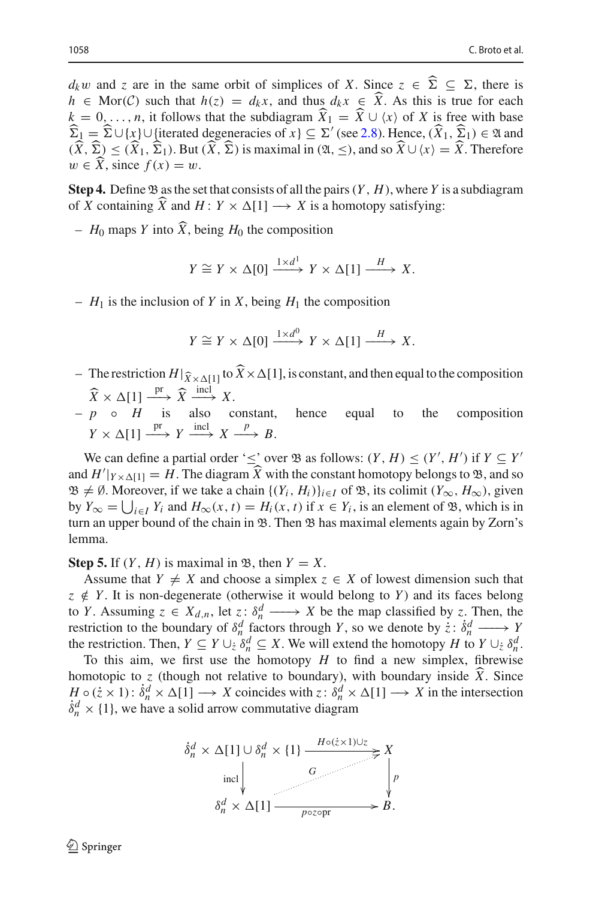$d_k w$ and $z$ are in the same orbit of simplices of $X$. Since $z \in \widehat{\Sigma} \subseteq \Sigma$, there is $h \in \mathrm{Mor}(\mathcal{C})$ such that $h(z) = d_k x$, and thus $d_k x \in \widehat{X}$. As this is true for each $k = 0, \ldots, n$, it follows that the subdiagram $\widehat{X}_1 = \widehat{X} \cup \langle x \rangle$ of $X$ is free with base $\widehat{\Sigma}_1 = \widehat{\Sigma} \cup \{x\} \cup \{\text{iterated degeneracies of } x\} \subseteq \Sigma'$ (see 2.8). Hence, $(\widehat{X}_1, \widehat{\Sigma}_1) \in \mathfrak{A}$ and $(\widehat{X}, \widehat{\Sigma}) \leq (\widehat{X}_1, \widehat{\Sigma}_1)$. But $(\widehat{X}, \widehat{\Sigma})$ is maximal in $(\mathfrak{A}, \leq)$, and so $\widehat{X} \cup \langle x \rangle = \widehat{X}$. Therefore $w \in \widehat{X}$, since $f(x) = w$.

**Step 4.** Define $\mathfrak{B}$ as the set that consists of all the pairs $(Y, H)$, where $Y$ is a subdiagram of $X$ containing $\widehat{X}$ and $H \colon Y \times \Delta[1] \longrightarrow X$ is a homotopy satisfying:

– $H_0$ maps $Y$ into $\widehat{X}$, being $H_0$ the composition

$$Y \cong Y \times \Delta[0] \xrightarrow{1 \times d^1} Y \times \Delta[1] \xrightarrow{H} X.$$

– $H_1$ is the inclusion of $Y$ in $X$, being $H_1$ the composition

$$Y \cong Y \times \Delta[0] \xrightarrow{1 \times d^0} Y \times \Delta[1] \xrightarrow{H} X.$$

– The restriction $H|_{\widehat{X} \times \Delta[1]}$ to $\widehat{X} \times \Delta[1]$, is constant, and then equal to the composition $\widehat{X} \times \Delta[1] \xrightarrow{\mathrm{pr}} \widehat{X} \xrightarrow{\mathrm{incl}} X$.

– $p \circ H$ is also constant, hence equal to the composition $Y \times \Delta[1] \xrightarrow{\mathrm{pr}} Y \xrightarrow{\mathrm{incl}} X \xrightarrow{p} B$.

We can define a partial order '$\leq$' over $\mathfrak{B}$ as follows: $(Y, H) \leq (Y', H')$ if $Y \subseteq Y'$ and $H'|_{Y \times \Delta[1]} = H$. The diagram $\widehat{X}$ with the constant homotopy belongs to $\mathfrak{B}$, and so $\mathfrak{B} \neq \emptyset$. Moreover, if we take a chain $\{(Y_i, H_i)\}_{i \in I}$ of $\mathfrak{B}$, its colimit $(Y_\infty, H_\infty)$, given by $Y_\infty = \bigcup_{i \in I} Y_i$ and $H_\infty(x, t) = H_i(x, t)$ if $x \in Y_i$, is an element of $\mathfrak{B}$, which is in turn an upper bound of the chain in $\mathfrak{B}$. Then $\mathfrak{B}$ has maximal elements again by Zorn's lemma.

**Step 5.** If $(Y, H)$ is maximal in $\mathfrak{B}$, then $Y = X$.

Assume that $Y \neq X$ and choose a simplex $z \in X$ of lowest dimension such that $z \notin Y$. It is non-degenerate (otherwise it would belong to $Y$) and its faces belong to $Y$. Assuming $z \in X_{d,n}$, let $z \colon \delta^d_n \longrightarrow X$ be the map classified by $z$. Then, the restriction to the boundary of $\delta^d_n$ factors through $Y$, so we denote by $\dot{z} \colon \dot{\delta}^d_n \longrightarrow Y$ the restriction. Then, $Y \subseteq Y \cup_{\dot{z}} \delta^d_n \subseteq X$. We will extend the homotopy $H$ to $Y \cup_{\dot{z}} \delta^d_n$.

To this aim, we first use the homotopy $H$ to find a new simplex, fibrewise homotopic to $z$ (though not relative to boundary), with boundary inside $\widehat{X}$. Since $H \circ (\dot{z} \times 1) \colon \dot{\delta}^d_n \times \Delta[1] \longrightarrow X$ coincides with $z \colon \delta^d_n \times \Delta[1] \longrightarrow X$ in the intersection $\dot{\delta}^d_n \times \{1\}$, we have a solid arrow commutative diagram

$$\begin{array}{ccc}
\dot{\delta}^d_n \times \Delta[1] \cup \delta^d_n \times \{1\} & \xrightarrow{H \circ (\dot{z} \times 1) \cup z} & X \\
\Big\downarrow \mathrm{incl} & \overset{G}{\nearrow} & \Big\downarrow p \\
\delta^d_n \times \Delta[1] & \xrightarrow[p \circ z \circ \mathrm{pr}]{} & B.
\end{array}$$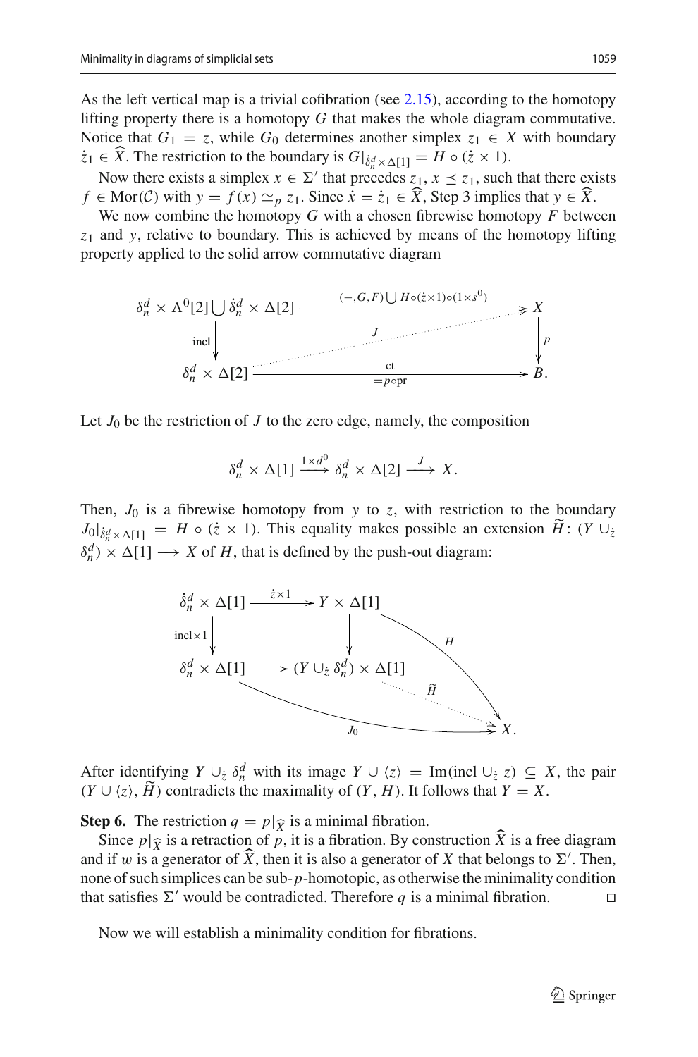As the left vertical map is a trivial cofibration (see 2.15), according to the homotopy lifting property there is a homotopy $G$ that makes the whole diagram commutative. Notice that $G_1 = z$, while $G_0$ determines another simplex $z_1 \in X$ with boundary $\dot{z}_1 \in \widehat{X}$. The restriction to the boundary is $G|_{\dot{\delta}^d_n \times \Delta[1]} = H \circ (\dot{z} \times 1)$.

Now there exists a simplex $x \in \Sigma'$ that precedes $z_1$, $x \preceq z_1$, such that there exists $f \in \mathrm{Mor}(\mathcal{C})$ with $y = f(x) \simeq_p z_1$. Since $\dot{x} = \dot{z}_1 \in \widehat{X}$, Step 3 implies that $y \in \widehat{X}$.

We now combine the homotopy $G$ with a chosen fibrewise homotopy $F$ between $z_1$ and $y$, relative to boundary. This is achieved by means of the homotopy lifting property applied to the solid arrow commutative diagram

$$
\begin{array}{ccc}
\delta^d_n \times \Lambda^0[2] \bigcup \dot{\delta}^d_n \times \Delta[2] & \xrightarrow{(-,G,F) \bigcup H \circ (\dot{z} \times 1) \circ (1 \times s^0)} & X \\
{\scriptstyle \mathrm{incl}} \downarrow & \overset{J}{\nearrow} & \downarrow {\scriptstyle p} \\
\delta^d_n \times \Delta[2] & \xrightarrow[= p \circ \mathrm{pr}]{\mathrm{ct}} & B.
\end{array}
$$

Let $J_0$ be the restriction of $J$ to the zero edge, namely, the composition

$$
\delta^d_n \times \Delta[1] \xrightarrow{1 \times d^0} \delta^d_n \times \Delta[2] \xrightarrow{J} X.
$$

Then, $J_0$ is a fibrewise homotopy from $y$ to $z$, with restriction to the boundary $J_0|_{\dot{\delta}^d_n \times \Delta[1]} = H \circ (\dot{z} \times 1)$. This equality makes possible an extension $\widetilde{H} \colon (Y \cup_{\dot{z}} \delta^d_n) \times \Delta[1] \longrightarrow X$ of $H$, that is defined by the push-out diagram:

$$
\begin{array}{ccc}
\dot{\delta}^d_n \times \Delta[1] & \xrightarrow{\dot{z} \times 1} & Y \times \Delta[1] \\
{\scriptstyle \mathrm{incl} \times 1} \downarrow & & \downarrow \\
\delta^d_n \times \Delta[1] & \longrightarrow & (Y \cup_{\dot{z}} \delta^d_n) \times \Delta[1]
\end{array}
\qquad
H \colon Y \times \Delta[1] \to X,\quad \widetilde{H} \colon (Y \cup_{\dot{z}} \delta^d_n) \times \Delta[1] \to X,\quad J_0 \colon \delta^d_n \times \Delta[1] \to X.
$$

After identifying $Y \cup_{\dot{z}} \delta^d_n$ with its image $Y \cup \langle z \rangle = \mathrm{Im}(\mathrm{incl} \cup_{\dot{z}} z) \subseteq X$, the pair $(Y \cup \langle z \rangle, \widetilde{H})$ contradicts the maximality of $(Y, H)$. It follows that $Y = X$.

**Step 6.** The restriction $q = p|_{\widehat{X}}$ is a minimal fibration.

Since $p|_{\widehat{X}}$ is a retraction of $p$, it is a fibration. By construction $\widehat{X}$ is a free diagram and if $w$ is a generator of $\widehat{X}$, then it is also a generator of $X$ that belongs to $\Sigma'$. Then, none of such simplices can be sub-$p$-homotopic, as otherwise the minimality condition that satisfies $\Sigma'$ would be contradicted. Therefore $q$ is a minimal fibration. $\square$

Now we will establish a minimality condition for fibrations.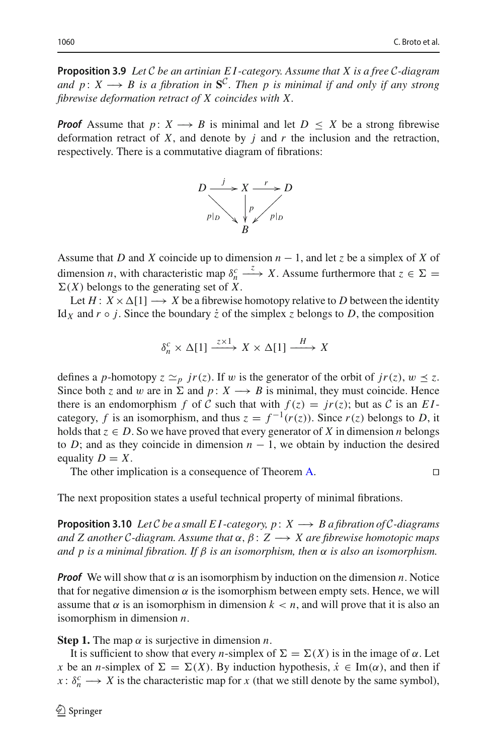**Proposition 3.9** *Let $\mathcal{C}$ be an artinian $EI$-category. Assume that $X$ is a free $\mathcal{C}$-diagram and $p: X \longrightarrow B$ is a fibration in $\mathbf{S}^{\mathcal{C}}$. Then $p$ is minimal if and only if any strong fibrewise deformation retract of $X$ coincides with $X$.*

***Proof*** Assume that $p: X \longrightarrow B$ is minimal and let $D \leq X$ be a strong fibrewise deformation retract of $X$, and denote by $j$ and $r$ the inclusion and the retraction, respectively. There is a commutative diagram of fibrations:

$$\begin{array}{ccccc} D & \xrightarrow{j} & X & \xrightarrow{r} & D \\ & {\scriptstyle p|_D} \searrow & \downarrow {\scriptstyle p} & \swarrow {\scriptstyle p|_D} & \\ & & B & & \end{array}$$

Assume that $D$ and $X$ coincide up to dimension $n-1$, and let $z$ be a simplex of $X$ of dimension $n$, with characteristic map $\delta_n^c \xrightarrow{z} X$. Assume furthermore that $z \in \Sigma = \Sigma(X)$ belongs to the generating set of $X$.

Let $H: X \times \Delta[1] \longrightarrow X$ be a fibrewise homotopy relative to $D$ between the identity $\mathrm{Id}_X$ and $r \circ j$. Since the boundary $\dot{z}$ of the simplex $z$ belongs to $D$, the composition

$$\delta_n^c \times \Delta[1] \xrightarrow{z \times 1} X \times \Delta[1] \xrightarrow{H} X$$

defines a $p$-homotopy $z \simeq_p jr(z)$. If $w$ is the generator of the orbit of $jr(z)$, $w \preceq z$. Since both $z$ and $w$ are in $\Sigma$ and $p: X \longrightarrow B$ is minimal, they must coincide. Hence there is an endomorphism $f$ of $\mathcal{C}$ such that with $f(z) = jr(z)$; but as $\mathcal{C}$ is an $EI$-category, $f$ is an isomorphism, and thus $z = f^{-1}(r(z))$. Since $r(z)$ belongs to $D$, it holds that $z \in D$. So we have proved that every generator of $X$ in dimension $n$ belongs to $D$; and as they coincide in dimension $n-1$, we obtain by induction the desired equality $D = X$.

The other implication is a consequence of Theorem A. □

The next proposition states a useful technical property of minimal fibrations.

**Proposition 3.10** *Let $\mathcal{C}$ be a small $EI$-category, $p: X \longrightarrow B$ a fibration of $\mathcal{C}$-diagrams and $Z$ another $\mathcal{C}$-diagram. Assume that $\alpha, \beta: Z \longrightarrow X$ are fibrewise homotopic maps and $p$ is a minimal fibration. If $\beta$ is an isomorphism, then $\alpha$ is also an isomorphism.*

***Proof*** We will show that $\alpha$ is an isomorphism by induction on the dimension $n$. Notice that for negative dimension $\alpha$ is the isomorphism between empty sets. Hence, we will assume that $\alpha$ is an isomorphism in dimension $k < n$, and will prove that it is also an isomorphism in dimension $n$.

**Step 1.** The map $\alpha$ is surjective in dimension $n$.

It is sufficient to show that every $n$-simplex of $\Sigma = \Sigma(X)$ is in the image of $\alpha$. Let $x$ be an $n$-simplex of $\Sigma = \Sigma(X)$. By induction hypothesis, $\dot{x} \in \mathrm{Im}(\alpha)$, and then if $x: \delta_n^c \longrightarrow X$ is the characteristic map for $x$ (that we still denote by the same symbol),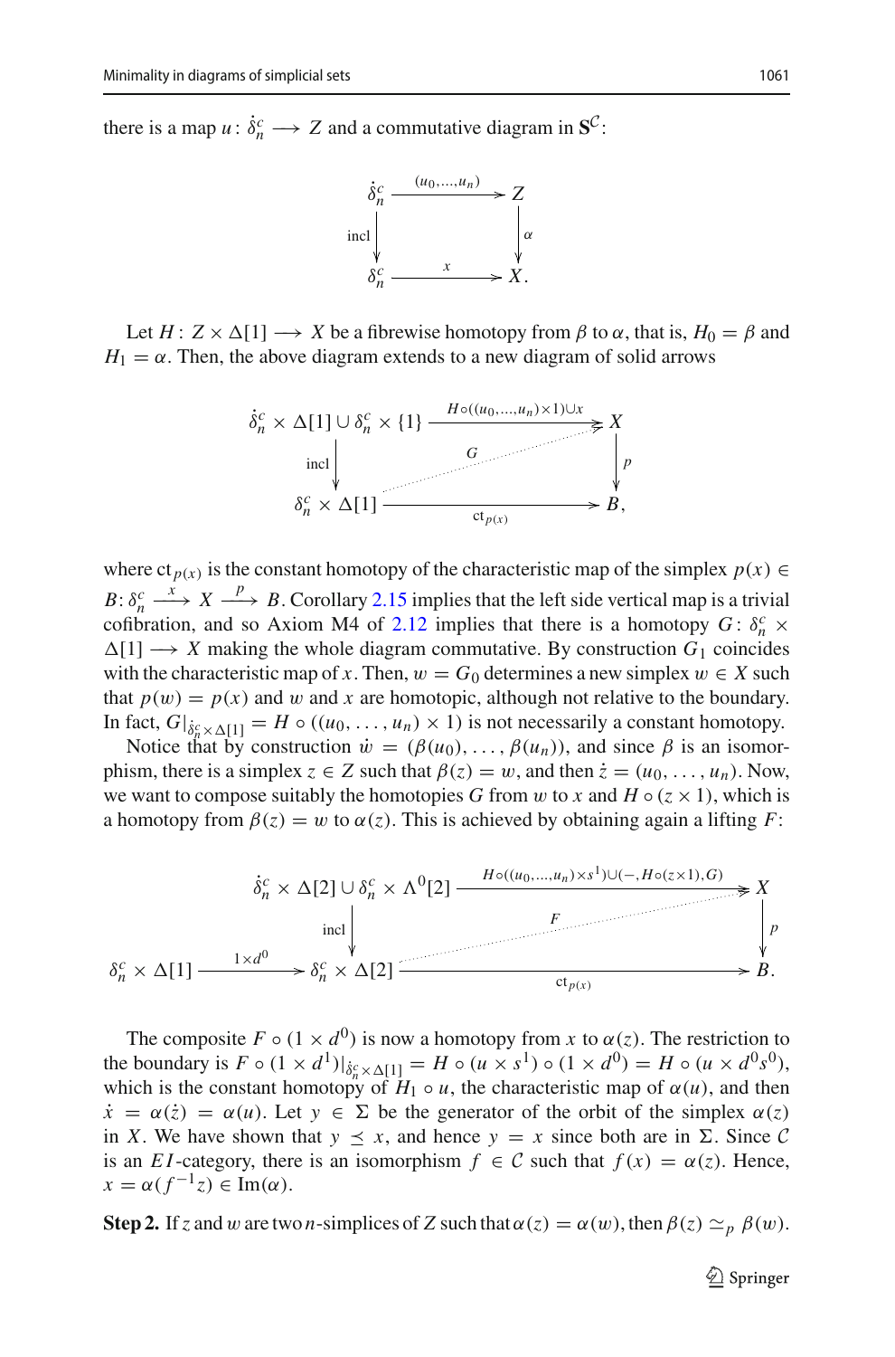there is a map $u\colon \dot{\delta}^c_n \longrightarrow Z$ and a commutative diagram in $\mathbf{S}^{\mathcal{C}}$:

$$\begin{array}{ccc} \dot{\delta}^c_n & \xrightarrow{(u_0,\ldots,u_n)} & Z \\ {\scriptstyle \mathrm{incl}}\downarrow & & \downarrow{\scriptstyle \alpha} \\ \delta^c_n & \xrightarrow{\quad x \quad} & X. \end{array}$$

Let $H\colon Z \times \Delta[1] \longrightarrow X$ be a fibrewise homotopy from $\beta$ to $\alpha$, that is, $H_0 = \beta$ and $H_1 = \alpha$. Then, the above diagram extends to a new diagram of solid arrows

$$\begin{array}{ccc} \dot{\delta}^c_n \times \Delta[1] \cup \delta^c_n \times \{1\} & \xrightarrow{H\circ((u_0,\ldots,u_n)\times 1)\cup x} & X \\ {\scriptstyle \mathrm{incl}}\downarrow & \overset{G}{\nearrow} & \downarrow{\scriptstyle p} \\ \delta^c_n \times \Delta[1] & \xrightarrow[\mathrm{ct}_{p(x)}]{} & B, \end{array}$$

where $\mathrm{ct}_{p(x)}$ is the constant homotopy of the characteristic map of the simplex $p(x) \in B\colon \delta^c_n \xrightarrow{x} X \xrightarrow{p} B$. Corollary 2.15 implies that the left side vertical map is a trivial cofibration, and so Axiom M4 of 2.12 implies that there is a homotopy $G\colon \delta^c_n \times \Delta[1] \longrightarrow X$ making the whole diagram commutative. By construction $G_1$ coincides with the characteristic map of $x$. Then, $w = G_0$ determines a new simplex $w \in X$ such that $p(w) = p(x)$ and $w$ and $x$ are homotopic, although not relative to the boundary. In fact, $G|_{\dot{\delta}^c_n \times \Delta[1]} = H \circ ((u_0, \ldots, u_n) \times 1)$ is not necessarily a constant homotopy.

Notice that by construction $\dot{w} = (\beta(u_0), \ldots, \beta(u_n))$, and since $\beta$ is an isomorphism, there is a simplex $z \in Z$ such that $\beta(z) = w$, and then $\dot{z} = (u_0, \ldots, u_n)$. Now, we want to compose suitably the homotopies $G$ from $w$ to $x$ and $H \circ (z \times 1)$, which is a homotopy from $\beta(z) = w$ to $\alpha(z)$. This is achieved by obtaining again a lifting $F$:

$$\begin{array}{ccccc} & & \dot{\delta}^c_n \times \Delta[2] \cup \delta^c_n \times \Lambda^0[2] & \xrightarrow{H\circ((u_0,\ldots,u_n)\times s^1)\cup(-,H\circ(z\times 1),G)} & X \\ & & {\scriptstyle \mathrm{incl}}\downarrow & \overset{F}{\nearrow} & \downarrow{\scriptstyle p} \\ \delta^c_n \times \Delta[1] & \xrightarrow{1\times d^0} & \delta^c_n \times \Delta[2] & \xrightarrow[\mathrm{ct}_{p(x)}]{} & B. \end{array}$$

The composite $F \circ (1 \times d^0)$ is now a homotopy from $x$ to $\alpha(z)$. The restriction to the boundary is $F \circ (1 \times d^1)|_{\dot{\delta}^c_n \times \Delta[1]} = H \circ (u \times s^1) \circ (1 \times d^0) = H \circ (u \times d^0 s^0)$, which is the constant homotopy of $H_1 \circ u$, the characteristic map of $\alpha(u)$, and then $\dot{x} = \alpha(\dot{z}) = \alpha(u)$. Let $y \in \Sigma$ be the generator of the orbit of the simplex $\alpha(z)$ in $X$. We have shown that $y \preceq x$, and hence $y = x$ since both are in $\Sigma$. Since $\mathcal{C}$ is an $EI$-category, there is an isomorphism $f \in \mathcal{C}$ such that $f(x) = \alpha(z)$. Hence, $x = \alpha(f^{-1}z) \in \mathrm{Im}(\alpha)$.

**Step 2.** If $z$ and $w$ are two $n$-simplices of $Z$ such that $\alpha(z) = \alpha(w)$, then $\beta(z) \simeq_p \beta(w)$.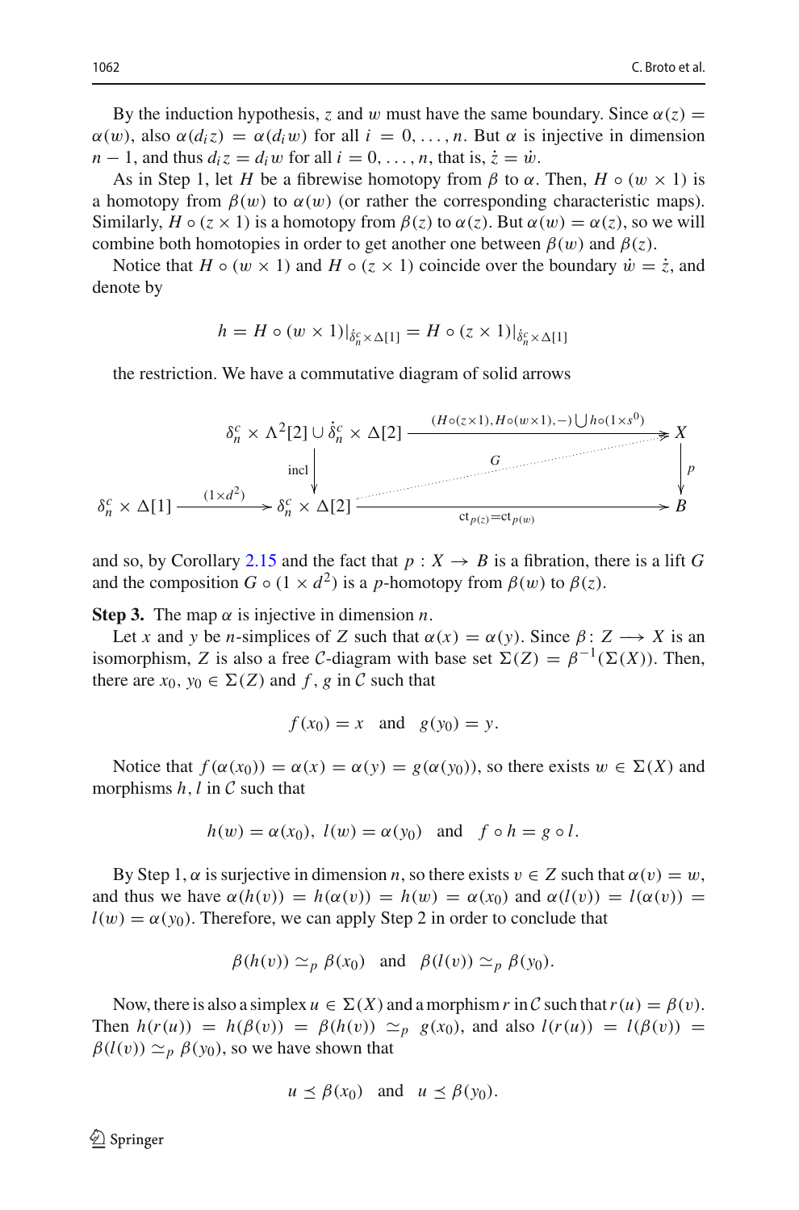By the induction hypothesis, $z$ and $w$ must have the same boundary. Since $\alpha(z) = \alpha(w)$, also $\alpha(d_i z) = \alpha(d_i w)$ for all $i = 0, \ldots, n$. But $\alpha$ is injective in dimension $n-1$, and thus $d_i z = d_i w$ for all $i = 0, \ldots, n$, that is, $\dot{z} = \dot{w}$.

As in Step 1, let $H$ be a fibrewise homotopy from $\beta$ to $\alpha$. Then, $H \circ (w \times 1)$ is a homotopy from $\beta(w)$ to $\alpha(w)$ (or rather the corresponding characteristic maps). Similarly, $H \circ (z \times 1)$ is a homotopy from $\beta(z)$ to $\alpha(z)$. But $\alpha(w) = \alpha(z)$, so we will combine both homotopies in order to get another one between $\beta(w)$ and $\beta(z)$.

Notice that $H \circ (w \times 1)$ and $H \circ (z \times 1)$ coincide over the boundary $\dot{w} = \dot{z}$, and denote by

$$h = H \circ (w \times 1)|_{\dot{\delta}_n^c \times \Delta[1]} = H \circ (z \times 1)|_{\dot{\delta}_n^c \times \Delta[1]}$$

the restriction. We have a commutative diagram of solid arrows

$$\begin{array}{ccccc} & & \delta_n^c \times \Lambda^2[2] \cup \dot{\delta}_n^c \times \Delta[2] & \xrightarrow{(H\circ(z\times 1), H\circ(w\times 1), -) \bigcup h\circ(1\times s^0)} & X \\ & & \Big\downarrow \text{incl} & \overset{G}{\nearrow} & \Big\downarrow p \\ \delta_n^c \times \Delta[1] & \xrightarrow{(1\times d^2)} & \delta_n^c \times \Delta[2] & \xrightarrow[\mathrm{ct}_{p(z)}=\mathrm{ct}_{p(w)}]{} & B \end{array}$$

and so, by Corollary 2.15 and the fact that $p : X \to B$ is a fibration, there is a lift $G$ and the composition $G \circ (1 \times d^2)$ is a $p$-homotopy from $\beta(w)$ to $\beta(z)$.

**Step 3.** The map $\alpha$ is injective in dimension $n$.

Let $x$ and $y$ be $n$-simplices of $Z$ such that $\alpha(x) = \alpha(y)$. Since $\beta \colon Z \longrightarrow X$ is an isomorphism, $Z$ is also a free $\mathcal{C}$-diagram with base set $\Sigma(Z) = \beta^{-1}(\Sigma(X))$. Then, there are $x_0, y_0 \in \Sigma(Z)$ and $f, g$ in $\mathcal{C}$ such that

$$f(x_0) = x \quad \text{and} \quad g(y_0) = y.$$

Notice that $f(\alpha(x_0)) = \alpha(x) = \alpha(y) = g(\alpha(y_0))$, so there exists $w \in \Sigma(X)$ and morphisms $h, l$ in $\mathcal{C}$ such that

$$h(w) = \alpha(x_0), \; l(w) = \alpha(y_0) \quad \text{and} \quad f \circ h = g \circ l.$$

By Step 1, $\alpha$ is surjective in dimension $n$, so there exists $v \in Z$ such that $\alpha(v) = w$, and thus we have $\alpha(h(v)) = h(\alpha(v)) = h(w) = \alpha(x_0)$ and $\alpha(l(v)) = l(\alpha(v)) = l(w) = \alpha(y_0)$. Therefore, we can apply Step 2 in order to conclude that

$$\beta(h(v)) \simeq_p \beta(x_0) \quad \text{and} \quad \beta(l(v)) \simeq_p \beta(y_0).$$

Now, there is also a simplex $u \in \Sigma(X)$ and a morphism $r$ in $\mathcal{C}$ such that $r(u) = \beta(v)$. Then $h(r(u)) = h(\beta(v)) = \beta(h(v)) \simeq_p g(x_0)$, and also $l(r(u)) = l(\beta(v)) = \beta(l(v)) \simeq_p \beta(y_0)$, so we have shown that

$$u \preceq \beta(x_0) \quad \text{and} \quad u \preceq \beta(y_0).$$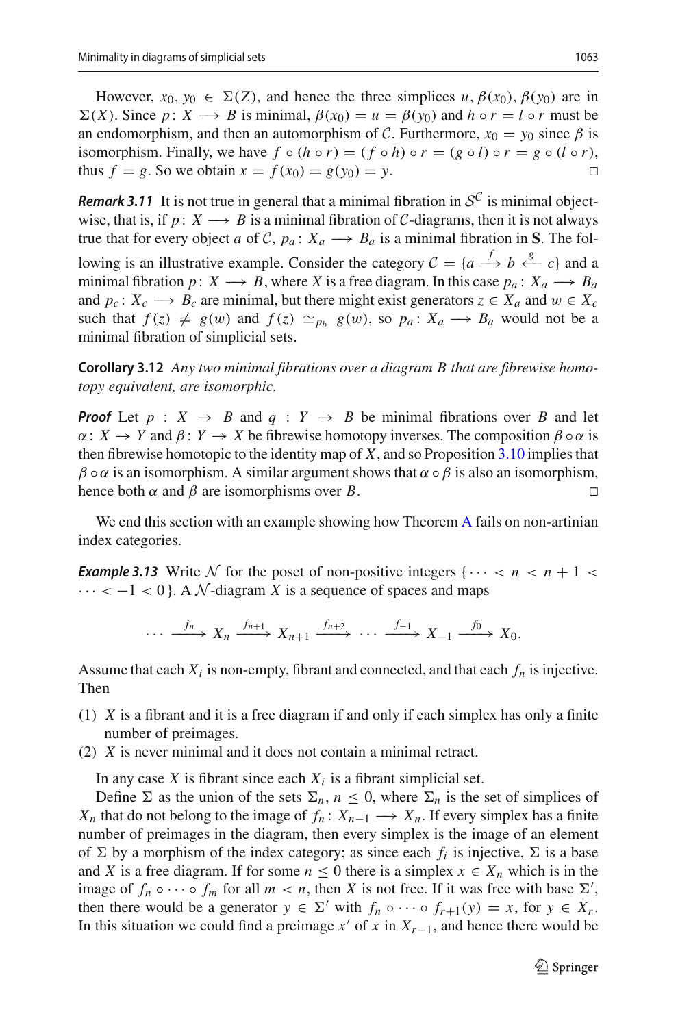However, $x_0, y_0 \in \Sigma(Z)$, and hence the three simplices $u, \beta(x_0), \beta(y_0)$ are in $\Sigma(X)$. Since $p\colon X \longrightarrow B$ is minimal, $\beta(x_0) = u = \beta(y_0)$ and $h \circ r = l \circ r$ must be an endomorphism, and then an automorphism of $\mathcal{C}$. Furthermore, $x_0 = y_0$ since $\beta$ is isomorphism. Finally, we have $f \circ (h \circ r) = (f \circ h) \circ r = (g \circ l) \circ r = g \circ (l \circ r)$, thus $f = g$. So we obtain $x = f(x_0) = g(y_0) = y$. □

***Remark 3.11*** It is not true in general that a minimal fibration in $\mathcal{S}^{\mathcal{C}}$ is minimal objectwise, that is, if $p\colon X \longrightarrow B$ is a minimal fibration of $\mathcal{C}$-diagrams, then it is not always true that for every object $a$ of $\mathcal{C}$, $p_a\colon X_a \longrightarrow B_a$ is a minimal fibration in $\mathbf{S}$. The following is an illustrative example. Consider the category $\mathcal{C} = \{a \xrightarrow{f} b \xleftarrow{g} c\}$ and a minimal fibration $p\colon X \longrightarrow B$, where $X$ is a free diagram. In this case $p_a\colon X_a \longrightarrow B_a$ and $p_c\colon X_c \longrightarrow B_c$ are minimal, but there might exist generators $z \in X_a$ and $w \in X_c$ such that $f(z) \neq g(w)$ and $f(z) \simeq_{p_b} g(w)$, so $p_a\colon X_a \longrightarrow B_a$ would not be a minimal fibration of simplicial sets.

**Corollary 3.12** *Any two minimal fibrations over a diagram $B$ that are fibrewise homotopy equivalent, are isomorphic.*

***Proof*** Let $p : X \to B$ and $q : Y \to B$ be minimal fibrations over $B$ and let $\alpha\colon X \to Y$ and $\beta\colon Y \to X$ be fibrewise homotopy inverses. The composition $\beta \circ \alpha$ is then fibrewise homotopic to the identity map of $X$, and so Proposition 3.10 implies that $\beta \circ \alpha$ is an isomorphism. A similar argument shows that $\alpha \circ \beta$ is also an isomorphism, hence both $\alpha$ and $\beta$ are isomorphisms over $B$. □

We end this section with an example showing how Theorem A fails on non-artinian index categories.

***Example 3.13*** Write $\mathcal{N}$ for the poset of non-positive integers $\{\cdots < n < n+1 < \cdots < -1 < 0\}$. A $\mathcal{N}$-diagram $X$ is a sequence of spaces and maps

$$\cdots \xrightarrow{f_n} X_n \xrightarrow{f_{n+1}} X_{n+1} \xrightarrow{f_{n+2}} \cdots \xrightarrow{f_{-1}} X_{-1} \xrightarrow{f_0} X_0.$$

Assume that each $X_i$ is non-empty, fibrant and connected, and that each $f_n$ is injective. Then

(1) $X$ is a fibrant and it is a free diagram if and only if each simplex has only a finite number of preimages.
(2) $X$ is never minimal and it does not contain a minimal retract.

In any case $X$ is fibrant since each $X_i$ is a fibrant simplicial set.

Define $\Sigma$ as the union of the sets $\Sigma_n$, $n \leq 0$, where $\Sigma_n$ is the set of simplices of $X_n$ that do not belong to the image of $f_n\colon X_{n-1} \longrightarrow X_n$. If every simplex has a finite number of preimages in the diagram, then every simplex is the image of an element of $\Sigma$ by a morphism of the index category; as since each $f_i$ is injective, $\Sigma$ is a base and $X$ is a free diagram. If for some $n \leq 0$ there is a simplex $x \in X_n$ which is in the image of $f_n \circ \cdots \circ f_m$ for all $m < n$, then $X$ is not free. If it was free with base $\Sigma'$, then there would be a generator $y \in \Sigma'$ with $f_n \circ \cdots \circ f_{r+1}(y) = x$, for $y \in X_r$. In this situation we could find a preimage $x'$ of $x$ in $X_{r-1}$, and hence there would be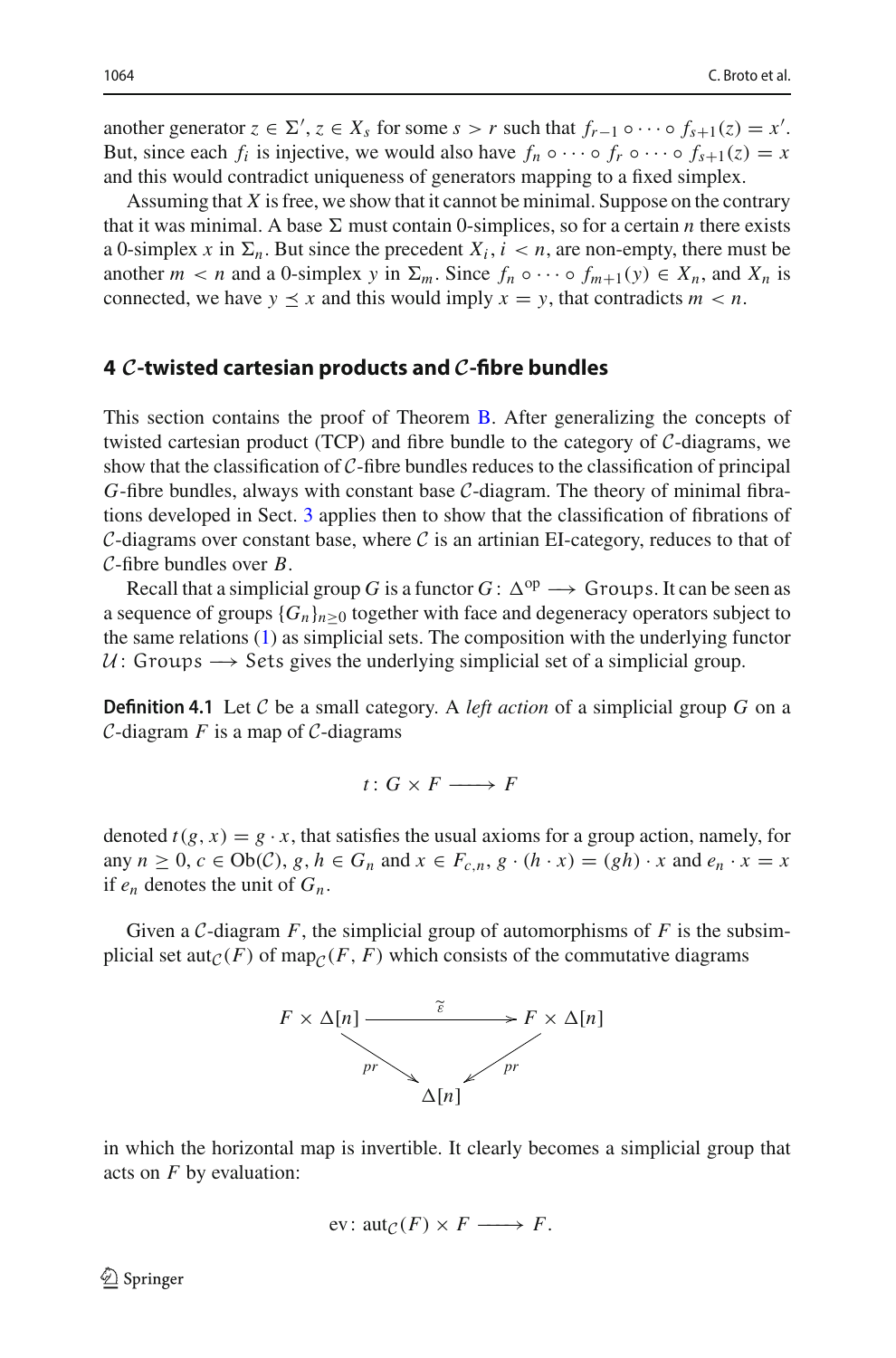another generator $z \in \Sigma'$, $z \in X_s$ for some $s > r$ such that $f_{r-1} \circ \cdots \circ f_{s+1}(z) = x'$. But, since each $f_i$ is injective, we would also have $f_n \circ \cdots \circ f_r \circ \cdots \circ f_{s+1}(z) = x$ and this would contradict uniqueness of generators mapping to a fixed simplex.

Assuming that $X$ is free, we show that it cannot be minimal. Suppose on the contrary that it was minimal. A base $\Sigma$ must contain 0-simplices, so for a certain $n$ there exists a 0-simplex $x$ in $\Sigma_n$. But since the precedent $X_i$, $i < n$, are non-empty, there must be another $m < n$ and a 0-simplex $y$ in $\Sigma_m$. Since $f_n \circ \cdots \circ f_{m+1}(y) \in X_n$, and $X_n$ is connected, we have $y \preceq x$ and this would imply $x = y$, that contradicts $m < n$.

## 4 $\mathcal{C}$-twisted cartesian products and $\mathcal{C}$-fibre bundles

This section contains the proof of Theorem B. After generalizing the concepts of twisted cartesian product (TCP) and fibre bundle to the category of $\mathcal{C}$-diagrams, we show that the classification of $\mathcal{C}$-fibre bundles reduces to the classification of principal $G$-fibre bundles, always with constant base $\mathcal{C}$-diagram. The theory of minimal fibrations developed in Sect. 3 applies then to show that the classification of fibrations of $\mathcal{C}$-diagrams over constant base, where $\mathcal{C}$ is an artinian EI-category, reduces to that of $\mathcal{C}$-fibre bundles over $B$.

Recall that a simplicial group $G$ is a functor $G\colon \Delta^{\mathrm{op}} \longrightarrow \mathsf{Groups}$. It can be seen as a sequence of groups $\{G_n\}_{n\geq 0}$ together with face and degeneracy operators subject to the same relations (1) as simplicial sets. The composition with the underlying functor $\mathcal{U}\colon \mathsf{Groups} \longrightarrow \mathsf{Sets}$ gives the underlying simplicial set of a simplicial group.

**Definition 4.1** Let $\mathcal{C}$ be a small category. A *left action* of a simplicial group $G$ on a $\mathcal{C}$-diagram $F$ is a map of $\mathcal{C}$-diagrams

$$t\colon G \times F \longrightarrow F$$

denoted $t(g, x) = g \cdot x$, that satisfies the usual axioms for a group action, namely, for any $n \geq 0$, $c \in \mathrm{Ob}(\mathcal{C})$, $g, h \in G_n$ and $x \in F_{c,n}$, $g \cdot (h \cdot x) = (gh) \cdot x$ and $e_n \cdot x = x$ if $e_n$ denotes the unit of $G_n$.

Given a $\mathcal{C}$-diagram $F$, the simplicial group of automorphisms of $F$ is the subsimplicial set $\mathrm{aut}_{\mathcal{C}}(F)$ of $\mathrm{map}_{\mathcal{C}}(F, F)$ which consists of the commutative diagrams

$$\begin{array}{ccc} F \times \Delta[n] & \xrightarrow{\ \widetilde{\varepsilon}\ } & F \times \Delta[n] \\ & {\scriptstyle pr}\searrow \quad \swarrow{\scriptstyle pr} & \\ & \Delta[n] & \end{array}$$

in which the horizontal map is invertible. It clearly becomes a simplicial group that acts on $F$ by evaluation:

$$\mathrm{ev}\colon \mathrm{aut}_{\mathcal{C}}(F) \times F \longrightarrow F.$$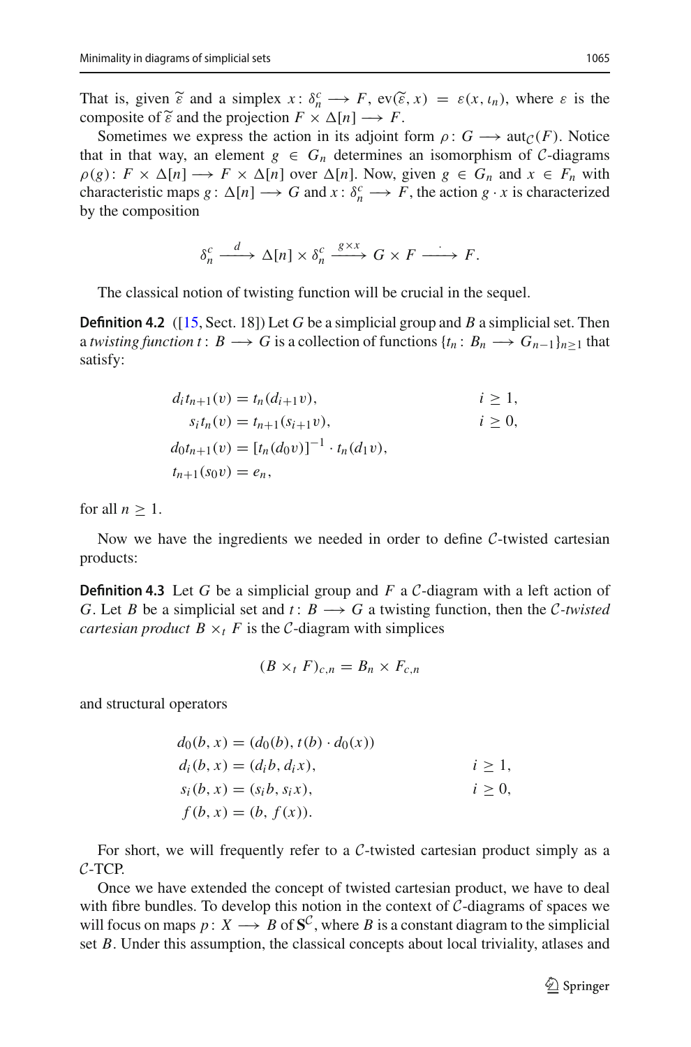That is, given $\widetilde{\varepsilon}$ and a simplex $x\colon \delta_n^c \longrightarrow F$, $\mathrm{ev}(\widetilde{\varepsilon}, x) = \varepsilon(x, \iota_n)$, where $\varepsilon$ is the composite of $\widetilde{\varepsilon}$ and the projection $F \times \Delta[n] \longrightarrow F$.

Sometimes we express the action in its adjoint form $\rho\colon G \longrightarrow \mathrm{aut}_{\mathcal{C}}(F)$. Notice that in that way, an element $g \in G_n$ determines an isomorphism of $\mathcal{C}$-diagrams $\rho(g)\colon F \times \Delta[n] \longrightarrow F \times \Delta[n]$ over $\Delta[n]$. Now, given $g \in G_n$ and $x \in F_n$ with characteristic maps $g\colon \Delta[n] \longrightarrow G$ and $x\colon \delta_n^c \longrightarrow F$, the action $g \cdot x$ is characterized by the composition

$$\delta_n^c \xrightarrow{\ d\ } \Delta[n] \times \delta_n^c \xrightarrow{\ g\times x\ } G \times F \xrightarrow{\ \cdot\ } F.$$

The classical notion of twisting function will be crucial in the sequel.

**Definition 4.2** ([15, Sect. 18]) Let $G$ be a simplicial group and $B$ a simplicial set. Then a *twisting function* $t\colon B \longrightarrow G$ is a collection of functions $\{t_n\colon B_n \longrightarrow G_{n-1}\}_{n\geq 1}$ that satisfy:

$$\begin{aligned}
d_i t_{n+1}(v) &= t_n(d_{i+1}v), && i \geq 1,\\
s_i t_n(v) &= t_{n+1}(s_{i+1}v), && i \geq 0,\\
d_0 t_{n+1}(v) &= [t_n(d_0 v)]^{-1} \cdot t_n(d_1 v), &&\\
t_{n+1}(s_0 v) &= e_n, &&
\end{aligned}$$

for all $n \geq 1$.

Now we have the ingredients we needed in order to define $\mathcal{C}$-twisted cartesian products:

**Definition 4.3** Let $G$ be a simplicial group and $F$ a $\mathcal{C}$-diagram with a left action of $G$. Let $B$ be a simplicial set and $t\colon B \longrightarrow G$ a twisting function, then the *$\mathcal{C}$-twisted cartesian product* $B \times_t F$ is the $\mathcal{C}$-diagram with simplices

$$(B \times_t F)_{c,n} = B_n \times F_{c,n}$$

and structural operators

$$\begin{aligned}
d_0(b, x) &= (d_0(b), t(b) \cdot d_0(x)) &&\\
d_i(b, x) &= (d_i b, d_i x), && i \geq 1,\\
s_i(b, x) &= (s_i b, s_i x), && i \geq 0,\\
f(b, x) &= (b, f(x)). &&
\end{aligned}$$

For short, we will frequently refer to a $\mathcal{C}$-twisted cartesian product simply as a $\mathcal{C}$-TCP.

Once we have extended the concept of twisted cartesian product, we have to deal with fibre bundles. To develop this notion in the context of $\mathcal{C}$-diagrams of spaces we will focus on maps $p\colon X \longrightarrow B$ of $\mathbf{S}^{\mathcal{C}}$, where $B$ is a constant diagram to the simplicial set $B$. Under this assumption, the classical concepts about local triviality, atlases and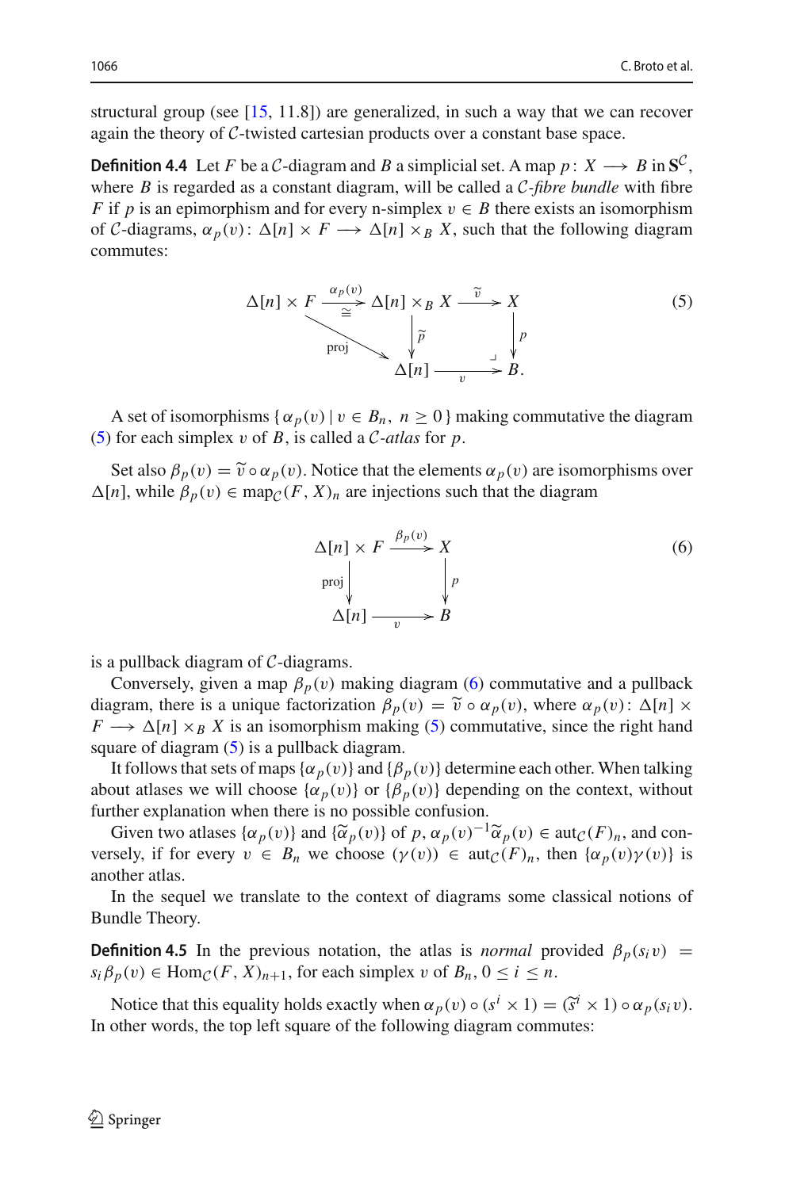structural group (see [15, 11.8]) are generalized, in such a way that we can recover again the theory of $\mathcal{C}$-twisted cartesian products over a constant base space.

**Definition 4.4** Let $F$ be a $\mathcal{C}$-diagram and $B$ a simplicial set. A map $p\colon X \longrightarrow B$ in $\mathbf{S}^{\mathcal{C}}$, where $B$ is regarded as a constant diagram, will be called a *$\mathcal{C}$-fibre bundle* with fibre $F$ if $p$ is an epimorphism and for every n-simplex $v \in B$ there exists an isomorphism of $\mathcal{C}$-diagrams, $\alpha_p(v)\colon \Delta[n] \times F \longrightarrow \Delta[n] \times_B X$, such that the following diagram commutes:

$$
\begin{array}{ccccc}
\Delta[n] \times F & \xrightarrow[\cong]{\alpha_p(v)} & \Delta[n] \times_B X & \xrightarrow{\widetilde{v}} & X \\
 & \searrow^{\text{proj}} & \downarrow{\scriptstyle \widetilde{p}} & & \downarrow{\scriptstyle p} \\
 & & \Delta[n] & \xrightarrow[v]{} & B.
\end{array}
\tag{5}
$$

A set of isomorphisms $\{\, \alpha_p(v) \mid v \in B_n,\ n \geq 0 \,\}$ making commutative the diagram (5) for each simplex $v$ of $B$, is called a *$\mathcal{C}$-atlas* for $p$.

Set also $\beta_p(v) = \widetilde{v} \circ \alpha_p(v)$. Notice that the elements $\alpha_p(v)$ are isomorphisms over $\Delta[n]$, while $\beta_p(v) \in \operatorname{map}_{\mathcal{C}}(F, X)_n$ are injections such that the diagram

$$
\begin{array}{ccc}
\Delta[n] \times F & \xrightarrow{\beta_p(v)} & X \\
\downarrow{\scriptstyle \text{proj}} & & \downarrow{\scriptstyle p} \\
\Delta[n] & \xrightarrow[v]{} & B
\end{array}
\tag{6}
$$

is a pullback diagram of $\mathcal{C}$-diagrams.

Conversely, given a map $\beta_p(v)$ making diagram (6) commutative and a pullback diagram, there is a unique factorization $\beta_p(v) = \widetilde{v} \circ \alpha_p(v)$, where $\alpha_p(v)\colon \Delta[n] \times F \longrightarrow \Delta[n] \times_B X$ is an isomorphism making (5) commutative, since the right hand square of diagram (5) is a pullback diagram.

It follows that sets of maps $\{\alpha_p(v)\}$ and $\{\beta_p(v)\}$ determine each other. When talking about atlases we will choose $\{\alpha_p(v)\}$ or $\{\beta_p(v)\}$ depending on the context, without further explanation when there is no possible confusion.

Given two atlases $\{\alpha_p(v)\}$ and $\{\widetilde{\alpha}_p(v)\}$ of $p$, $\alpha_p(v)^{-1}\widetilde{\alpha}_p(v) \in \operatorname{aut}_{\mathcal{C}}(F)_n$, and conversely, if for every $v \in B_n$ we choose $(\gamma(v)) \in \operatorname{aut}_{\mathcal{C}}(F)_n$, then $\{\alpha_p(v)\gamma(v)\}$ is another atlas.

In the sequel we translate to the context of diagrams some classical notions of Bundle Theory.

**Definition 4.5** In the previous notation, the atlas is *normal* provided $\beta_p(s_i v) = s_i \beta_p(v) \in \operatorname{Hom}_{\mathcal{C}}(F, X)_{n+1}$, for each simplex $v$ of $B_n$, $0 \leq i \leq n$.

Notice that this equality holds exactly when $\alpha_p(v) \circ (s^i \times 1) = (\widetilde{s}^i \times 1) \circ \alpha_p(s_i v)$. In other words, the top left square of the following diagram commutes: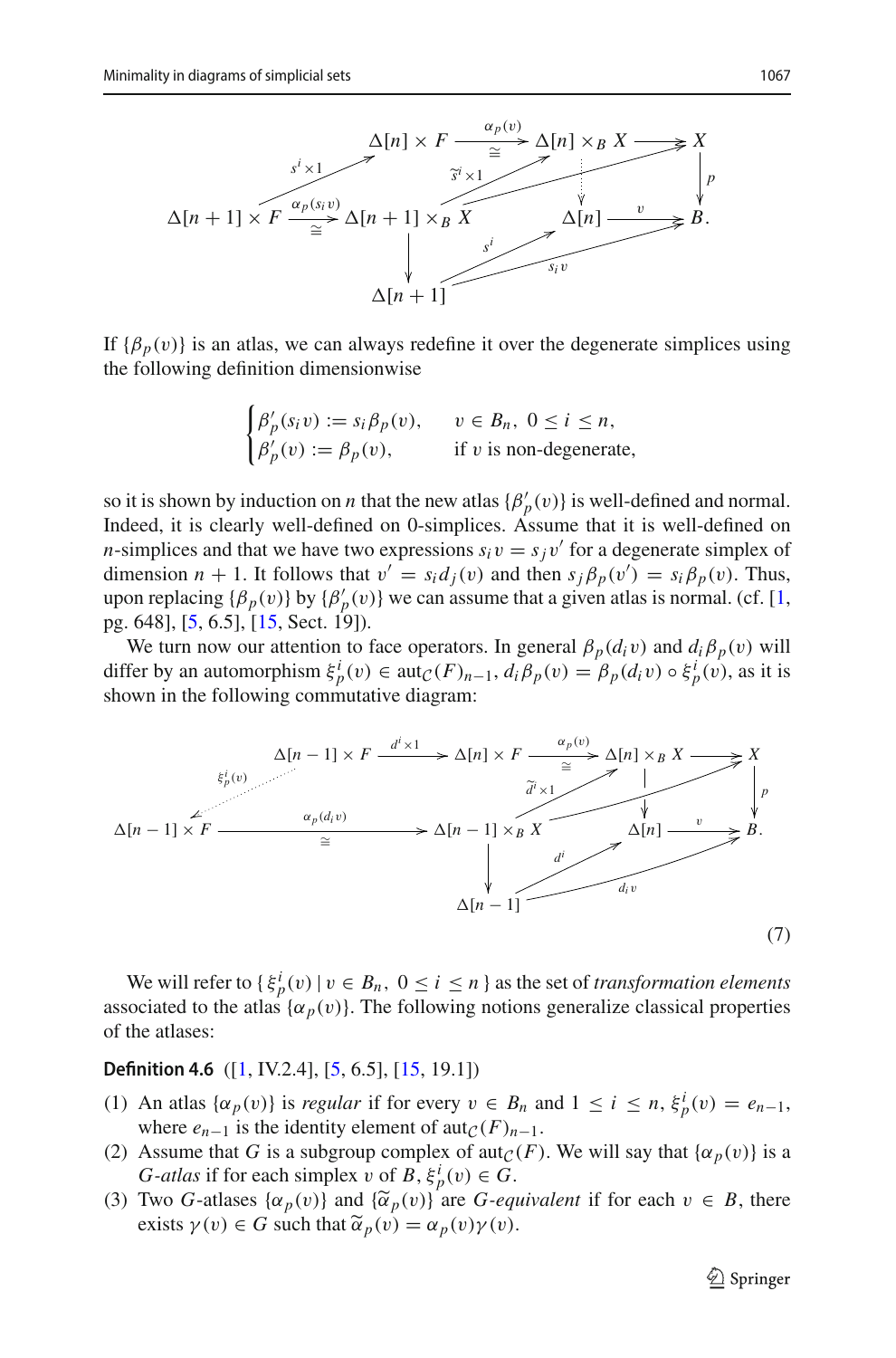$$
\begin{array}{ccccccc}
 & & \Delta[n]\times F & \xrightarrow[\cong]{\alpha_p(v)} & \Delta[n]\times_B X & \longrightarrow & X \\
 & {\scriptstyle s^i\times 1}\nearrow & & {\scriptstyle \widetilde{s}^i\times 1}\nearrow & \vdots & & \downarrow{\scriptstyle p} \\
\Delta[n+1]\times F & \xrightarrow[\cong]{\alpha_p(s_i v)} & \Delta[n+1]\times_B X & & \Delta[n] & \xrightarrow{v} & B. \\
 & & \downarrow & {\scriptstyle s^i}\nearrow & & {\scriptstyle s_i v}\nearrow & \\
 & & \Delta[n+1] & & & &
\end{array}
$$

If $\{\beta_p(v)\}$ is an atlas, we can always redefine it over the degenerate simplices using the following definition dimensionwise

$$
\begin{cases}
\beta'_p(s_i v) := s_i\beta_p(v), & v\in B_n,\ 0\leq i\leq n,\\
\beta'_p(v) := \beta_p(v), & \text{if } v \text{ is non-degenerate,}
\end{cases}
$$

so it is shown by induction on $n$ that the new atlas $\{\beta'_p(v)\}$ is well-defined and normal. Indeed, it is clearly well-defined on 0-simplices. Assume that it is well-defined on $n$-simplices and that we have two expressions $s_i v = s_j v'$ for a degenerate simplex of dimension $n+1$. It follows that $v' = s_i d_j(v)$ and then $s_j\beta_p(v') = s_i\beta_p(v)$. Thus, upon replacing $\{\beta_p(v)\}$ by $\{\beta'_p(v)\}$ we can assume that a given atlas is normal. (cf. [1, pg. 648], [5, 6.5], [15, Sect. 19]).

We turn now our attention to face operators. In general $\beta_p(d_i v)$ and $d_i\beta_p(v)$ will differ by an automorphism $\xi^i_p(v)\in \mathrm{aut}_{\mathcal{C}}(F)_{n-1}$, $d_i\beta_p(v) = \beta_p(d_i v)\circ\xi^i_p(v)$, as it is shown in the following commutative diagram:

$$
\begin{array}{ccccccccc}
 & & \Delta[n-1]\times F & \xrightarrow{d^i\times 1} & \Delta[n]\times F & \xrightarrow[\cong]{\alpha_p(v)} & \Delta[n]\times_B X & \longrightarrow & X \\
 & {\scriptstyle \xi^i_p(v)}\swarrow & & & & {\scriptstyle \widetilde{d}^i\times 1}\nearrow & \downarrow & & \downarrow{\scriptstyle p} \\
\Delta[n-1]\times F & & \xrightarrow[\cong]{\alpha_p(d_i v)} & & \Delta[n-1]\times_B X & & \Delta[n] & \xrightarrow{v} & B. \\
 & & & & \downarrow & {\scriptstyle d^i}\nearrow & & {\scriptstyle d_i v}\nearrow & \\
 & & & & \Delta[n-1] & & & &
\end{array}
\tag{7}
$$

We will refer to $\{\,\xi^i_p(v)\mid v\in B_n,\ 0\leq i\leq n\,\}$ as the set of *transformation elements* associated to the atlas $\{\alpha_p(v)\}$. The following notions generalize classical properties of the atlases:

**Definition 4.6** ([1, IV.2.4], [5, 6.5], [15, 19.1])

(1) An atlas $\{\alpha_p(v)\}$ is *regular* if for every $v\in B_n$ and $1\leq i\leq n$, $\xi^i_p(v) = e_{n-1}$, where $e_{n-1}$ is the identity element of $\mathrm{aut}_{\mathcal{C}}(F)_{n-1}$.

(2) Assume that $G$ is a subgroup complex of $\mathrm{aut}_{\mathcal{C}}(F)$. We will say that $\{\alpha_p(v)\}$ is a *G-atlas* if for each simplex $v$ of $B$, $\xi^i_p(v)\in G$.

(3) Two $G$-atlases $\{\alpha_p(v)\}$ and $\{\widetilde{\alpha}_p(v)\}$ are *G-equivalent* if for each $v\in B$, there exists $\gamma(v)\in G$ such that $\widetilde{\alpha}_p(v) = \alpha_p(v)\gamma(v)$.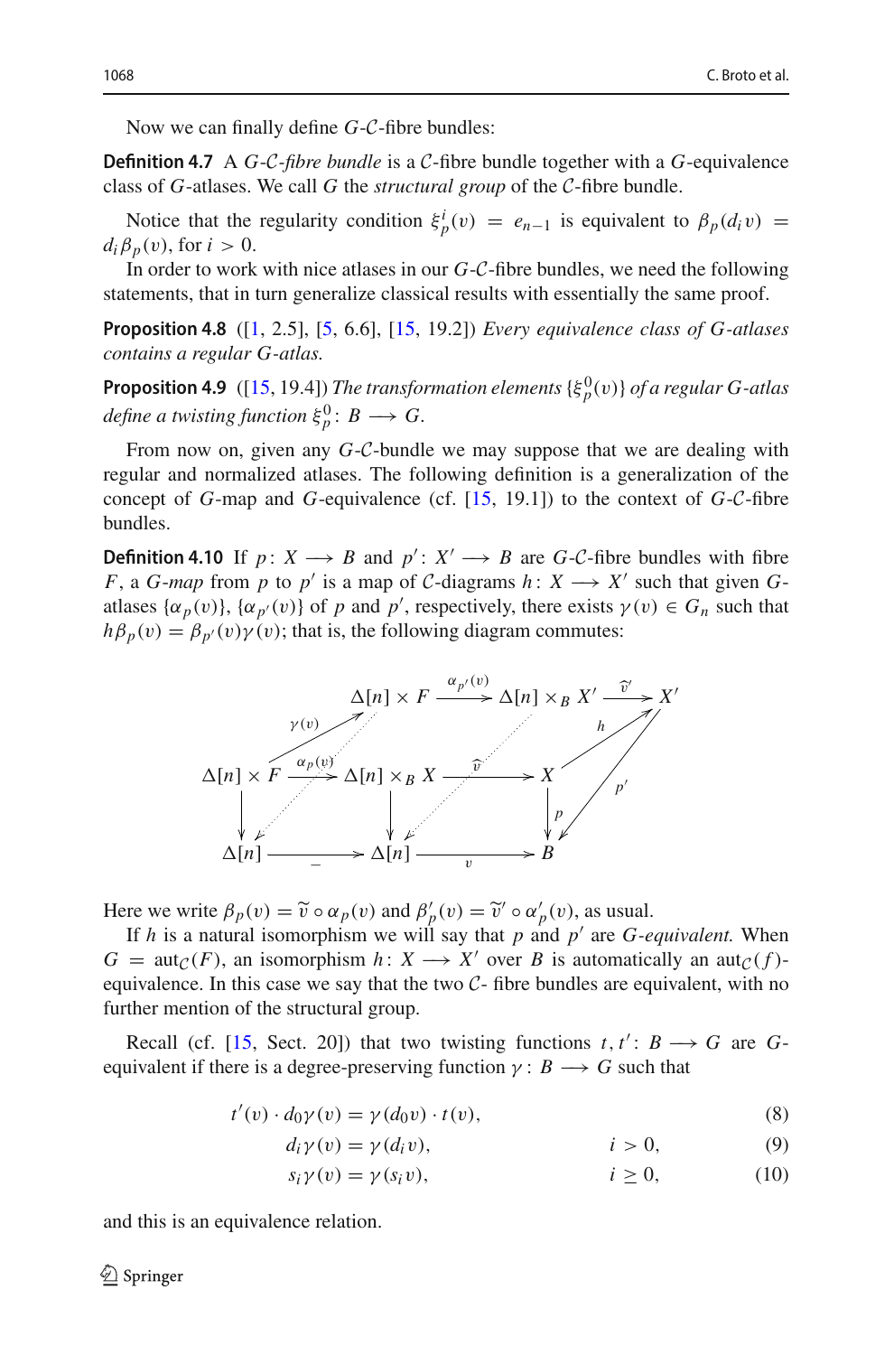Now we can finally define $G$-$\mathcal{C}$-fibre bundles:

**Definition 4.7** A *$G$-$\mathcal{C}$-fibre bundle* is a $\mathcal{C}$-fibre bundle together with a $G$-equivalence class of $G$-atlases. We call $G$ the *structural group* of the $\mathcal{C}$-fibre bundle.

Notice that the regularity condition $\xi_p^i(v) = e_{n-1}$ is equivalent to $\beta_p(d_i v) = d_i \beta_p(v)$, for $i > 0$.

In order to work with nice atlases in our $G$-$\mathcal{C}$-fibre bundles, we need the following statements, that in turn generalize classical results with essentially the same proof.

**Proposition 4.8** ([1, 2.5], [5, 6.6], [15, 19.2]) *Every equivalence class of $G$-atlases contains a regular $G$-atlas.*

**Proposition 4.9** ([15, 19.4]) *The transformation elements $\{\xi_p^0(v)\}$ of a regular $G$-atlas define a twisting function $\xi_p^0 \colon B \longrightarrow G$.*

From now on, given any $G$-$\mathcal{C}$-bundle we may suppose that we are dealing with regular and normalized atlases. The following definition is a generalization of the concept of $G$-map and $G$-equivalence (cf. [15, 19.1]) to the context of $G$-$\mathcal{C}$-fibre bundles.

**Definition 4.10** If $p \colon X \longrightarrow B$ and $p' \colon X' \longrightarrow B$ are $G$-$\mathcal{C}$-fibre bundles with fibre $F$, a *$G$-map* from $p$ to $p'$ is a map of $\mathcal{C}$-diagrams $h \colon X \longrightarrow X'$ such that given $G$-atlases $\{\alpha_p(v)\}$, $\{\alpha_{p'}(v)\}$ of $p$ and $p'$, respectively, there exists $\gamma(v) \in G_n$ such that $h\beta_p(v) = \beta_{p'}(v)\gamma(v)$; that is, the following diagram commutes:

$$
\begin{array}{ccccc}
 & & \Delta[n] \times F \xrightarrow{\alpha_{p'}(v)} \Delta[n] \times_B X' & \xrightarrow{\widehat{v}'} & X' \\
 & {\scriptstyle \gamma(v)} \nearrow & & h \nearrow & \downarrow{\scriptstyle p'} \\
\Delta[n] \times F & \xrightarrow{\alpha_p(v)} & \Delta[n] \times_B X \xrightarrow{\widehat{v}} & X & \\
\downarrow & & \downarrow & \downarrow{\scriptstyle p} & \\
\Delta[n] & \xrightarrow{=} & \Delta[n] \xrightarrow{v} & B &
\end{array}
$$

Here we write $\beta_p(v) = \widetilde{v} \circ \alpha_p(v)$ and $\beta'_p(v) = \widetilde{v}' \circ \alpha'_p(v)$, as usual.

If $h$ is a natural isomorphism we will say that $p$ and $p'$ are *$G$-equivalent.* When $G = \operatorname{aut}_{\mathcal{C}}(F)$, an isomorphism $h \colon X \longrightarrow X'$ over $B$ is automatically an $\operatorname{aut}_{\mathcal{C}}(f)$-equivalence. In this case we say that the two $\mathcal{C}$- fibre bundles are equivalent, with no further mention of the structural group.

Recall (cf. [15, Sect. 20]) that two twisting functions $t, t' \colon B \longrightarrow G$ are $G$-equivalent if there is a degree-preserving function $\gamma : B \longrightarrow G$ such that

$$
t'(v) \cdot d_0\gamma(v) = \gamma(d_0 v) \cdot t(v), \tag{8}
$$

$$
d_i\gamma(v) = \gamma(d_i v), \qquad i > 0, \tag{9}
$$

$$
s_i\gamma(v) = \gamma(s_i v), \qquad i \geq 0, \tag{10}
$$

and this is an equivalence relation.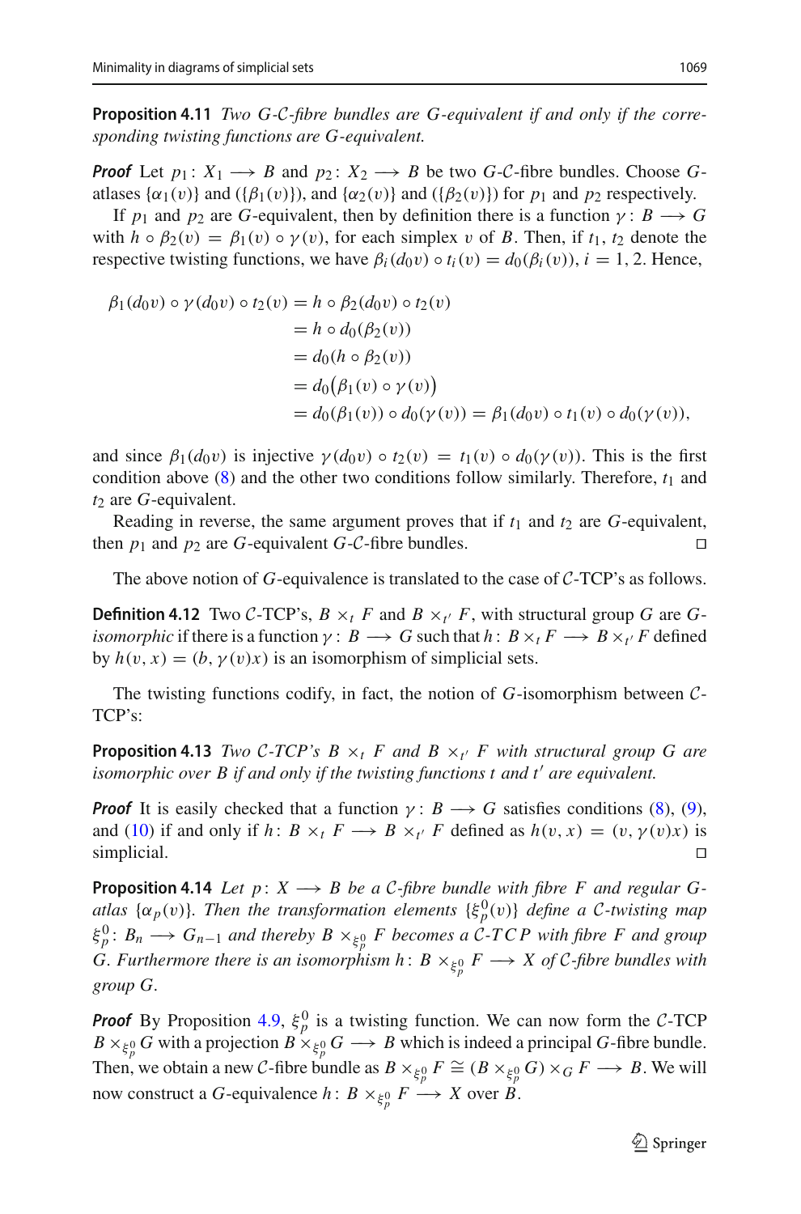**Proposition 4.11** *Two $G$-$\mathcal{C}$-fibre bundles are $G$-equivalent if and only if the corresponding twisting functions are $G$-equivalent.*

***Proof*** Let $p_1 \colon X_1 \longrightarrow B$ and $p_2 \colon X_2 \longrightarrow B$ be two $G$-$\mathcal{C}$-fibre bundles. Choose $G$-atlases $\{\alpha_1(v)\}$ and $(\{\beta_1(v)\})$, and $\{\alpha_2(v)\}$ and $(\{\beta_2(v)\})$ for $p_1$ and $p_2$ respectively.

If $p_1$ and $p_2$ are $G$-equivalent, then by definition there is a function $\gamma \colon B \longrightarrow G$ with $h \circ \beta_2(v) = \beta_1(v) \circ \gamma(v)$, for each simplex $v$ of $B$. Then, if $t_1$, $t_2$ denote the respective twisting functions, we have $\beta_i(d_0 v) \circ t_i(v) = d_0(\beta_i(v))$, $i = 1, 2$. Hence,

$$
\begin{aligned}
\beta_1(d_0 v) \circ \gamma(d_0 v) \circ t_2(v) &= h \circ \beta_2(d_0 v) \circ t_2(v) \\
&= h \circ d_0(\beta_2(v)) \\
&= d_0(h \circ \beta_2(v)) \\
&= d_0\big(\beta_1(v) \circ \gamma(v)\big) \\
&= d_0(\beta_1(v)) \circ d_0(\gamma(v)) = \beta_1(d_0 v) \circ t_1(v) \circ d_0(\gamma(v)),
\end{aligned}
$$

and since $\beta_1(d_0 v)$ is injective $\gamma(d_0 v) \circ t_2(v) = t_1(v) \circ d_0(\gamma(v))$. This is the first condition above (8) and the other two conditions follow similarly. Therefore, $t_1$ and $t_2$ are $G$-equivalent.

Reading in reverse, the same argument proves that if $t_1$ and $t_2$ are $G$-equivalent, then $p_1$ and $p_2$ are $G$-equivalent $G$-$\mathcal{C}$-fibre bundles. ◻

The above notion of $G$-equivalence is translated to the case of $\mathcal{C}$-TCP's as follows.

**Definition 4.12** Two $\mathcal{C}$-TCP's, $B \times_t F$ and $B \times_{t'} F$, with structural group $G$ are *$G$-isomorphic* if there is a function $\gamma \colon B \longrightarrow G$ such that $h \colon B \times_t F \longrightarrow B \times_{t'} F$ defined by $h(v, x) = (b, \gamma(v)x)$ is an isomorphism of simplicial sets.

The twisting functions codify, in fact, the notion of $G$-isomorphism between $\mathcal{C}$-TCP's:

**Proposition 4.13** *Two $\mathcal{C}$-TCP's $B \times_t F$ and $B \times_{t'} F$ with structural group $G$ are isomorphic over $B$ if and only if the twisting functions $t$ and $t'$ are equivalent.*

***Proof*** It is easily checked that a function $\gamma \colon B \longrightarrow G$ satisfies conditions (8), (9), and (10) if and only if $h \colon B \times_t F \longrightarrow B \times_{t'} F$ defined as $h(v, x) = (v, \gamma(v)x)$ is simplicial. ◻

**Proposition 4.14** *Let $p \colon X \longrightarrow B$ be a $\mathcal{C}$-fibre bundle with fibre $F$ and regular $G$-atlas $\{\alpha_p(v)\}$. Then the transformation elements $\{\xi_p^0(v)\}$ define a $\mathcal{C}$-twisting map $\xi_p^0 \colon B_n \longrightarrow G_{n-1}$ and thereby $B \times_{\xi_p^0} F$ becomes a $\mathcal{C}$-TCP with fibre $F$ and group $G$. Furthermore there is an isomorphism $h \colon B \times_{\xi_p^0} F \longrightarrow X$ of $\mathcal{C}$-fibre bundles with group $G$.*

***Proof*** By Proposition 4.9, $\xi_p^0$ is a twisting function. We can now form the $\mathcal{C}$-TCP $B \times_{\xi_p^0} G$ with a projection $B \times_{\xi_p^0} G \longrightarrow B$ which is indeed a principal $G$-fibre bundle. Then, we obtain a new $\mathcal{C}$-fibre bundle as $B \times_{\xi_p^0} F \cong (B \times_{\xi_p^0} G) \times_G F \longrightarrow B$. We will now construct a $G$-equivalence $h \colon B \times_{\xi_p^0} F \longrightarrow X$ over $B$.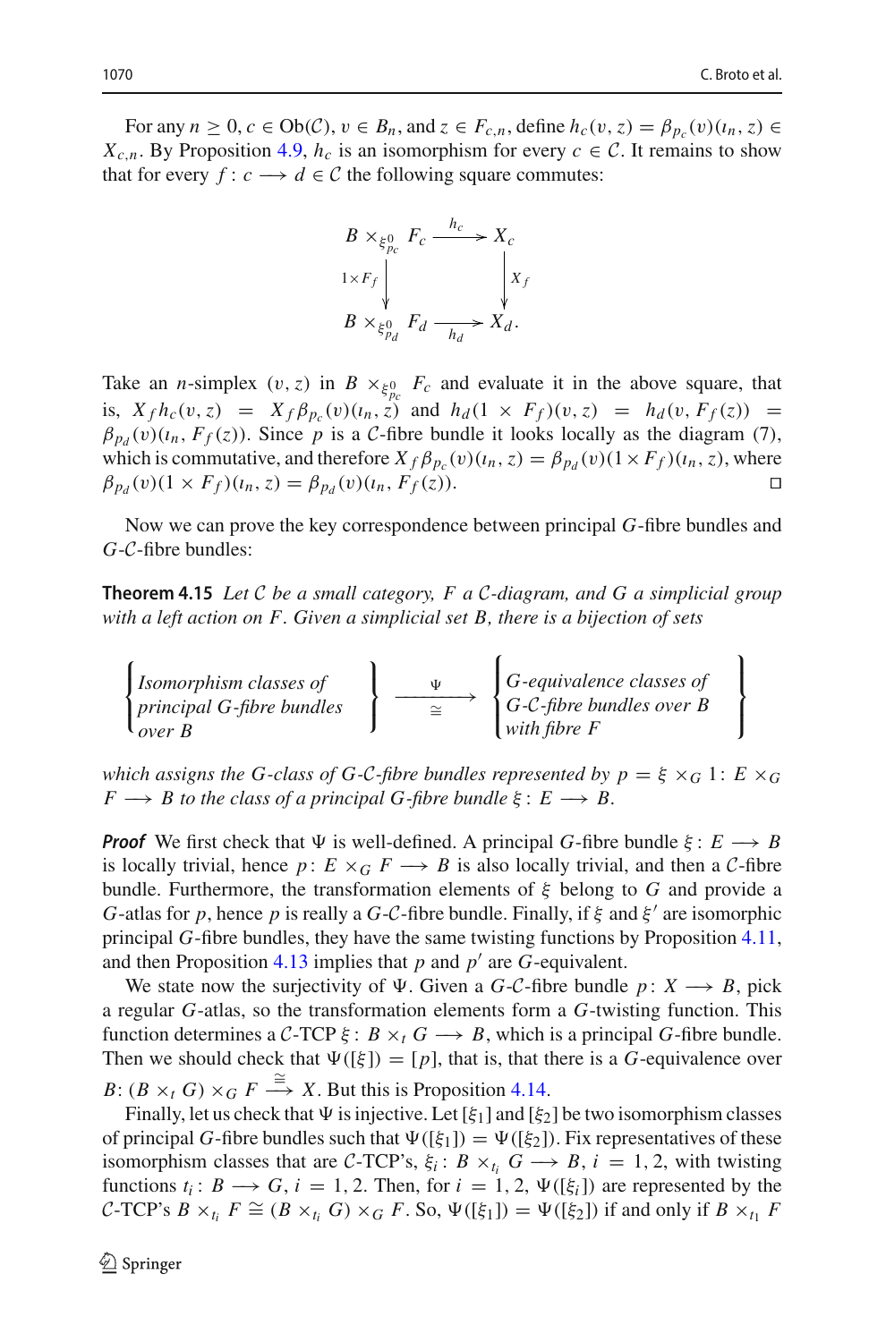For any $n \geq 0$, $c \in \mathrm{Ob}(\mathcal{C})$, $v \in B_n$, and $z \in F_{c,n}$, define $h_c(v,z) = \beta_{p_c}(v)(\iota_n, z) \in X_{c,n}$. By Proposition 4.9, $h_c$ is an isomorphism for every $c \in \mathcal{C}$. It remains to show that for every $f : c \longrightarrow d \in \mathcal{C}$ the following square commutes:

$$\begin{array}{ccc}
B \times_{\xi^0_{p_c}} F_c & \xrightarrow{h_c} & X_c \\
\downarrow{\scriptstyle 1\times F_f} & & \downarrow{\scriptstyle X_f} \\
B \times_{\xi^0_{p_d}} F_d & \xrightarrow[h_d]{} & X_d .
\end{array}$$

Take an $n$-simplex $(v, z)$ in $B \times_{\xi^0_{p_c}} F_c$ and evaluate it in the above square, that is, $X_f h_c(v,z) = X_f \beta_{p_c}(v)(\iota_n, z)$ and $h_d(1 \times F_f)(v,z) = h_d(v, F_f(z)) = \beta_{p_d}(v)(\iota_n, F_f(z))$. Since $p$ is a $\mathcal{C}$-fibre bundle it looks locally as the diagram (7), which is commutative, and therefore $X_f \beta_{p_c}(v)(\iota_n, z) = \beta_{p_d}(v)(1 \times F_f)(\iota_n, z)$, where $\beta_{p_d}(v)(1 \times F_f)(\iota_n, z) = \beta_{p_d}(v)(\iota_n, F_f(z))$. □

Now we can prove the key correspondence between principal $G$-fibre bundles and $G$-$\mathcal{C}$-fibre bundles:

**Theorem 4.15** *Let $\mathcal{C}$ be a small category, $F$ a $\mathcal{C}$-diagram, and $G$ a simplicial group with a left action on $F$. Given a simplicial set $B$, there is a bijection of sets*

$$\left\{\begin{array}{l}\text{Isomorphism classes of}\\ \text{principal } G\text{-fibre bundles}\\ \text{over } B\end{array}\right\} \xrightarrow[\cong]{\Psi} \left\{\begin{array}{l}G\text{-equivalence classes of}\\ G\text{-}\mathcal{C}\text{-fibre bundles over } B\\ \text{with fibre } F\end{array}\right\}$$

*which assigns the $G$-class of $G$-$\mathcal{C}$-fibre bundles represented by $p = \xi \times_G 1 \colon E \times_G F \longrightarrow B$ to the class of a principal $G$-fibre bundle $\xi : E \longrightarrow B$.*

***Proof*** We first check that $\Psi$ is well-defined. A principal $G$-fibre bundle $\xi : E \longrightarrow B$ is locally trivial, hence $p \colon E \times_G F \longrightarrow B$ is also locally trivial, and then a $\mathcal{C}$-fibre bundle. Furthermore, the transformation elements of $\xi$ belong to $G$ and provide a $G$-atlas for $p$, hence $p$ is really a $G$-$\mathcal{C}$-fibre bundle. Finally, if $\xi$ and $\xi'$ are isomorphic principal $G$-fibre bundles, they have the same twisting functions by Proposition 4.11, and then Proposition 4.13 implies that $p$ and $p'$ are $G$-equivalent.

We state now the surjectivity of $\Psi$. Given a $G$-$\mathcal{C}$-fibre bundle $p \colon X \longrightarrow B$, pick a regular $G$-atlas, so the transformation elements form a $G$-twisting function. This function determines a $\mathcal{C}$-TCP $\xi : B \times_t G \longrightarrow B$, which is a principal $G$-fibre bundle. Then we should check that $\Psi([\xi]) = [p]$, that is, that there is a $G$-equivalence over $B$: $(B \times_t G) \times_G F \xrightarrow{\cong} X$. But this is Proposition 4.14.

Finally, let us check that $\Psi$ is injective. Let $[\xi_1]$ and $[\xi_2]$ be two isomorphism classes of principal $G$-fibre bundles such that $\Psi([\xi_1]) = \Psi([\xi_2])$. Fix representatives of these isomorphism classes that are $\mathcal{C}$-TCP's, $\xi_i \colon B \times_{t_i} G \longrightarrow B$, $i = 1, 2$, with twisting functions $t_i \colon B \longrightarrow G$, $i = 1, 2$. Then, for $i = 1, 2$, $\Psi([\xi_i])$ are represented by the $\mathcal{C}$-TCP's $B \times_{t_i} F \cong (B \times_{t_i} G) \times_G F$. So, $\Psi([\xi_1]) = \Psi([\xi_2])$ if and only if $B \times_{t_1} F$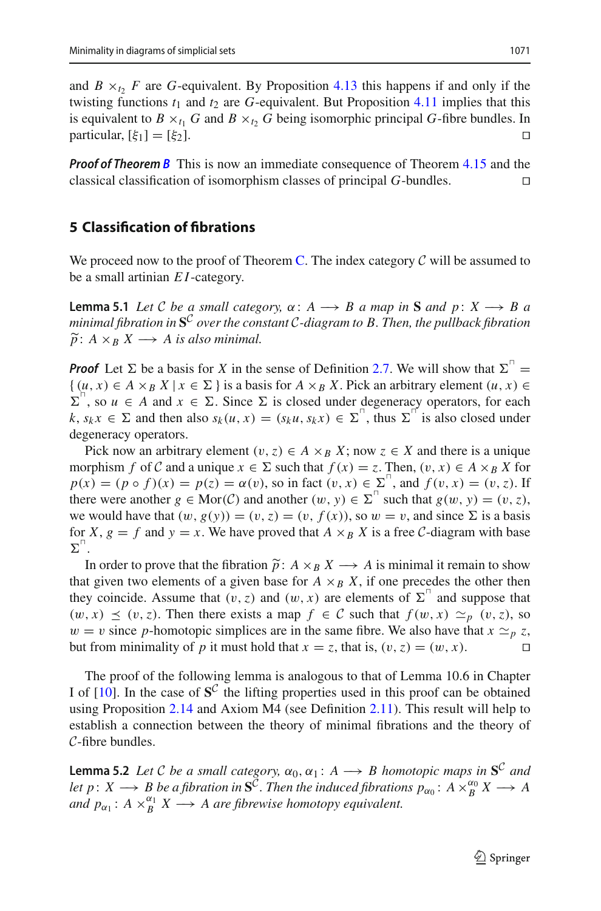and $B \times_{t_2} F$ are $G$-equivalent. By Proposition 4.13 this happens if and only if the twisting functions $t_1$ and $t_2$ are $G$-equivalent. But Proposition 4.11 implies that this is equivalent to $B \times_{t_1} G$ and $B \times_{t_2} G$ being isomorphic principal $G$-fibre bundles. In particular, $[\xi_1] = [\xi_2]$. □

***Proof of Theorem B*** This is now an immediate consequence of Theorem 4.15 and the classical classification of isomorphism classes of principal $G$-bundles. □

## 5 Classification of fibrations

We proceed now to the proof of Theorem C. The index category $\mathcal{C}$ will be assumed to be a small artinian $EI$-category.

**Lemma 5.1** *Let $\mathcal{C}$ be a small category, $\alpha\colon A \longrightarrow B$ a map in $\mathbf{S}$ and $p\colon X \longrightarrow B$ a minimal fibration in $\mathbf{S}^{\mathcal{C}}$ over the constant $\mathcal{C}$-diagram to $B$. Then, the pullback fibration $\widetilde{p}\colon A \times_B X \longrightarrow A$ is also minimal.*

***Proof*** Let $\Sigma$ be a basis for $X$ in the sense of Definition 2.7. We will show that $\Sigma^{\sqcap} = \{(u, x) \in A \times_B X \mid x \in \Sigma\}$ is a basis for $A \times_B X$. Pick an arbitrary element $(u, x) \in \Sigma^{\sqcap}$, so $u \in A$ and $x \in \Sigma$. Since $\Sigma$ is closed under degeneracy operators, for each $k$, $s_k x \in \Sigma$ and then also $s_k(u, x) = (s_k u, s_k x) \in \Sigma^{\sqcap}$, thus $\Sigma^{\sqcap}$ is also closed under degeneracy operators.

Pick now an arbitrary element $(v, z) \in A \times_B X$; now $z \in X$ and there is a unique morphism $f$ of $\mathcal{C}$ and a unique $x \in \Sigma$ such that $f(x) = z$. Then, $(v, x) \in A \times_B X$ for $p(x) = (p \circ f)(x) = p(z) = \alpha(v)$, so in fact $(v, x) \in \Sigma^{\sqcap}$, and $f(v, x) = (v, z)$. If there were another $g \in \mathrm{Mor}(\mathcal{C})$ and another $(w, y) \in \Sigma^{\sqcap}$ such that $g(w, y) = (v, z)$, we would have that $(w, g(y)) = (v, z) = (v, f(x))$, so $w = v$, and since $\Sigma$ is a basis for $X$, $g = f$ and $y = x$. We have proved that $A \times_B X$ is a free $\mathcal{C}$-diagram with base $\Sigma^{\sqcap}$.

In order to prove that the fibration $\widetilde{p}\colon A \times_B X \longrightarrow A$ is minimal it remain to show that given two elements of a given base for $A \times_B X$, if one precedes the other then they coincide. Assume that $(v, z)$ and $(w, x)$ are elements of $\Sigma^{\sqcap}$ and suppose that $(w, x) \preceq (v, z)$. Then there exists a map $f \in \mathcal{C}$ such that $f(w, x) \simeq_p (v, z)$, so $w = v$ since $p$-homotopic simplices are in the same fibre. We also have that $x \simeq_p z$, but from minimality of $p$ it must hold that $x = z$, that is, $(v, z) = (w, x)$. □

The proof of the following lemma is analogous to that of Lemma 10.6 in Chapter I of [10]. In the case of $\mathbf{S}^{\mathcal{C}}$ the lifting properties used in this proof can be obtained using Proposition 2.14 and Axiom M4 (see Definition 2.11). This result will help to establish a connection between the theory of minimal fibrations and the theory of $\mathcal{C}$-fibre bundles.

**Lemma 5.2** *Let $\mathcal{C}$ be a small category, $\alpha_0, \alpha_1\colon A \longrightarrow B$ homotopic maps in $\mathbf{S}^{\mathcal{C}}$ and let $p\colon X \longrightarrow B$ be a fibration in $\mathbf{S}^{\mathcal{C}}$. Then the induced fibrations $p_{\alpha_0}\colon A \times_B^{\alpha_0} X \longrightarrow A$ and $p_{\alpha_1}\colon A \times_B^{\alpha_1} X \longrightarrow A$ are fibrewise homotopy equivalent.*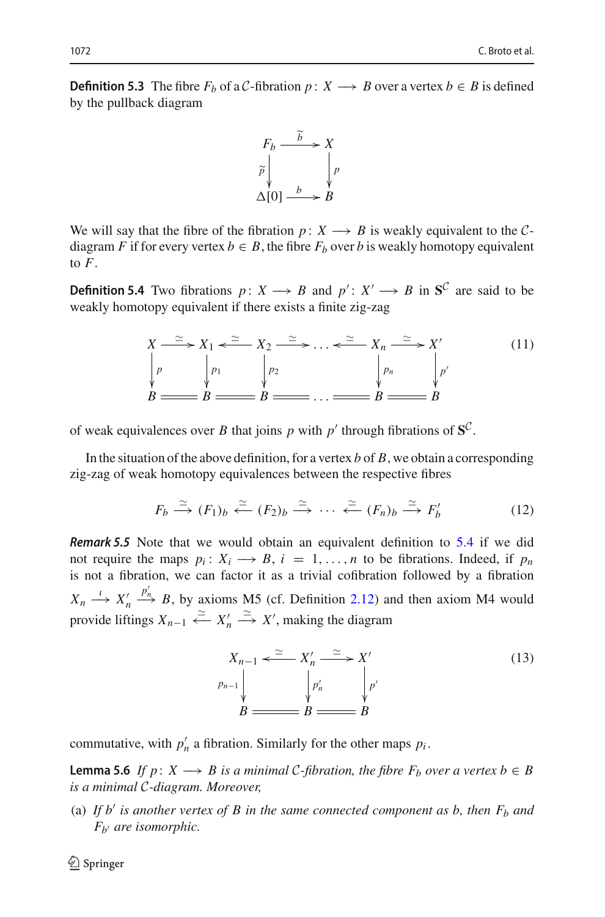**Definition 5.3** The fibre $F_b$ of a $\mathcal{C}$-fibration $p\colon X \longrightarrow B$ over a vertex $b \in B$ is defined by the pullback diagram

$$\begin{array}{ccc} F_b & \xrightarrow{\ \widetilde{b}\ } & X \\ {\scriptstyle \widetilde{p}}\downarrow & & \downarrow{\scriptstyle p} \\ \Delta[0] & \xrightarrow{\ b\ } & B \end{array}$$

We will say that the fibre of the fibration $p\colon X \longrightarrow B$ is weakly equivalent to the $\mathcal{C}$-diagram $F$ if for every vertex $b \in B$, the fibre $F_b$ over $b$ is weakly homotopy equivalent to $F$.

**Definition 5.4** Two fibrations $p\colon X \longrightarrow B$ and $p'\colon X' \longrightarrow B$ in $\mathbf{S}^{\mathcal{C}}$ are said to be weakly homotopy equivalent if there exists a finite zig-zag

$$\begin{array}{ccccccccccc} X & \xrightarrow{\simeq} & X_1 & \xleftarrow{\simeq} & X_2 & \xrightarrow{\simeq} & \dots & \xleftarrow{\simeq} & X_n & \xrightarrow{\simeq} & X' \\ {\scriptstyle p}\downarrow & & \downarrow{\scriptstyle p_1} & & \downarrow{\scriptstyle p_2} & & & & \downarrow{\scriptstyle p_n} & & \downarrow{\scriptstyle p'} \\ B & = & B & = & B & = & \dots & = & B & = & B \end{array} \tag{11}$$

of weak equivalences over $B$ that joins $p$ with $p'$ through fibrations of $\mathbf{S}^{\mathcal{C}}$.

In the situation of the above definition, for a vertex $b$ of $B$, we obtain a corresponding zig-zag of weak homotopy equivalences between the respective fibres

$$F_b \xrightarrow{\simeq} (F_1)_b \xleftarrow{\simeq} (F_2)_b \xrightarrow{\simeq} \cdots \xleftarrow{\simeq} (F_n)_b \xrightarrow{\simeq} F'_b \tag{12}$$

***Remark 5.5*** Note that we would obtain an equivalent definition to 5.4 if we did not require the maps $p_i\colon X_i \longrightarrow B$, $i = 1, \dots, n$ to be fibrations. Indeed, if $p_n$ is not a fibration, we can factor it as a trivial cofibration followed by a fibration $X_n \xrightarrow{\iota} X'_n \xrightarrow{p'_n} B$, by axioms M5 (cf. Definition 2.12) and then axiom M4 would provide liftings $X_{n-1} \xleftarrow{\simeq} X'_n \xrightarrow{\simeq} X'$, making the diagram

$$\begin{array}{ccccc} X_{n-1} & \xleftarrow{\simeq} & X'_n & \xrightarrow{\simeq} & X' \\ {\scriptstyle p_{n-1}}\downarrow & & \downarrow{\scriptstyle p'_n} & & \downarrow{\scriptstyle p'} \\ B & = & B & = & B \end{array} \tag{13}$$

commutative, with $p'_n$ a fibration. Similarly for the other maps $p_i$.

**Lemma 5.6** *If $p\colon X \longrightarrow B$ is a minimal $\mathcal{C}$-fibration, the fibre $F_b$ over a vertex $b \in B$ is a minimal $\mathcal{C}$-diagram. Moreover,*

(a) *If $b'$ is another vertex of $B$ in the same connected component as $b$, then $F_b$ and $F_{b'}$ are isomorphic.*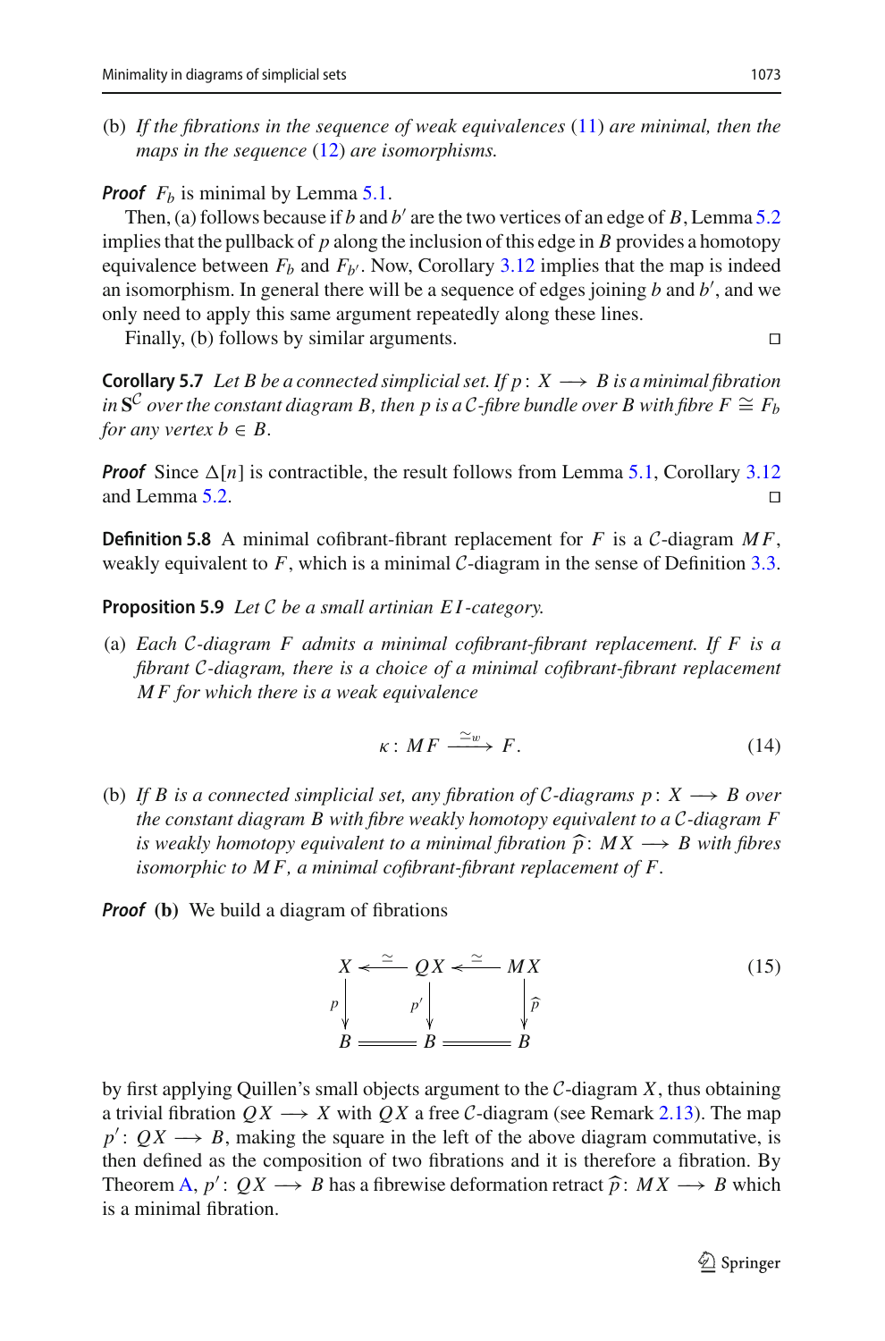(b) *If the fibrations in the sequence of weak equivalences* (11) *are minimal, then the maps in the sequence* (12) *are isomorphisms.*

***Proof*** $F_b$ is minimal by Lemma 5.1.

Then, (a) follows because if $b$ and $b'$ are the two vertices of an edge of $B$, Lemma 5.2 implies that the pullback of $p$ along the inclusion of this edge in $B$ provides a homotopy equivalence between $F_b$ and $F_{b'}$. Now, Corollary 3.12 implies that the map is indeed an isomorphism. In general there will be a sequence of edges joining $b$ and $b'$, and we only need to apply this same argument repeatedly along these lines.

Finally, (b) follows by similar arguments. □

**Corollary 5.7** *Let $B$ be a connected simplicial set. If $p\colon X \longrightarrow B$ is a minimal fibration in $\mathbf{S}^{\mathcal{C}}$ over the constant diagram $B$, then $p$ is a $\mathcal{C}$-fibre bundle over $B$ with fibre $F \cong F_b$ for any vertex $b \in B$.*

***Proof*** Since $\Delta[n]$ is contractible, the result follows from Lemma 5.1, Corollary 3.12 and Lemma 5.2. □

**Definition 5.8** A minimal cofibrant-fibrant replacement for $F$ is a $\mathcal{C}$-diagram $MF$, weakly equivalent to $F$, which is a minimal $\mathcal{C}$-diagram in the sense of Definition 3.3.

**Proposition 5.9** *Let $\mathcal{C}$ be a small artinian $EI$-category.*

(a) *Each $\mathcal{C}$-diagram $F$ admits a minimal cofibrant-fibrant replacement. If $F$ is a fibrant $\mathcal{C}$-diagram, there is a choice of a minimal cofibrant-fibrant replacement $MF$ for which there is a weak equivalence*

$$\kappa\colon MF \xrightarrow{\simeq_w} F. \tag{14}$$

(b) *If $B$ is a connected simplicial set, any fibration of $\mathcal{C}$-diagrams $p\colon X \longrightarrow B$ over the constant diagram $B$ with fibre weakly homotopy equivalent to a $\mathcal{C}$-diagram $F$ is weakly homotopy equivalent to a minimal fibration $\widehat{p}\colon MX \longrightarrow B$ with fibres isomorphic to $MF$, a minimal cofibrant-fibrant replacement of $F$.*

***Proof*** **(b)** We build a diagram of fibrations

$$\begin{array}{ccccc} X & \xleftarrow{\simeq} & QX & \xleftarrow{\simeq} & MX \\ \downarrow{\scriptstyle p} & & \downarrow{\scriptstyle p'} & & \downarrow{\scriptstyle \widehat{p}} \\ B & = & B & = & B \end{array} \tag{15}$$

by first applying Quillen's small objects argument to the $\mathcal{C}$-diagram $X$, thus obtaining a trivial fibration $QX \longrightarrow X$ with $QX$ a free $\mathcal{C}$-diagram (see Remark 2.13). The map $p'\colon QX \longrightarrow B$, making the square in the left of the above diagram commutative, is then defined as the composition of two fibrations and it is therefore a fibration. By Theorem A, $p'\colon QX \longrightarrow B$ has a fibrewise deformation retract $\widehat{p}\colon MX \longrightarrow B$ which is a minimal fibration.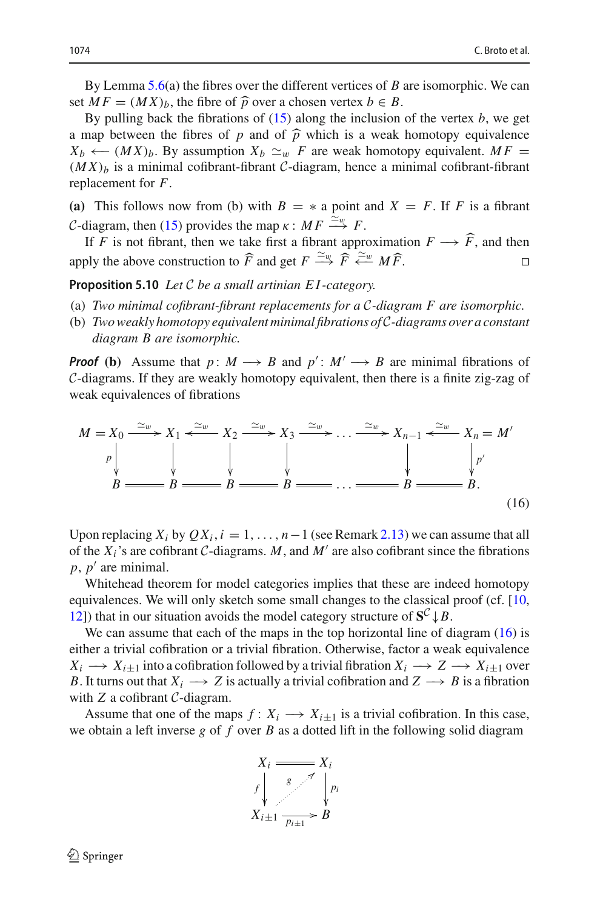By Lemma 5.6(a) the fibres over the different vertices of $B$ are isomorphic. We can set $MF = (MX)_b$, the fibre of $\widehat{p}$ over a chosen vertex $b \in B$.

By pulling back the fibrations of (15) along the inclusion of the vertex $b$, we get a map between the fibres of $p$ and of $\widehat{p}$ which is a weak homotopy equivalence $X_b \longleftarrow (MX)_b$. By assumption $X_b \simeq_w F$ are weak homotopy equivalent. $MF = (MX)_b$ is a minimal cofibrant-fibrant $\mathcal{C}$-diagram, hence a minimal cofibrant-fibrant replacement for $F$.

**(a)** This follows now from (b) with $B = *$ a point and $X = F$. If $F$ is a fibrant $\mathcal{C}$-diagram, then (15) provides the map $\kappa \colon MF \xrightarrow{\simeq_w} F$.

If $F$ is not fibrant, then we take first a fibrant approximation $F \longrightarrow \widehat{F}$, and then apply the above construction to $\widehat{F}$ and get $F \xrightarrow{\simeq_w} \widehat{F} \xleftarrow{\simeq_w} M\widehat{F}$. ◻

**Proposition 5.10** *Let $\mathcal{C}$ be a small artinian $EI$-category.*

- (a) *Two minimal cofibrant-fibrant replacements for a $\mathcal{C}$-diagram $F$ are isomorphic.*
- (b) *Two weakly homotopy equivalent minimal fibrations of $\mathcal{C}$-diagrams over a constant diagram $B$ are isomorphic.*

***Proof*** **(b)** Assume that $p \colon M \longrightarrow B$ and $p' \colon M' \longrightarrow B$ are minimal fibrations of $\mathcal{C}$-diagrams. If they are weakly homotopy equivalent, then there is a finite zig-zag of weak equivalences of fibrations

$$
\begin{array}{ccccccccccccc}
M = X_0 & \xrightarrow{\simeq_w} & X_1 & \xleftarrow{\simeq_w} & X_2 & \xrightarrow{\simeq_w} & X_3 & \xrightarrow{\simeq_w} & \dots & \xrightarrow{\simeq_w} & X_{n-1} & \xleftarrow{\simeq_w} & X_n = M' \\
\downarrow{\scriptstyle p} & & \downarrow & & \downarrow & & \downarrow & & & & \downarrow & & \downarrow{\scriptstyle p'} \\
B & = & B & = & B & = & B & = & \dots & = & B & = & B.
\end{array}
\tag{16}
$$

Upon replacing $X_i$ by $QX_i$, $i = 1, \dots, n-1$ (see Remark 2.13) we can assume that all of the $X_i$'s are cofibrant $\mathcal{C}$-diagrams. $M$, and $M'$ are also cofibrant since the fibrations $p$, $p'$ are minimal.

Whitehead theorem for model categories implies that these are indeed homotopy equivalences. We will only sketch some small changes to the classical proof (cf. [10, 12]) that in our situation avoids the model category structure of $\mathbf{S}^{\mathcal{C}}\!\downarrow\! B$.

We can assume that each of the maps in the top horizontal line of diagram (16) is either a trivial cofibration or a trivial fibration. Otherwise, factor a weak equivalence $X_i \longrightarrow X_{i\pm1}$ into a cofibration followed by a trivial fibration $X_i \longrightarrow Z \longrightarrow X_{i\pm1}$ over $B$. It turns out that $X_i \longrightarrow Z$ is actually a trivial cofibration and $Z \longrightarrow B$ is a fibration with $Z$ a cofibrant $\mathcal{C}$-diagram.

Assume that one of the maps $f \colon X_i \longrightarrow X_{i\pm1}$ is a trivial cofibration. In this case, we obtain a left inverse $g$ of $f$ over $B$ as a dotted lift in the following solid diagram

$$
\begin{array}{ccc}
X_i & = & X_i \\
{\scriptstyle f}\downarrow & \overset{g}{\nearrow} & \downarrow{\scriptstyle p_i} \\
X_{i\pm1} & \xrightarrow{p_{i\pm1}} & B
\end{array}
$$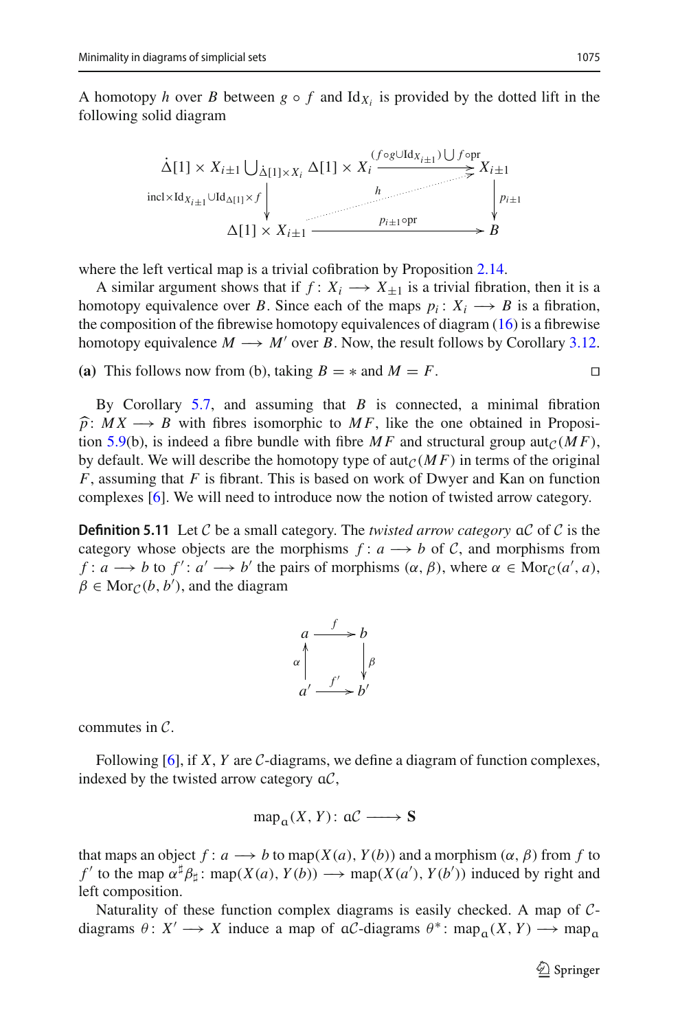A homotopy $h$ over $B$ between $g \circ f$ and $\mathrm{Id}_{X_i}$ is provided by the dotted lift in the following solid diagram

$$\begin{array}{ccc}
\dot{\Delta}[1] \times X_{i\pm 1} \bigcup_{\dot{\Delta}[1]\times X_i} \Delta[1] \times X_i & \xrightarrow{(f\circ g \cup \mathrm{Id}_{X_{i\pm 1}}) \bigcup f\circ \mathrm{pr}} & X_{i\pm 1} \\
{\scriptstyle \mathrm{incl}\times \mathrm{Id}_{X_{i\pm 1}} \cup \mathrm{Id}_{\Delta[1]}\times f} \downarrow & \overset{h}{\nearrow} & \downarrow {\scriptstyle p_{i\pm 1}} \\
\Delta[1] \times X_{i\pm 1} & \xrightarrow{p_{i\pm 1}\circ \mathrm{pr}} & B
\end{array}$$

where the left vertical map is a trivial cofibration by Proposition 2.14.

A similar argument shows that if $f : X_i \longrightarrow X_{\pm 1}$ is a trivial fibration, then it is a homotopy equivalence over $B$. Since each of the maps $p_i : X_i \longrightarrow B$ is a fibration, the composition of the fibrewise homotopy equivalences of diagram (16) is a fibrewise homotopy equivalence $M \longrightarrow M'$ over $B$. Now, the result follows by Corollary 3.12.

**(a)** This follows now from (b), taking $B = *$ and $M = F$. □

By Corollary 5.7, and assuming that $B$ is connected, a minimal fibration $\widehat{p} : MX \longrightarrow B$ with fibres isomorphic to $MF$, like the one obtained in Proposition 5.9(b), is indeed a fibre bundle with fibre $MF$ and structural group $\mathrm{aut}_{\mathcal{C}}(MF)$, by default. We will describe the homotopy type of $\mathrm{aut}_{\mathcal{C}}(MF)$ in terms of the original $F$, assuming that $F$ is fibrant. This is based on work of Dwyer and Kan on function complexes [6]. We will need to introduce now the notion of twisted arrow category.

**Definition 5.11** Let $\mathcal{C}$ be a small category. The *twisted arrow category* $\mathfrak{a}\mathcal{C}$ of $\mathcal{C}$ is the category whose objects are the morphisms $f : a \longrightarrow b$ of $\mathcal{C}$, and morphisms from $f : a \longrightarrow b$ to $f' : a' \longrightarrow b'$ the pairs of morphisms $(\alpha, \beta)$, where $\alpha \in \mathrm{Mor}_{\mathcal{C}}(a', a)$, $\beta \in \mathrm{Mor}_{\mathcal{C}}(b, b')$, and the diagram

$$\begin{array}{ccc}
a & \xrightarrow{f} & b \\
{\scriptstyle \alpha}\uparrow & & \downarrow{\scriptstyle \beta} \\
a' & \xrightarrow{f'} & b'
\end{array}$$

commutes in $\mathcal{C}$.

Following [6], if $X, Y$ are $\mathcal{C}$-diagrams, we define a diagram of function complexes, indexed by the twisted arrow category $\mathfrak{a}\mathcal{C}$,

$$\mathrm{map}_{\mathfrak{a}}(X, Y) : \mathfrak{a}\mathcal{C} \longrightarrow \mathbf{S}$$

that maps an object $f : a \longrightarrow b$ to $\mathrm{map}(X(a), Y(b))$ and a morphism $(\alpha, \beta)$ from $f$ to $f'$ to the map $\alpha^\sharp \beta_\sharp : \mathrm{map}(X(a), Y(b)) \longrightarrow \mathrm{map}(X(a'), Y(b'))$ induced by right and left composition.

Naturality of these function complex diagrams is easily checked. A map of $\mathcal{C}$-diagrams $\theta : X' \longrightarrow X$ induce a map of $\mathfrak{a}\mathcal{C}$-diagrams $\theta^* : \mathrm{map}_{\mathfrak{a}}(X, Y) \longrightarrow \mathrm{map}_{\mathfrak{a}}$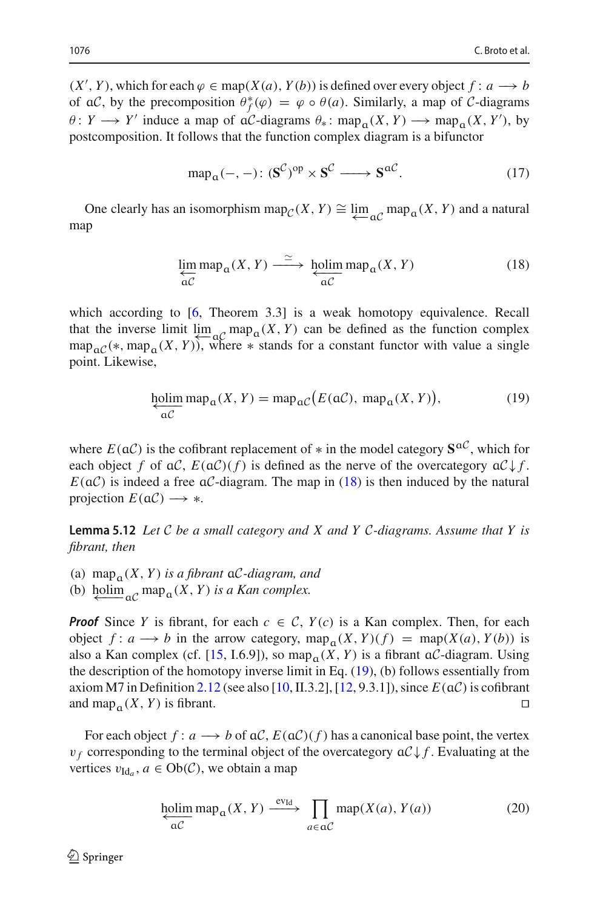$(X', Y)$, which for each $\varphi \in \mathrm{map}(X(a), Y(b))$ is defined over every object $f\colon a \longrightarrow b$ of $\mathfrak{a}\mathcal{C}$, by the precomposition $\theta^*_f(\varphi) = \varphi \circ \theta(a)$. Similarly, a map of $\mathcal{C}$-diagrams $\theta\colon Y \longrightarrow Y'$ induce a map of $\mathfrak{a}\mathcal{C}$-diagrams $\theta_*\colon \mathrm{map}_{\mathfrak{a}}(X, Y) \longrightarrow \mathrm{map}_{\mathfrak{a}}(X, Y')$, by postcomposition. It follows that the function complex diagram is a bifunctor

$$\mathrm{map}_{\mathfrak{a}}(-,-)\colon (\mathbf{S}^{\mathcal{C}})^{\mathrm{op}} \times \mathbf{S}^{\mathcal{C}} \longrightarrow \mathbf{S}^{\mathfrak{a}\mathcal{C}}. \tag{17}$$

One clearly has an isomorphism $\mathrm{map}_{\mathcal{C}}(X, Y) \cong \varprojlim_{\mathfrak{a}\mathcal{C}} \mathrm{map}_{\mathfrak{a}}(X, Y)$ and a natural map

$$\varprojlim_{\mathfrak{a}\mathcal{C}} \mathrm{map}_{\mathfrak{a}}(X, Y) \xrightarrow{\ \simeq\ } \operatorname*{holim}_{\overleftarrow{\mathfrak{a}\mathcal{C}}} \mathrm{map}_{\mathfrak{a}}(X, Y) \tag{18}$$

which according to [6, Theorem 3.3] is a weak homotopy equivalence. Recall that the inverse limit $\varprojlim_{\mathfrak{a}\mathcal{C}} \mathrm{map}_{\mathfrak{a}}(X, Y)$ can be defined as the function complex $\mathrm{map}_{\mathfrak{a}\mathcal{C}}(*, \mathrm{map}_{\mathfrak{a}}(X, Y))$, where $*$ stands for a constant functor with value a single point. Likewise,

$$\operatorname*{holim}_{\overleftarrow{\mathfrak{a}\mathcal{C}}} \mathrm{map}_{\mathfrak{a}}(X, Y) = \mathrm{map}_{\mathfrak{a}\mathcal{C}}\big(E(\mathfrak{a}\mathcal{C}),\ \mathrm{map}_{\mathfrak{a}}(X, Y)\big), \tag{19}$$

where $E(\mathfrak{a}\mathcal{C})$ is the cofibrant replacement of $*$ in the model category $\mathbf{S}^{\mathfrak{a}\mathcal{C}}$, which for each object $f$ of $\mathfrak{a}\mathcal{C}$, $E(\mathfrak{a}\mathcal{C})(f)$ is defined as the nerve of the overcategory $\mathfrak{a}\mathcal{C}{\downarrow}f$. $E(\mathfrak{a}\mathcal{C})$ is indeed a free $\mathfrak{a}\mathcal{C}$-diagram. The map in (18) is then induced by the natural projection $E(\mathfrak{a}\mathcal{C}) \longrightarrow *$.

**Lemma 5.12** *Let $\mathcal{C}$ be a small category and $X$ and $Y$ $\mathcal{C}$-diagrams. Assume that $Y$ is fibrant, then*

(a) $\mathrm{map}_{\mathfrak{a}}(X, Y)$ *is a fibrant $\mathfrak{a}\mathcal{C}$-diagram, and*
(b) $\operatorname*{holim}_{\overleftarrow{\mathfrak{a}\mathcal{C}}} \mathrm{map}_{\mathfrak{a}}(X, Y)$ *is a Kan complex.*

***Proof*** Since $Y$ is fibrant, for each $c \in \mathcal{C}$, $Y(c)$ is a Kan complex. Then, for each object $f\colon a \longrightarrow b$ in the arrow category, $\mathrm{map}_{\mathfrak{a}}(X, Y)(f) = \mathrm{map}(X(a), Y(b))$ is also a Kan complex (cf. [15, I.6.9]), so $\mathrm{map}_{\mathfrak{a}}(X, Y)$ is a fibrant $\mathfrak{a}\mathcal{C}$-diagram. Using the description of the homotopy inverse limit in Eq. (19), (b) follows essentially from axiom M7 in Definition 2.12 (see also [10, II.3.2], [12, 9.3.1]), since $E(\mathfrak{a}\mathcal{C})$ is cofibrant and $\mathrm{map}_{\mathfrak{a}}(X, Y)$ is fibrant. $\square$

For each object $f\colon a \longrightarrow b$ of $\mathfrak{a}\mathcal{C}$, $E(\mathfrak{a}\mathcal{C})(f)$ has a canonical base point, the vertex $v_f$ corresponding to the terminal object of the overcategory $\mathfrak{a}\mathcal{C}{\downarrow}f$. Evaluating at the vertices $v_{\mathrm{Id}_a}$, $a \in \mathrm{Ob}(\mathcal{C})$, we obtain a map

$$\operatorname*{holim}_{\overleftarrow{\mathfrak{a}\mathcal{C}}} \mathrm{map}_{\mathfrak{a}}(X, Y) \xrightarrow{\ \mathrm{ev}_{\mathrm{Id}}\ } \prod_{a \in \mathfrak{a}\mathcal{C}} \mathrm{map}(X(a), Y(a)) \tag{20}$$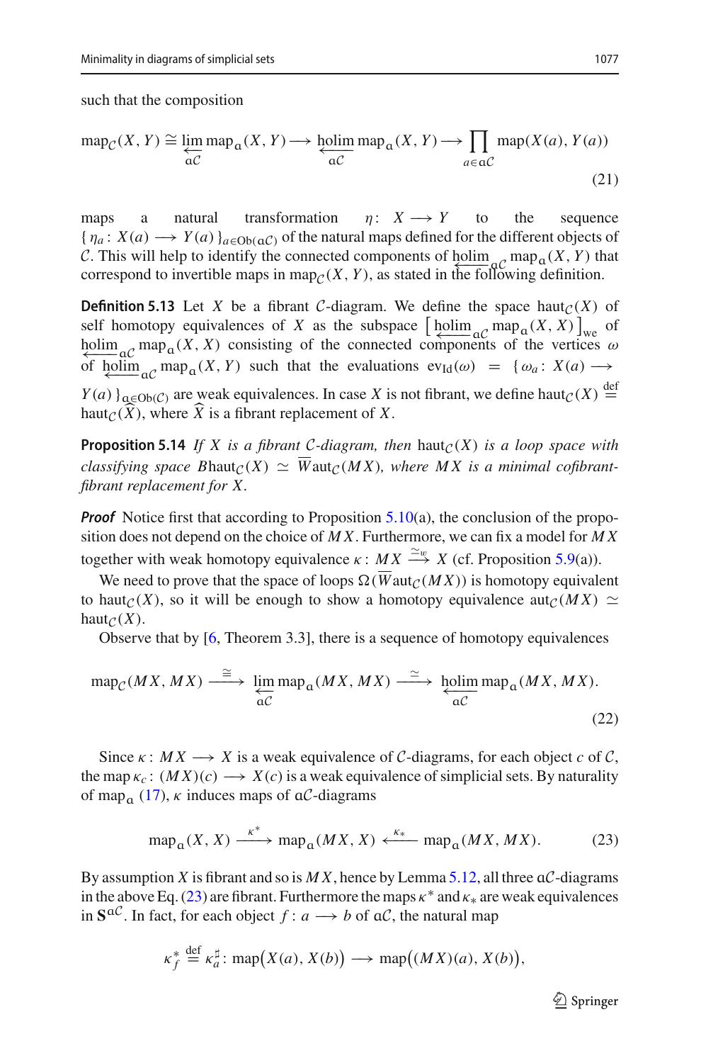such that the composition

$$\mathrm{map}_{\mathcal{C}}(X,Y) \cong \underleftarrow{\lim}_{\mathfrak{a}\mathcal{C}} \mathrm{map}_{\mathfrak{a}}(X,Y) \longrightarrow \underleftarrow{\mathrm{holim}}_{\mathfrak{a}\mathcal{C}} \mathrm{map}_{\mathfrak{a}}(X,Y) \longrightarrow \prod_{a\in\mathfrak{a}\mathcal{C}} \mathrm{map}(X(a),Y(a)) \tag{21}$$

maps a natural transformation $\eta\colon X \longrightarrow Y$ to the sequence $\{\eta_a\colon X(a) \longrightarrow Y(a)\}_{a\in \mathrm{Ob}(\mathfrak{a}\mathcal{C})}$ of the natural maps defined for the different objects of $\mathcal{C}$. This will help to identify the connected components of $\underleftarrow{\mathrm{holim}}_{\mathfrak{a}\mathcal{C}} \mathrm{map}_{\mathfrak{a}}(X,Y)$ that correspond to invertible maps in $\mathrm{map}_{\mathcal{C}}(X,Y)$, as stated in the following definition.

**Definition 5.13** Let $X$ be a fibrant $\mathcal{C}$-diagram. We define the space $\mathrm{haut}_{\mathcal{C}}(X)$ of self homotopy equivalences of $X$ as the subspace $\left[\underleftarrow{\mathrm{holim}}_{\mathfrak{a}\mathcal{C}} \mathrm{map}_{\mathfrak{a}}(X,X)\right]_{\mathrm{we}}$ of $\underleftarrow{\mathrm{holim}}_{\mathfrak{a}\mathcal{C}} \mathrm{map}_{\mathfrak{a}}(X,X)$ consisting of the connected components of the vertices $\omega$ of $\underleftarrow{\mathrm{holim}}_{\mathfrak{a}\mathcal{C}} \mathrm{map}_{\mathfrak{a}}(X,Y)$ such that the evaluations $\mathrm{ev}_{\mathrm{Id}}(\omega) = \{\omega_a\colon X(a) \longrightarrow Y(a)\}_{a\in\mathrm{Ob}(\mathcal{C})}$ are weak equivalences. In case $X$ is not fibrant, we define $\mathrm{haut}_{\mathcal{C}}(X) \overset{\mathrm{def}}{=} \mathrm{haut}_{\mathcal{C}}(\widehat{X})$, where $\widehat{X}$ is a fibrant replacement of $X$.

**Proposition 5.14** *If $X$ is a fibrant $\mathcal{C}$-diagram, then $\mathrm{haut}_{\mathcal{C}}(X)$ is a loop space with classifying space $B\mathrm{haut}_{\mathcal{C}}(X) \simeq \overline{W}\mathrm{aut}_{\mathcal{C}}(MX)$, where $MX$ is a minimal cofibrant-fibrant replacement for $X$.*

***Proof*** Notice first that according to Proposition 5.10(a), the conclusion of the proposition does not depend on the choice of $MX$. Furthermore, we can fix a model for $MX$ together with weak homotopy equivalence $\kappa\colon MX \overset{\simeq_w}{\longrightarrow} X$ (cf. Proposition 5.9(a)).

We need to prove that the space of loops $\Omega(\overline{W}\mathrm{aut}_{\mathcal{C}}(MX))$ is homotopy equivalent to $\mathrm{haut}_{\mathcal{C}}(X)$, so it will be enough to show a homotopy equivalence $\mathrm{aut}_{\mathcal{C}}(MX) \simeq \mathrm{haut}_{\mathcal{C}}(X)$.

Observe that by [6, Theorem 3.3], there is a sequence of homotopy equivalences

$$\mathrm{map}_{\mathcal{C}}(MX,MX) \overset{\cong}{\longrightarrow} \underleftarrow{\lim}_{\mathfrak{a}\mathcal{C}} \mathrm{map}_{\mathfrak{a}}(MX,MX) \overset{\simeq}{\longrightarrow} \underleftarrow{\mathrm{holim}}_{\mathfrak{a}\mathcal{C}} \mathrm{map}_{\mathfrak{a}}(MX,MX). \tag{22}$$

Since $\kappa\colon MX \longrightarrow X$ is a weak equivalence of $\mathcal{C}$-diagrams, for each object $c$ of $\mathcal{C}$, the map $\kappa_c\colon (MX)(c) \longrightarrow X(c)$ is a weak equivalence of simplicial sets. By naturality of $\mathrm{map}_{\mathfrak{a}}$ (17), $\kappa$ induces maps of $\mathfrak{a}\mathcal{C}$-diagrams

$$\mathrm{map}_{\mathfrak{a}}(X,X) \overset{\kappa^*}{\longrightarrow} \mathrm{map}_{\mathfrak{a}}(MX,X) \overset{\kappa_*}{\longleftarrow} \mathrm{map}_{\mathfrak{a}}(MX,MX). \tag{23}$$

By assumption $X$ is fibrant and so is $MX$, hence by Lemma 5.12, all three $\mathfrak{a}\mathcal{C}$-diagrams in the above Eq. (23) are fibrant. Furthermore the maps $\kappa^*$ and $\kappa_*$ are weak equivalences in $\mathbf{S}^{\mathfrak{a}\mathcal{C}}$. In fact, for each object $f\colon a \longrightarrow b$ of $\mathfrak{a}\mathcal{C}$, the natural map

$$\kappa^*_f \overset{\mathrm{def}}{=} \kappa_a^\sharp\colon \mathrm{map}\big(X(a),X(b)\big) \longrightarrow \mathrm{map}\big((MX)(a),X(b)\big),$$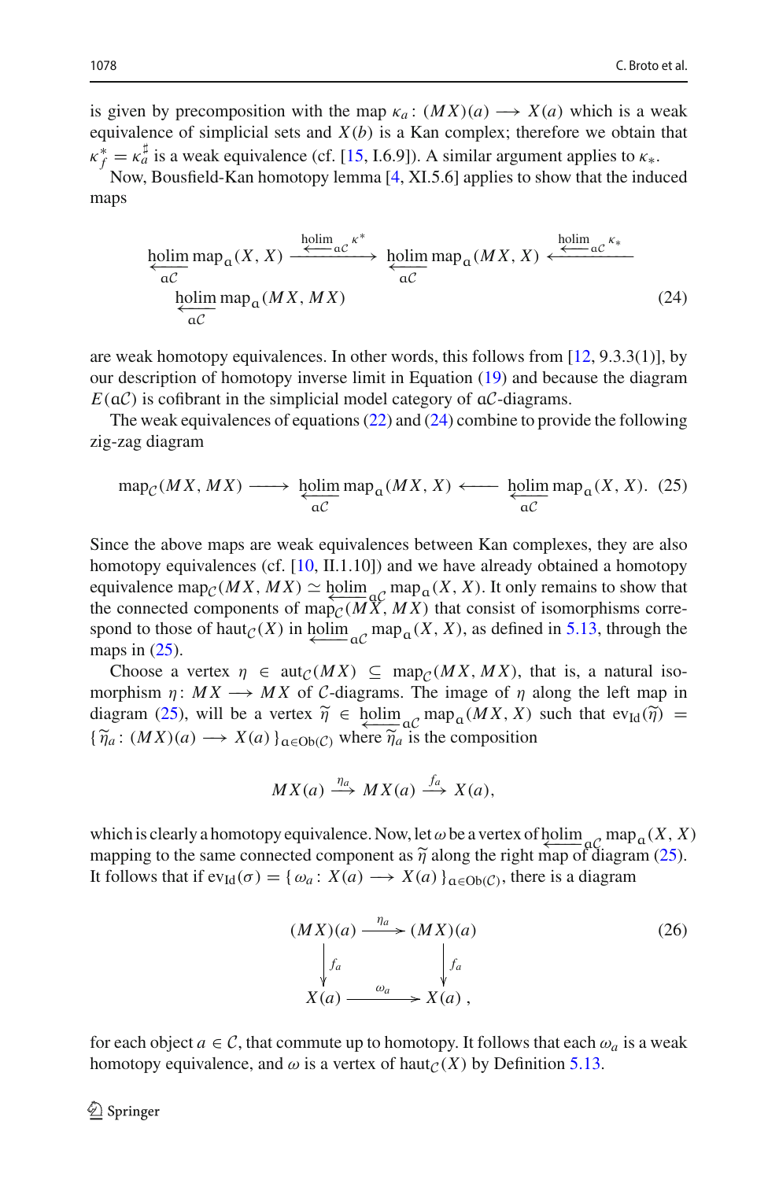is given by precomposition with the map $\kappa_a\colon (MX)(a) \longrightarrow X(a)$ which is a weak equivalence of simplicial sets and $X(b)$ is a Kan complex; therefore we obtain that $\kappa_f^* = \kappa_a^\sharp$ is a weak equivalence (cf. [15, I.6.9]). A similar argument applies to $\kappa_*$.

Now, Bousfield-Kan homotopy lemma [4, XI.5.6] applies to show that the induced maps

$$\underset{\mathfrak{a}\mathcal{C}}{\underleftarrow{\operatorname{holim}}}\, \operatorname{map}_{\mathfrak{a}}(X, X) \xrightarrow{\underleftarrow{\operatorname{holim}}_{\mathfrak{a}\mathcal{C}}\, \kappa^*} \underset{\mathfrak{a}\mathcal{C}}{\underleftarrow{\operatorname{holim}}}\, \operatorname{map}_{\mathfrak{a}}(MX, X) \xleftarrow{\underleftarrow{\operatorname{holim}}_{\mathfrak{a}\mathcal{C}}\, \kappa_*} \underset{\mathfrak{a}\mathcal{C}}{\underleftarrow{\operatorname{holim}}}\, \operatorname{map}_{\mathfrak{a}}(MX, MX) \tag{24}$$

are weak homotopy equivalences. In other words, this follows from [12, 9.3.3(1)], by our description of homotopy inverse limit in Equation (19) and because the diagram $E(\mathfrak{a}\mathcal{C})$ is cofibrant in the simplicial model category of $\mathfrak{a}\mathcal{C}$-diagrams.

The weak equivalences of equations (22) and (24) combine to provide the following zig-zag diagram

$$\operatorname{map}_{\mathcal{C}}(MX, MX) \longrightarrow \underset{\mathfrak{a}\mathcal{C}}{\underleftarrow{\operatorname{holim}}}\, \operatorname{map}_{\mathfrak{a}}(MX, X) \longleftarrow \underset{\mathfrak{a}\mathcal{C}}{\underleftarrow{\operatorname{holim}}}\, \operatorname{map}_{\mathfrak{a}}(X, X). \tag{25}$$

Since the above maps are weak equivalences between Kan complexes, they are also homotopy equivalences (cf. [10, II.1.10]) and we have already obtained a homotopy equivalence $\operatorname{map}_{\mathcal{C}}(MX, MX) \simeq \underleftarrow{\operatorname{holim}}_{\mathfrak{a}\mathcal{C}}\, \operatorname{map}_{\mathfrak{a}}(X, X)$. It only remains to show that the connected components of $\operatorname{map}_{\mathcal{C}}(MX, MX)$ that consist of isomorphisms correspond to those of $\operatorname{haut}_{\mathcal{C}}(X)$ in $\underleftarrow{\operatorname{holim}}_{\mathfrak{a}\mathcal{C}}\, \operatorname{map}_{\mathfrak{a}}(X, X)$, as defined in 5.13, through the maps in (25).

Choose a vertex $\eta \in \operatorname{aut}_{\mathcal{C}}(MX) \subseteq \operatorname{map}_{\mathcal{C}}(MX, MX)$, that is, a natural isomorphism $\eta\colon MX \longrightarrow MX$ of $\mathcal{C}$-diagrams. The image of $\eta$ along the left map in diagram (25), will be a vertex $\widetilde{\eta} \in \underleftarrow{\operatorname{holim}}_{\mathfrak{a}\mathcal{C}}\, \operatorname{map}_{\mathfrak{a}}(MX, X)$ such that $\operatorname{ev}_{\operatorname{Id}}(\widetilde{\eta}) = \{\widetilde{\eta}_a\colon (MX)(a) \longrightarrow X(a)\}_{a\in \operatorname{Ob}(\mathcal{C})}$ where $\widetilde{\eta}_a$ is the composition

$$MX(a) \xrightarrow{\eta_a} MX(a) \xrightarrow{f_a} X(a),$$

which is clearly a homotopy equivalence. Now, let $\omega$ be a vertex of $\underleftarrow{\operatorname{holim}}_{\mathfrak{a}\mathcal{C}}\, \operatorname{map}_{\mathfrak{a}}(X, X)$ mapping to the same connected component as $\widetilde{\eta}$ along the right map of diagram (25). It follows that if $\operatorname{ev}_{\operatorname{Id}}(\sigma) = \{\omega_a\colon X(a) \longrightarrow X(a)\}_{a\in \operatorname{Ob}(\mathcal{C})}$, there is a diagram

$$\begin{array}{ccc} (MX)(a) & \xrightarrow{\eta_a} & (MX)(a) \\ \big\downarrow{\scriptstyle f_a} & & \big\downarrow{\scriptstyle f_a} \\ X(a) & \xrightarrow{\omega_a} & X(a)\,, \end{array} \tag{26}$$

for each object $a \in \mathcal{C}$, that commute up to homotopy. It follows that each $\omega_a$ is a weak homotopy equivalence, and $\omega$ is a vertex of $\operatorname{haut}_{\mathcal{C}}(X)$ by Definition 5.13.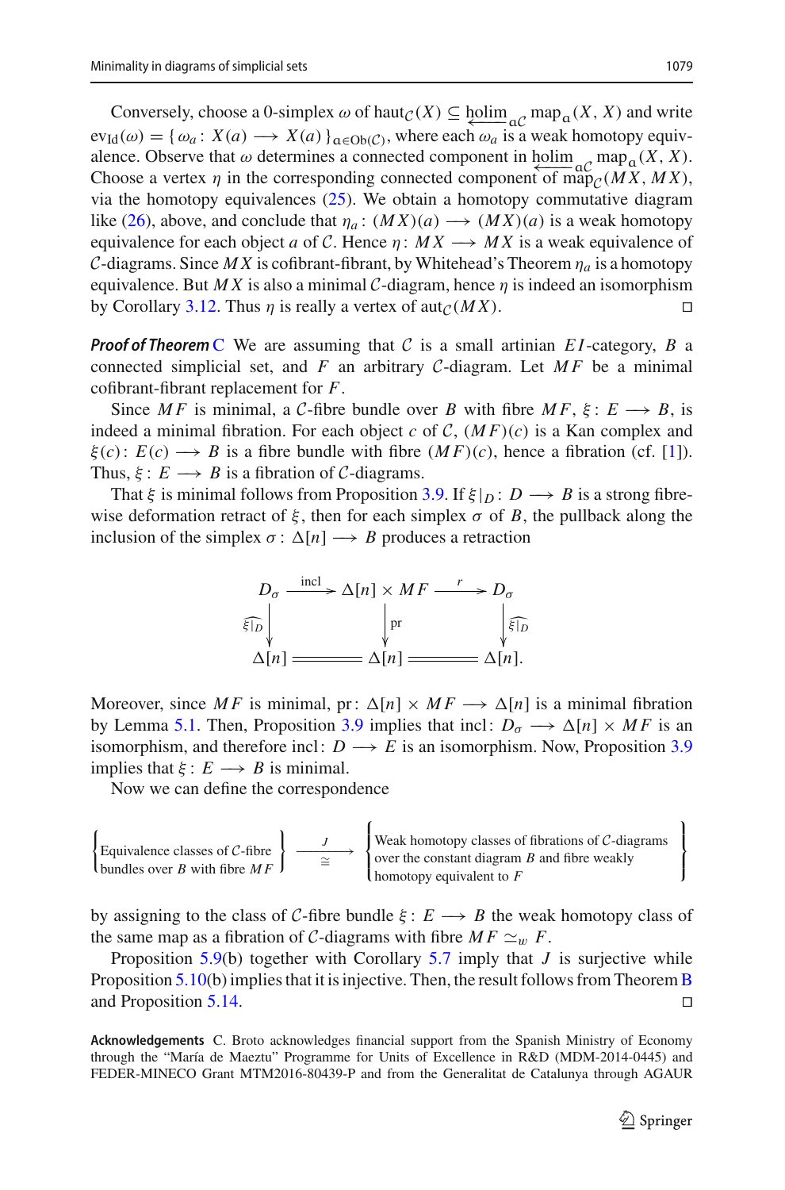Conversely, choose a 0-simplex $\omega$ of $\mathrm{haut}_{\mathcal{C}}(X) \subseteq \underleftarrow{\mathrm{holim}}_{\mathfrak{a}\mathcal{C}}\, \mathrm{map}_{\mathfrak{a}}(X, X)$ and write $\mathrm{ev}_{\mathrm{Id}}(\omega) = \{\omega_a : X(a) \longrightarrow X(a)\}_{a \in \mathrm{Ob}(\mathcal{C})}$, where each $\omega_a$ is a weak homotopy equivalence. Observe that $\omega$ determines a connected component in $\underleftarrow{\mathrm{holim}}_{\mathfrak{a}\mathcal{C}}\, \mathrm{map}_{\mathfrak{a}}(X, X)$. Choose a vertex $\eta$ in the corresponding connected component of $\mathrm{map}_{\mathcal{C}}(MX, MX)$, via the homotopy equivalences (25). We obtain a homotopy commutative diagram like (26), above, and conclude that $\eta_a : (MX)(a) \longrightarrow (MX)(a)$ is a weak homotopy equivalence for each object $a$ of $\mathcal{C}$. Hence $\eta : MX \longrightarrow MX$ is a weak equivalence of $\mathcal{C}$-diagrams. Since $MX$ is cofibrant-fibrant, by Whitehead's Theorem $\eta_a$ is a homotopy equivalence. But $MX$ is also a minimal $\mathcal{C}$-diagram, hence $\eta$ is indeed an isomorphism by Corollary 3.12. Thus $\eta$ is really a vertex of $\mathrm{aut}_{\mathcal{C}}(MX)$. □

***Proof of Theorem C*** We are assuming that $\mathcal{C}$ is a small artinian $EI$-category, $B$ a connected simplicial set, and $F$ an arbitrary $\mathcal{C}$-diagram. Let $MF$ be a minimal cofibrant-fibrant replacement for $F$.

Since $MF$ is minimal, a $\mathcal{C}$-fibre bundle over $B$ with fibre $MF$, $\xi : E \longrightarrow B$, is indeed a minimal fibration. For each object $c$ of $\mathcal{C}$, $(MF)(c)$ is a Kan complex and $\xi(c) : E(c) \longrightarrow B$ is a fibre bundle with fibre $(MF)(c)$, hence a fibration (cf. [1]). Thus, $\xi : E \longrightarrow B$ is a fibration of $\mathcal{C}$-diagrams.

That $\xi$ is minimal follows from Proposition 3.9. If $\xi|_D : D \longrightarrow B$ is a strong fibrewise deformation retract of $\xi$, then for each simplex $\sigma$ of $B$, the pullback along the inclusion of the simplex $\sigma : \Delta[n] \longrightarrow B$ produces a retraction

$$
\begin{array}{ccccc}
D_\sigma & \xrightarrow{\mathrm{incl}} & \Delta[n] \times MF & \xrightarrow{r} & D_\sigma \\
\Big\downarrow{\scriptstyle \widehat{\xi|_D}} & & \Big\downarrow{\scriptstyle \mathrm{pr}} & & \Big\downarrow{\scriptstyle \widehat{\xi|_D}} \\
\Delta[n] & = & \Delta[n] & = & \Delta[n].
\end{array}
$$

Moreover, since $MF$ is minimal, $\mathrm{pr} : \Delta[n] \times MF \longrightarrow \Delta[n]$ is a minimal fibration by Lemma 5.1. Then, Proposition 3.9 implies that $\mathrm{incl} : D_\sigma \longrightarrow \Delta[n] \times MF$ is an isomorphism, and therefore $\mathrm{incl} : D \longrightarrow E$ is an isomorphism. Now, Proposition 3.9 implies that $\xi : E \longrightarrow B$ is minimal.

Now we can define the correspondence

$$
\left\{ \begin{array}{l} \text{Equivalence classes of } \mathcal{C}\text{-fibre} \\ \text{bundles over } B \text{ with fibre } MF \end{array} \right\} \xrightarrow[\cong]{J} \left\{ \begin{array}{l} \text{Weak homotopy classes of fibrations of } \mathcal{C}\text{-diagrams} \\ \text{over the constant diagram } B \text{ and fibre weakly} \\ \text{homotopy equivalent to } F \end{array} \right\}
$$

by assigning to the class of $\mathcal{C}$-fibre bundle $\xi : E \longrightarrow B$ the weak homotopy class of the same map as a fibration of $\mathcal{C}$-diagrams with fibre $MF \simeq_w F$.

Proposition 5.9(b) together with Corollary 5.7 imply that $J$ is surjective while Proposition 5.10(b) implies that it is injective. Then, the result follows from Theorem B and Proposition 5.14. □

**Acknowledgements** C. Broto acknowledges financial support from the Spanish Ministry of Economy through the "María de Maeztu" Programme for Units of Excellence in R&D (MDM-2014-0445) and FEDER-MINECO Grant MTM2016-80439-P and from the Generalitat de Catalunya through AGAUR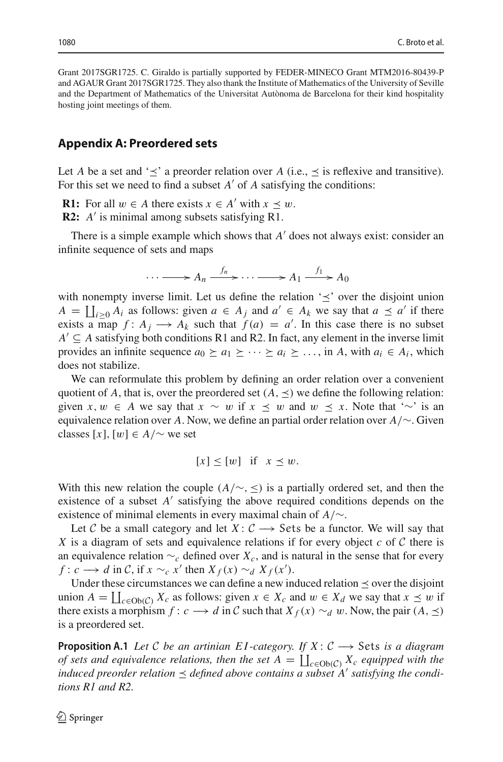Grant 2017SGR1725. C. Giraldo is partially supported by FEDER-MINECO Grant MTM2016-80439-P and AGAUR Grant 2017SGR1725. They also thank the Institute of Mathematics of the University of Seville and the Department of Mathematics of the Universitat Autònoma de Barcelona for their kind hospitality hosting joint meetings of them.

## Appendix A: Preordered sets

Let $A$ be a set and '$\preceq$' a preorder relation over $A$ (i.e., $\preceq$ is reflexive and transitive). For this set we need to find a subset $A'$ of $A$ satisfying the conditions:

**R1:** For all $w \in A$ there exists $x \in A'$ with $x \preceq w$.
**R2:** $A'$ is minimal among subsets satisfying R1.

There is a simple example which shows that $A'$ does not always exist: consider an infinite sequence of sets and maps

$$\cdots \longrightarrow A_n \xrightarrow{f_n} \cdots \longrightarrow A_1 \xrightarrow{f_1} A_0$$

with nonempty inverse limit. Let us define the relation '$\preceq$' over the disjoint union $A = \coprod_{i \geq 0} A_i$ as follows: given $a \in A_j$ and $a' \in A_k$ we say that $a \preceq a'$ if there exists a map $f : A_j \longrightarrow A_k$ such that $f(a) = a'$. In this case there is no subset $A' \subseteq A$ satisfying both conditions R1 and R2. In fact, any element in the inverse limit provides an infinite sequence $a_0 \succeq a_1 \succeq \cdots \succeq a_i \succeq \ldots$, in $A$, with $a_i \in A_i$, which does not stabilize.

We can reformulate this problem by defining an order relation over a convenient quotient of $A$, that is, over the preordered set $(A, \preceq)$ we define the following relation: given $x, w \in A$ we say that $x \sim w$ if $x \preceq w$ and $w \preceq x$. Note that '$\sim$' is an equivalence relation over $A$. Now, we define an partial order relation over $A/\!\sim$. Given classes $[x], [w] \in A/\!\sim$ we set

$$[x] \leq [w] \quad \text{if} \quad x \preceq w.$$

With this new relation the couple $(A/\!\sim, \leq)$ is a partially ordered set, and then the existence of a subset $A'$ satisfying the above required conditions depends on the existence of minimal elements in every maximal chain of $A/\!\sim$.

Let $\mathcal{C}$ be a small category and let $X : \mathcal{C} \longrightarrow \mathsf{Sets}$ be a functor. We will say that $X$ is a diagram of sets and equivalence relations if for every object $c$ of $\mathcal{C}$ there is an equivalence relation $\sim_c$ defined over $X_c$, and is natural in the sense that for every $f : c \longrightarrow d$ in $\mathcal{C}$, if $x \sim_c x'$ then $X_f(x) \sim_d X_f(x')$.

Under these circumstances we can define a new induced relation $\preceq$ over the disjoint union $A = \coprod_{c \in \mathrm{Ob}(\mathcal{C})} X_c$ as follows: given $x \in X_c$ and $w \in X_d$ we say that $x \preceq w$ if there exists a morphism $f : c \longrightarrow d$ in $\mathcal{C}$ such that $X_f(x) \sim_d w$. Now, the pair $(A, \preceq)$ is a preordered set.

**Proposition A.1** *Let $\mathcal{C}$ be an artinian $EI$-category. If $X : \mathcal{C} \longrightarrow \mathsf{Sets}$ is a diagram of sets and equivalence relations, then the set $A = \coprod_{c \in \mathrm{Ob}(\mathcal{C})} X_c$ equipped with the induced preorder relation $\preceq$ defined above contains a subset $A'$ satisfying the conditions R1 and R2.*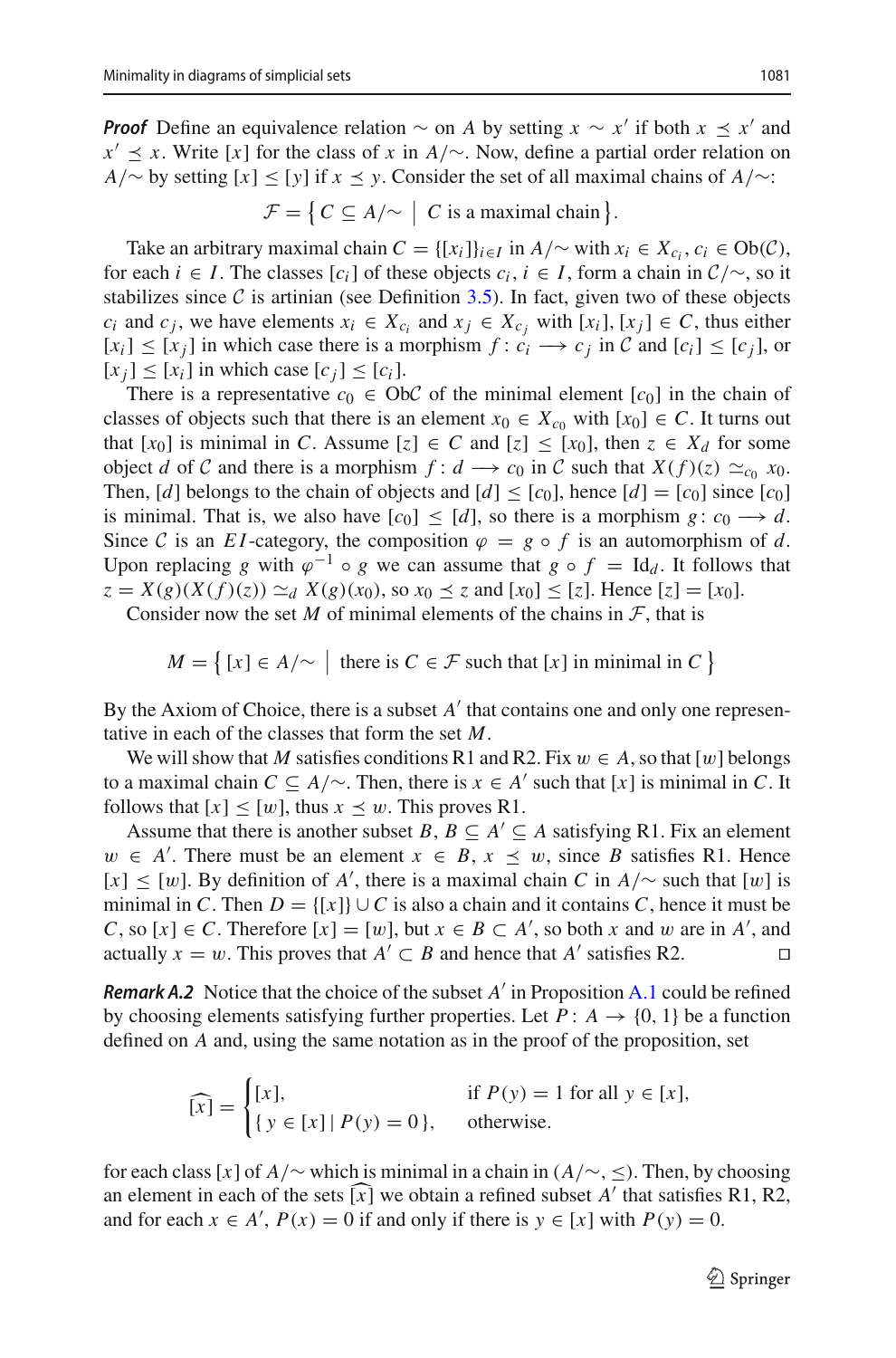***Proof*** Define an equivalence relation $\sim$ on $A$ by setting $x \sim x'$ if both $x \preceq x'$ and $x' \preceq x$. Write $[x]$ for the class of $x$ in $A/\!\sim$. Now, define a partial order relation on $A/\!\sim$ by setting $[x] \le [y]$ if $x \preceq y$. Consider the set of all maximal chains of $A/\!\sim$:

$$\mathcal{F} = \big\{\, C \subseteq A/\!\sim \;\big|\; C \text{ is a maximal chain} \,\big\}.$$

Take an arbitrary maximal chain $C = \{[x_i]\}_{i\in I}$ in $A/\!\sim$ with $x_i \in X_{c_i}$, $c_i \in \mathrm{Ob}(\mathcal{C})$, for each $i \in I$. The classes $[c_i]$ of these objects $c_i$, $i \in I$, form a chain in $\mathcal{C}/\!\sim$, so it stabilizes since $\mathcal{C}$ is artinian (see Definition 3.5). In fact, given two of these objects $c_i$ and $c_j$, we have elements $x_i \in X_{c_i}$ and $x_j \in X_{c_j}$ with $[x_i], [x_j] \in C$, thus either $[x_i] \le [x_j]$ in which case there is a morphism $f\colon c_i \longrightarrow c_j$ in $\mathcal{C}$ and $[c_i] \le [c_j]$, or $[x_j] \le [x_i]$ in which case $[c_j] \le [c_i]$.

There is a representative $c_0 \in \mathrm{Ob}\mathcal{C}$ of the minimal element $[c_0]$ in the chain of classes of objects such that there is an element $x_0 \in X_{c_0}$ with $[x_0] \in C$. It turns out that $[x_0]$ is minimal in $C$. Assume $[z] \in C$ and $[z] \le [x_0]$, then $z \in X_d$ for some object $d$ of $\mathcal{C}$ and there is a morphism $f\colon d \longrightarrow c_0$ in $\mathcal{C}$ such that $X(f)(z) \simeq_{c_0} x_0$. Then, $[d]$ belongs to the chain of objects and $[d] \le [c_0]$, hence $[d] = [c_0]$ since $[c_0]$ is minimal. That is, we also have $[c_0] \le [d]$, so there is a morphism $g\colon c_0 \longrightarrow d$. Since $\mathcal{C}$ is an $EI$-category, the composition $\varphi = g \circ f$ is an automorphism of $d$. Upon replacing $g$ with $\varphi^{-1} \circ g$ we can assume that $g \circ f = \mathrm{Id}_d$. It follows that $z = X(g)(X(f)(z)) \simeq_d X(g)(x_0)$, so $x_0 \preceq z$ and $[x_0] \le [z]$. Hence $[z] = [x_0]$.

Consider now the set $M$ of minimal elements of the chains in $\mathcal{F}$, that is

$$M = \big\{\, [x] \in A/\!\sim \;\big|\; \text{there is } C \in \mathcal{F} \text{ such that } [x] \text{ in minimal in } C \,\big\}$$

By the Axiom of Choice, there is a subset $A'$ that contains one and only one representative in each of the classes that form the set $M$.

We will show that $M$ satisfies conditions R1 and R2. Fix $w \in A$, so that $[w]$ belongs to a maximal chain $C \subseteq A/\!\sim$. Then, there is $x \in A'$ such that $[x]$ is minimal in $C$. It follows that $[x] \le [w]$, thus $x \preceq w$. This proves R1.

Assume that there is another subset $B$, $B \subseteq A' \subseteq A$ satisfying R1. Fix an element $w \in A'$. There must be an element $x \in B$, $x \preceq w$, since $B$ satisfies R1. Hence $[x] \le [w]$. By definition of $A'$, there is a maximal chain $C$ in $A/\!\sim$ such that $[w]$ is minimal in $C$. Then $D = \{[x]\} \cup C$ is also a chain and it contains $C$, hence it must be $C$, so $[x] \in C$. Therefore $[x] = [w]$, but $x \in B \subset A'$, so both $x$ and $w$ are in $A'$, and actually $x = w$. This proves that $A' \subset B$ and hence that $A'$ satisfies R2. $\square$

***Remark A.2*** Notice that the choice of the subset $A'$ in Proposition A.1 could be refined by choosing elements satisfying further properties. Let $P\colon A \to \{0, 1\}$ be a function defined on $A$ and, using the same notation as in the proof of the proposition, set

$$\widehat{[x]} = \begin{cases} [x], & \text{if } P(y) = 1 \text{ for all } y \in [x],\\ \{\, y \in [x] \mid P(y) = 0 \,\}, & \text{otherwise.} \end{cases}$$

for each class $[x]$ of $A/\!\sim$ which is minimal in a chain in $(A/\!\sim, \le)$. Then, by choosing an element in each of the sets $\widehat{[x]}$ we obtain a refined subset $A'$ that satisfies R1, R2, and for each $x \in A'$, $P(x) = 0$ if and only if there is $y \in [x]$ with $P(y) = 0$.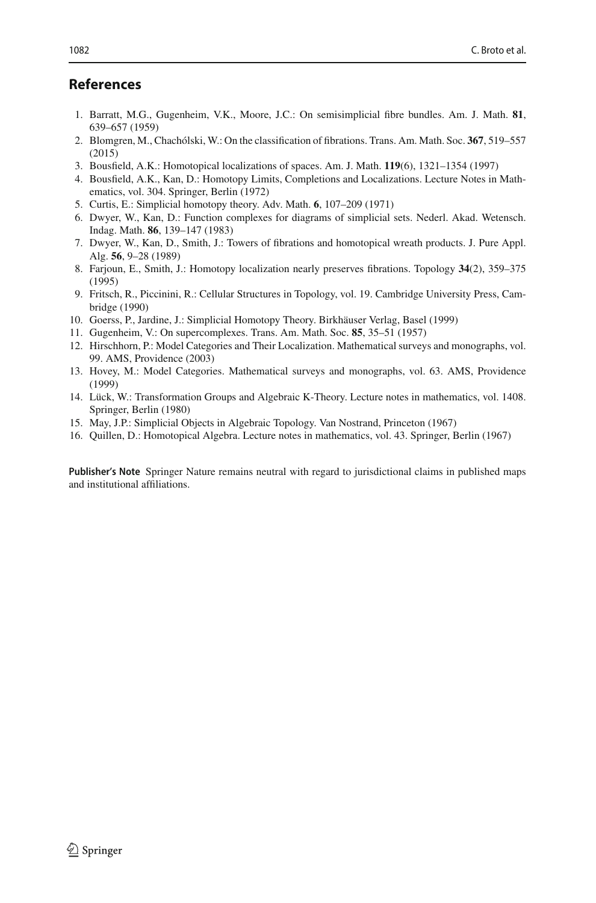## References

1. Barratt, M.G., Gugenheim, V.K., Moore, J.C.: On semisimplicial fibre bundles. Am. J. Math. **81**, 639–657 (1959)
2. Blomgren, M., Chachólski, W.: On the classification of fibrations. Trans. Am. Math. Soc. **367**, 519–557 (2015)
3. Bousfield, A.K.: Homotopical localizations of spaces. Am. J. Math. **119**(6), 1321–1354 (1997)
4. Bousfield, A.K., Kan, D.: Homotopy Limits, Completions and Localizations. Lecture Notes in Mathematics, vol. 304. Springer, Berlin (1972)
5. Curtis, E.: Simplicial homotopy theory. Adv. Math. **6**, 107–209 (1971)
6. Dwyer, W., Kan, D.: Function complexes for diagrams of simplicial sets. Nederl. Akad. Wetensch. Indag. Math. **86**, 139–147 (1983)
7. Dwyer, W., Kan, D., Smith, J.: Towers of fibrations and homotopical wreath products. J. Pure Appl. Alg. **56**, 9–28 (1989)
8. Farjoun, E., Smith, J.: Homotopy localization nearly preserves fibrations. Topology **34**(2), 359–375 (1995)
9. Fritsch, R., Piccinini, R.: Cellular Structures in Topology, vol. 19. Cambridge University Press, Cambridge (1990)
10. Goerss, P., Jardine, J.: Simplicial Homotopy Theory. Birkhäuser Verlag, Basel (1999)
11. Gugenheim, V.: On supercomplexes. Trans. Am. Math. Soc. **85**, 35–51 (1957)
12. Hirschhorn, P.: Model Categories and Their Localization. Mathematical surveys and monographs, vol. 99. AMS, Providence (2003)
13. Hovey, M.: Model Categories. Mathematical surveys and monographs, vol. 63. AMS, Providence (1999)
14. Lück, W.: Transformation Groups and Algebraic K-Theory. Lecture notes in mathematics, vol. 1408. Springer, Berlin (1980)
15. May, J.P.: Simplicial Objects in Algebraic Topology. Van Nostrand, Princeton (1967)
16. Quillen, D.: Homotopical Algebra. Lecture notes in mathematics, vol. 43. Springer, Berlin (1967)

**Publisher's Note** Springer Nature remains neutral with regard to jurisdictional claims in published maps and institutional affiliations.